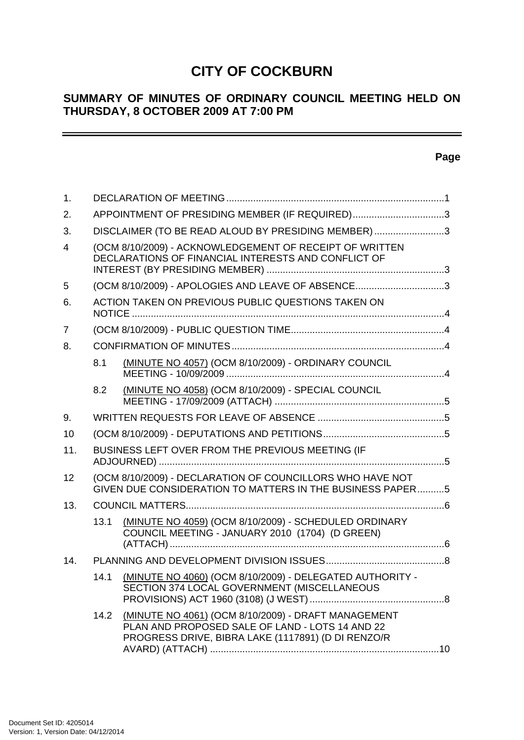# CITY OF COCKBURN

## SUMMARY OF MINUTES OF ORDINARY COUNCIL MEETING HELD ON THURSDAY, 8 OCTOBER 2009 AT 7:00 PM

---

**Page**

| | | Page |
|---|---|---|
| 1. | DECLARATION OF MEETING | 1 |
| 2. | APPOINTMENT OF PRESIDING MEMBER (IF REQUIRED) | 3 |
| 3. | DISCLAIMER (TO BE READ ALOUD BY PRESIDING MEMBER) | 3 |
| 4 | (OCM 8/10/2009) - ACKNOWLEDGEMENT OF RECEIPT OF WRITTEN DECLARATIONS OF FINANCIAL INTERESTS AND CONFLICT OF INTEREST (BY PRESIDING MEMBER) | 3 |
| 5 | (OCM 8/10/2009) - APOLOGIES AND LEAVE OF ABSENCE | 3 |
| 6. | ACTION TAKEN ON PREVIOUS PUBLIC QUESTIONS TAKEN ON NOTICE | 4 |
| 7 | (OCM 8/10/2009) - PUBLIC QUESTION TIME | 4 |
| 8. | CONFIRMATION OF MINUTES | 4 |
| 8.1 | (MINUTE NO 4057) (OCM 8/10/2009) - ORDINARY COUNCIL MEETING - 10/09/2009 | 4 |
| 8.2 | (MINUTE NO 4058) (OCM 8/10/2009) - SPECIAL COUNCIL MEETING - 17/09/2009 (ATTACH) | 5 |
| 9. | WRITTEN REQUESTS FOR LEAVE OF ABSENCE | 5 |
| 10 | (OCM 8/10/2009) - DEPUTATIONS AND PETITIONS | 5 |
| 11. | BUSINESS LEFT OVER FROM THE PREVIOUS MEETING (IF ADJOURNED) | 5 |
| 12 | (OCM 8/10/2009) - DECLARATION OF COUNCILLORS WHO HAVE NOT GIVEN DUE CONSIDERATION TO MATTERS IN THE BUSINESS PAPER | 5 |
| 13. | COUNCIL MATTERS | 6 |
| 13.1 | (MINUTE NO 4059) (OCM 8/10/2009) - SCHEDULED ORDINARY COUNCIL MEETING - JANUARY 2010 (1704) (D GREEN) (ATTACH) | 6 |
| 14. | PLANNING AND DEVELOPMENT DIVISION ISSUES | 8 |
| 14.1 | (MINUTE NO 4060) (OCM 8/10/2009) - DELEGATED AUTHORITY - SECTION 374 LOCAL GOVERNMENT (MISCELLANEOUS PROVISIONS) ACT 1960 (3108) (J WEST) | 8 |
| 14.2 | (MINUTE NO 4061) (OCM 8/10/2009) - DRAFT MANAGEMENT PLAN AND PROPOSED SALE OF LAND - LOTS 14 AND 22 PROGRESS DRIVE, BIBRA LAKE (1117891) (D DI RENZO/R AVARD) (ATTACH) | 10 |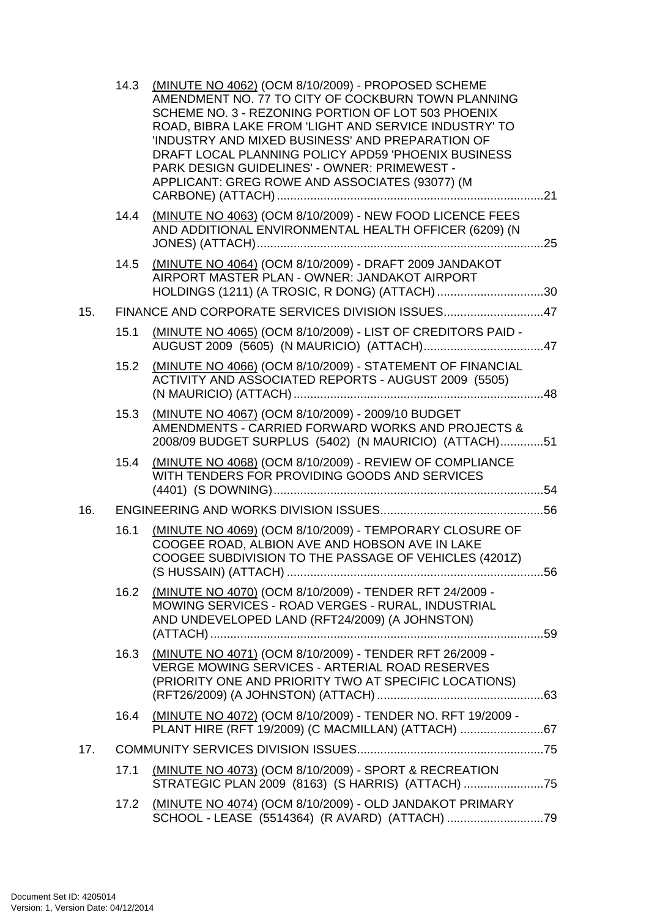14.3 (MINUTE NO 4062) (OCM 8/10/2009) - PROPOSED SCHEME AMENDMENT NO. 77 TO CITY OF COCKBURN TOWN PLANNING SCHEME NO. 3 - REZONING PORTION OF LOT 503 PHOENIX ROAD, BIBRA LAKE FROM 'LIGHT AND SERVICE INDUSTRY' TO 'INDUSTRY AND MIXED BUSINESS' AND PREPARATION OF DRAFT LOCAL PLANNING POLICY APD59 'PHOENIX BUSINESS PARK DESIGN GUIDELINES' - OWNER: PRIMEWEST - APPLICANT: GREG ROWE AND ASSOCIATES (93077) (M CARBONE) (ATTACH) ....................21

14.4 (MINUTE NO 4063) (OCM 8/10/2009) - NEW FOOD LICENCE FEES AND ADDITIONAL ENVIRONMENTAL HEALTH OFFICER (6209) (N JONES) (ATTACH) ....................25

14.5 (MINUTE NO 4064) (OCM 8/10/2009) - DRAFT 2009 JANDAKOT AIRPORT MASTER PLAN - OWNER: JANDAKOT AIRPORT HOLDINGS (1211) (A TROSIC, R DONG) (ATTACH) ....................30

15. FINANCE AND CORPORATE SERVICES DIVISION ISSUES ....................47

15.1 (MINUTE NO 4065) (OCM 8/10/2009) - LIST OF CREDITORS PAID - AUGUST 2009 (5605) (N MAURICIO) (ATTACH) ....................47

15.2 (MINUTE NO 4066) (OCM 8/10/2009) - STATEMENT OF FINANCIAL ACTIVITY AND ASSOCIATED REPORTS - AUGUST 2009 (5505) (N MAURICIO) (ATTACH) ....................48

15.3 (MINUTE NO 4067) (OCM 8/10/2009) - 2009/10 BUDGET AMENDMENTS - CARRIED FORWARD WORKS AND PROJECTS & 2008/09 BUDGET SURPLUS (5402) (N MAURICIO) (ATTACH) ....................51

15.4 (MINUTE NO 4068) (OCM 8/10/2009) - REVIEW OF COMPLIANCE WITH TENDERS FOR PROVIDING GOODS AND SERVICES (4401) (S DOWNING) ....................54

16. ENGINEERING AND WORKS DIVISION ISSUES ....................56

16.1 (MINUTE NO 4069) (OCM 8/10/2009) - TEMPORARY CLOSURE OF COOGEE ROAD, ALBION AVE AND HOBSON AVE IN LAKE COOGEE SUBDIVISION TO THE PASSAGE OF VEHICLES (4201Z) (S HUSSAIN) (ATTACH) ....................56

16.2 (MINUTE NO 4070) (OCM 8/10/2009) - TENDER RFT 24/2009 - MOWING SERVICES - ROAD VERGES - RURAL, INDUSTRIAL AND UNDEVELOPED LAND (RFT24/2009) (A JOHNSTON) (ATTACH) ....................59

16.3 (MINUTE NO 4071) (OCM 8/10/2009) - TENDER RFT 26/2009 - VERGE MOWING SERVICES - ARTERIAL ROAD RESERVES (PRIORITY ONE AND PRIORITY TWO AT SPECIFIC LOCATIONS) (RFT26/2009) (A JOHNSTON) (ATTACH) ....................63

16.4 (MINUTE NO 4072) (OCM 8/10/2009) - TENDER NO. RFT 19/2009 - PLANT HIRE (RFT 19/2009) (C MACMILLAN) (ATTACH) ....................67

17. COMMUNITY SERVICES DIVISION ISSUES ....................75

17.1 (MINUTE NO 4073) (OCM 8/10/2009) - SPORT & RECREATION STRATEGIC PLAN 2009 (8163) (S HARRIS) (ATTACH) ....................75

17.2 (MINUTE NO 4074) (OCM 8/10/2009) - OLD JANDAKOT PRIMARY SCHOOL - LEASE (5514364) (R AVARD) (ATTACH) ....................79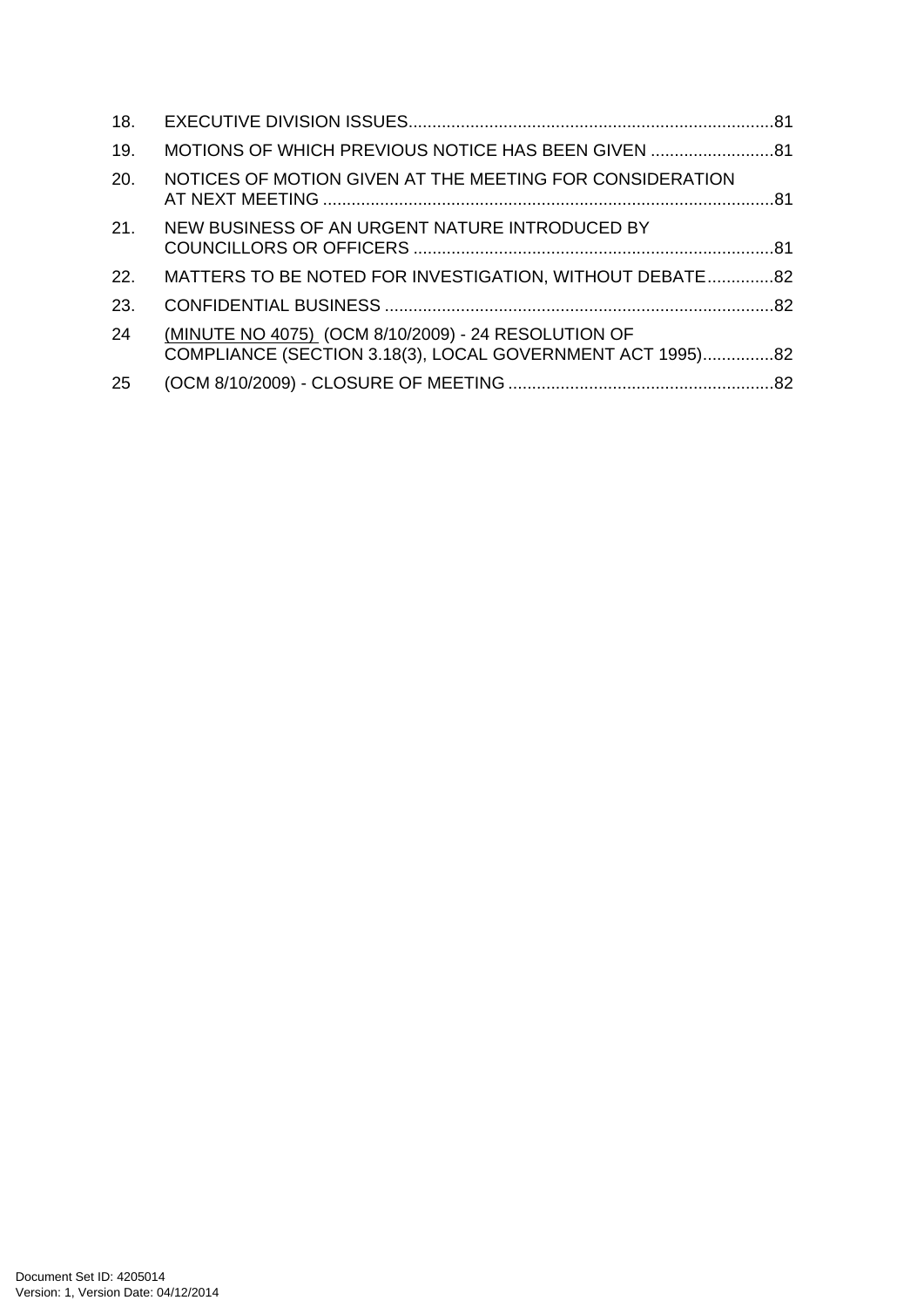18. EXECUTIVE DIVISION ISSUES............................................................................81

19. MOTIONS OF WHICH PREVIOUS NOTICE HAS BEEN GIVEN ..........................81

20. NOTICES OF MOTION GIVEN AT THE MEETING FOR CONSIDERATION AT NEXT MEETING ..............................................................................................81

21. NEW BUSINESS OF AN URGENT NATURE INTRODUCED BY COUNCILLORS OR OFFICERS ...........................................................................81

22. MATTERS TO BE NOTED FOR INVESTIGATION, WITHOUT DEBATE..............82

23. CONFIDENTIAL BUSINESS .................................................................................82

24 (MINUTE NO 4075) (OCM 8/10/2009) - 24 RESOLUTION OF COMPLIANCE (SECTION 3.18(3), LOCAL GOVERNMENT ACT 1995)...............82

25 (OCM 8/10/2009) - CLOSURE OF MEETING ........................................................82

Document Set ID: 4205014
Version: 1, Version Date: 04/12/2014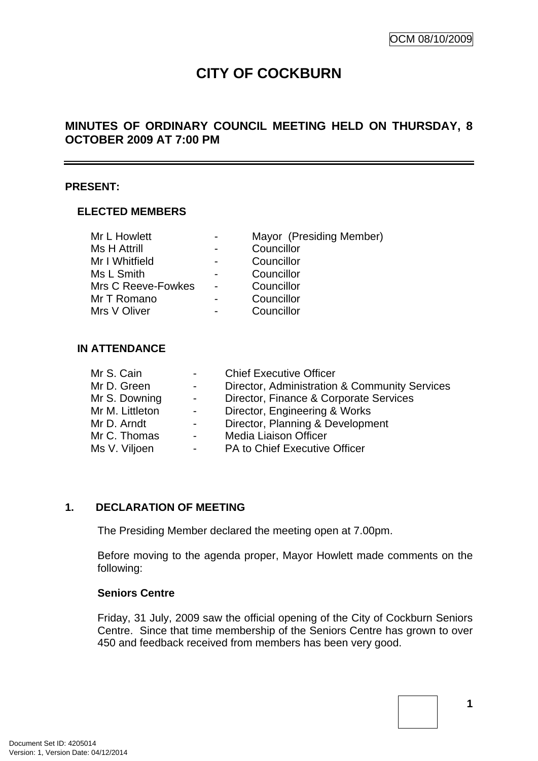# CITY OF COCKBURN

## MINUTES OF ORDINARY COUNCIL MEETING HELD ON THURSDAY, 8 OCTOBER 2009 AT 7:00 PM

---

**PRESENT:**

### ELECTED MEMBERS

| | | |
|---|---|---|
| Mr L Howlett | - | Mayor (Presiding Member) |
| Ms H Attrill | - | Councillor |
| Mr I Whitfield | - | Councillor |
| Ms L Smith | - | Councillor |
| Mrs C Reeve-Fowkes | - | Councillor |
| Mr T Romano | - | Councillor |
| Mrs V Oliver | - | Councillor |

### IN ATTENDANCE

| | | |
|---|---|---|
| Mr S. Cain | - | Chief Executive Officer |
| Mr D. Green | - | Director, Administration & Community Services |
| Mr S. Downing | - | Director, Finance & Corporate Services |
| Mr M. Littleton | - | Director, Engineering & Works |
| Mr D. Arndt | - | Director, Planning & Development |
| Mr C. Thomas | - | Media Liaison Officer |
| Ms V. Viljoen | - | PA to Chief Executive Officer |

## 1. DECLARATION OF MEETING

The Presiding Member declared the meeting open at 7.00pm.

Before moving to the agenda proper, Mayor Howlett made comments on the following:

**Seniors Centre**

Friday, 31 July, 2009 saw the official opening of the City of Cockburn Seniors Centre. Since that time membership of the Seniors Centre has grown to over 450 and feedback received from members has been very good.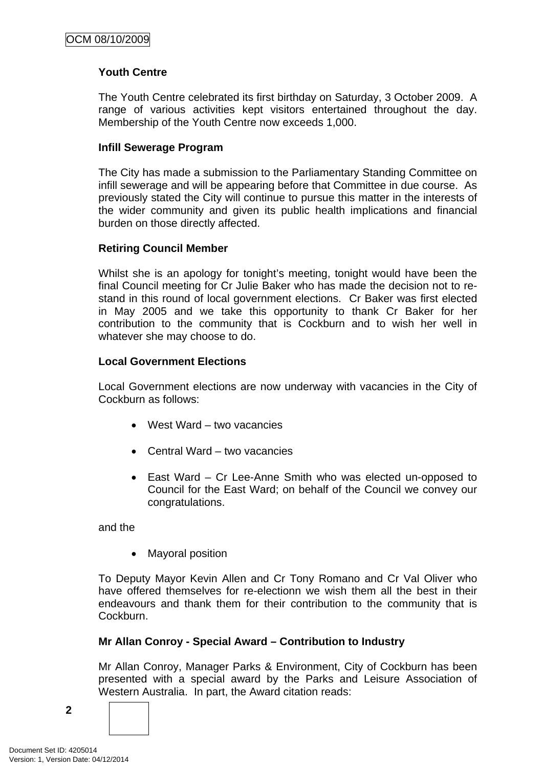**Youth Centre**

The Youth Centre celebrated its first birthday on Saturday, 3 October 2009. A range of various activities kept visitors entertained throughout the day. Membership of the Youth Centre now exceeds 1,000.

**Infill Sewerage Program**

The City has made a submission to the Parliamentary Standing Committee on infill sewerage and will be appearing before that Committee in due course. As previously stated the City will continue to pursue this matter in the interests of the wider community and given its public health implications and financial burden on those directly affected.

**Retiring Council Member**

Whilst she is an apology for tonight's meeting, tonight would have been the final Council meeting for Cr Julie Baker who has made the decision not to re-stand in this round of local government elections. Cr Baker was first elected in May 2005 and we take this opportunity to thank Cr Baker for her contribution to the community that is Cockburn and to wish her well in whatever she may choose to do.

**Local Government Elections**

Local Government elections are now underway with vacancies in the City of Cockburn as follows:

- West Ward – two vacancies
- Central Ward – two vacancies
- East Ward – Cr Lee-Anne Smith who was elected un-opposed to Council for the East Ward; on behalf of the Council we convey our congratulations.

and the

- Mayoral position

To Deputy Mayor Kevin Allen and Cr Tony Romano and Cr Val Oliver who have offered themselves for re-electionn we wish them all the best in their endeavours and thank them for their contribution to the community that is Cockburn.

**Mr Allan Conroy - Special Award – Contribution to Industry**

Mr Allan Conroy, Manager Parks & Environment, City of Cockburn has been presented with a special award by the Parks and Leisure Association of Western Australia. In part, the Award citation reads: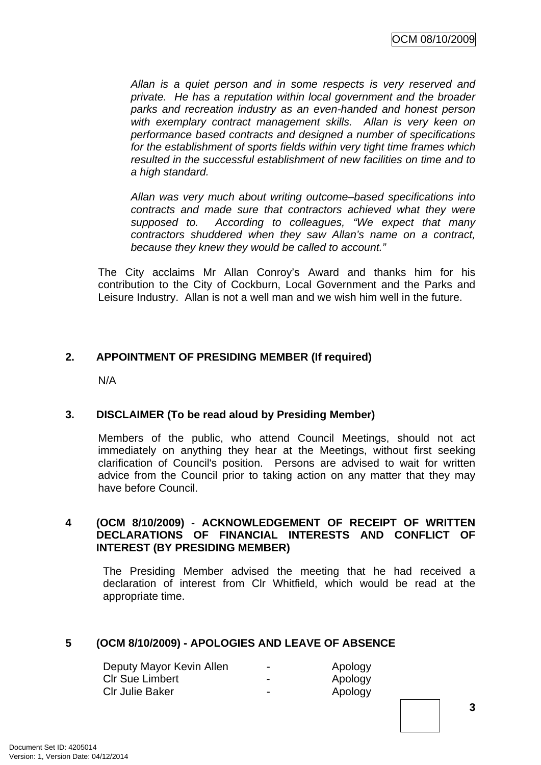*Allan is a quiet person and in some respects is very reserved and private. He has a reputation within local government and the broader parks and recreation industry as an even-handed and honest person with exemplary contract management skills. Allan is very keen on performance based contracts and designed a number of specifications for the establishment of sports fields within very tight time frames which resulted in the successful establishment of new facilities on time and to a high standard.*

*Allan was very much about writing outcome–based specifications into contracts and made sure that contractors achieved what they were supposed to. According to colleagues, "We expect that many contractors shuddered when they saw Allan's name on a contract, because they knew they would be called to account."*

The City acclaims Mr Allan Conroy's Award and thanks him for his contribution to the City of Cockburn, Local Government and the Parks and Leisure Industry. Allan is not a well man and we wish him well in the future.

## 2. APPOINTMENT OF PRESIDING MEMBER (If required)

N/A

## 3. DISCLAIMER (To be read aloud by Presiding Member)

Members of the public, who attend Council Meetings, should not act immediately on anything they hear at the Meetings, without first seeking clarification of Council's position. Persons are advised to wait for written advice from the Council prior to taking action on any matter that they may have before Council.

## 4 (OCM 8/10/2009) - ACKNOWLEDGEMENT OF RECEIPT OF WRITTEN DECLARATIONS OF FINANCIAL INTERESTS AND CONFLICT OF INTEREST (BY PRESIDING MEMBER)

The Presiding Member advised the meeting that he had received a declaration of interest from Clr Whitfield, which would be read at the appropriate time.

## 5 (OCM 8/10/2009) - APOLOGIES AND LEAVE OF ABSENCE

| | | |
|---|---|---|
| Deputy Mayor Kevin Allen | - | Apology |
| Clr Sue Limbert | - | Apology |
| Clr Julie Baker | - | Apology |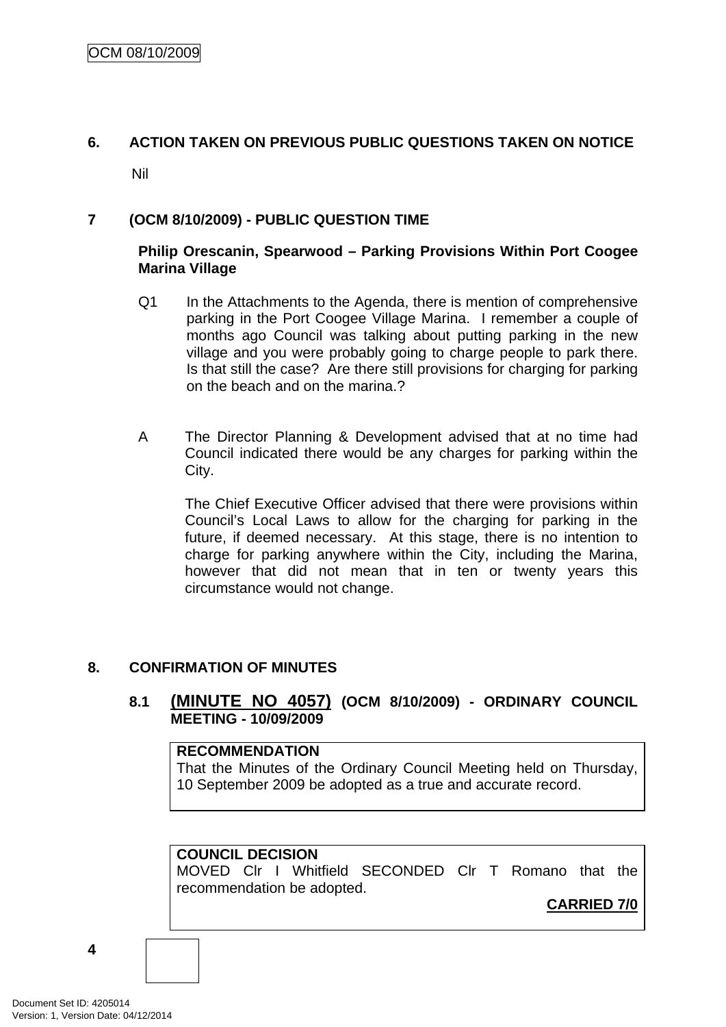## 6. ACTION TAKEN ON PREVIOUS PUBLIC QUESTIONS TAKEN ON NOTICE

Nil

## 7 (OCM 8/10/2009) - PUBLIC QUESTION TIME

**Philip Orescanin, Spearwood – Parking Provisions Within Port Coogee Marina Village**

Q1 In the Attachments to the Agenda, there is mention of comprehensive parking in the Port Coogee Village Marina. I remember a couple of months ago Council was talking about putting parking in the new village and you were probably going to charge people to park there. Is that still the case? Are there still provisions for charging for parking on the beach and on the marina.?

A The Director Planning & Development advised that at no time had Council indicated there would be any charges for parking within the City.

The Chief Executive Officer advised that there were provisions within Council's Local Laws to allow for the charging for parking in the future, if deemed necessary. At this stage, there is no intention to charge for parking anywhere within the City, including the Marina, however that did not mean that in ten or twenty years this circumstance would not change.

## 8. CONFIRMATION OF MINUTES

### 8.1 (MINUTE NO 4057) (OCM 8/10/2009) - ORDINARY COUNCIL MEETING - 10/09/2009

**RECOMMENDATION**
That the Minutes of the Ordinary Council Meeting held on Thursday, 10 September 2009 be adopted as a true and accurate record.

**COUNCIL DECISION**
MOVED Clr I Whitfield SECONDED Clr T Romano that the recommendation be adopted.

**CARRIED 7/0**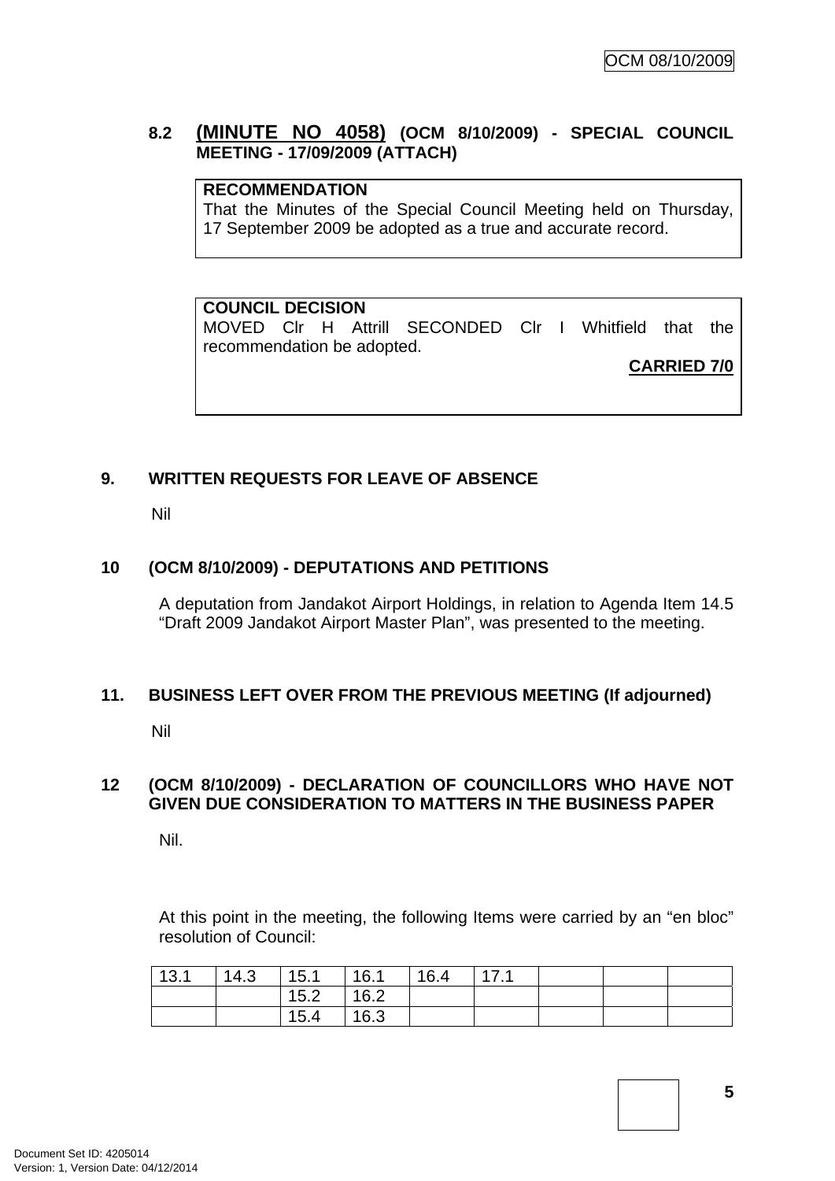### 8.2 (MINUTE NO 4058) (OCM 8/10/2009) - SPECIAL COUNCIL MEETING - 17/09/2009 (ATTACH)

**RECOMMENDATION**
That the Minutes of the Special Council Meeting held on Thursday, 17 September 2009 be adopted as a true and accurate record.

**COUNCIL DECISION**
MOVED Clr H Attrill SECONDED Clr I Whitfield that the recommendation be adopted.

**CARRIED 7/0**

## 9. WRITTEN REQUESTS FOR LEAVE OF ABSENCE

Nil

## 10 (OCM 8/10/2009) - DEPUTATIONS AND PETITIONS

A deputation from Jandakot Airport Holdings, in relation to Agenda Item 14.5 "Draft 2009 Jandakot Airport Master Plan", was presented to the meeting.

## 11. BUSINESS LEFT OVER FROM THE PREVIOUS MEETING (If adjourned)

Nil

## 12 (OCM 8/10/2009) - DECLARATION OF COUNCILLORS WHO HAVE NOT GIVEN DUE CONSIDERATION TO MATTERS IN THE BUSINESS PAPER

Nil.

At this point in the meeting, the following Items were carried by an "en bloc" resolution of Council:

| 13.1 | 14.3 | 15.1 | 16.1 | 16.4 | 17.1 | | | |
|---|---|---|---|---|---|---|---|---|
| | | 15.2 | 16.2 | | | | | |
| | | 15.4 | 16.3 | | | | | |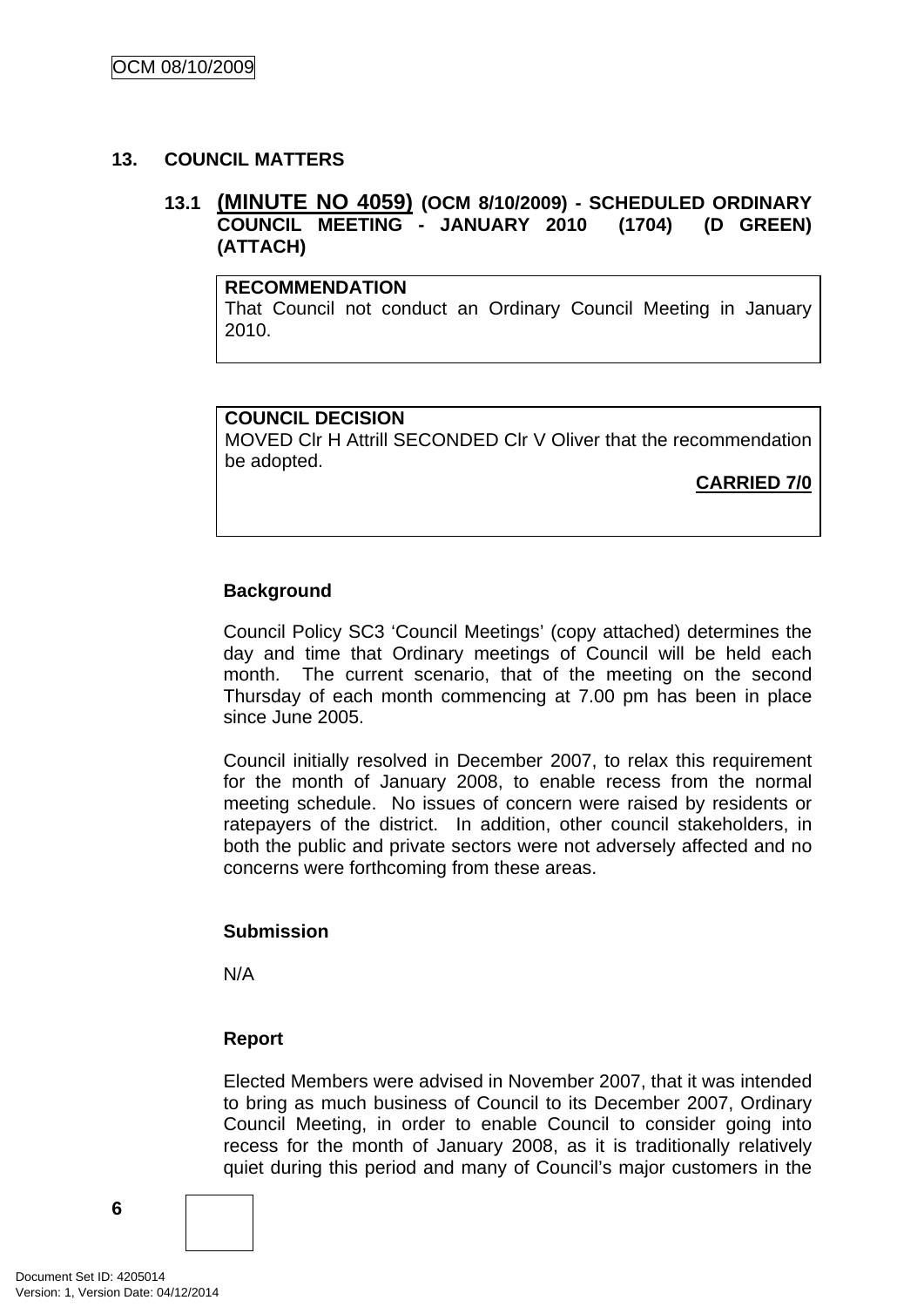## 13. COUNCIL MATTERS

### 13.1 (MINUTE NO 4059) (OCM 8/10/2009) - SCHEDULED ORDINARY COUNCIL MEETING - JANUARY 2010 (1704) (D GREEN) (ATTACH)

**RECOMMENDATION**
That Council not conduct an Ordinary Council Meeting in January 2010.

**COUNCIL DECISION**
MOVED Clr H Attrill SECONDED Clr V Oliver that the recommendation be adopted.

**CARRIED 7/0**

**Background**

Council Policy SC3 'Council Meetings' (copy attached) determines the day and time that Ordinary meetings of Council will be held each month. The current scenario, that of the meeting on the second Thursday of each month commencing at 7.00 pm has been in place since June 2005.

Council initially resolved in December 2007, to relax this requirement for the month of January 2008, to enable recess from the normal meeting schedule. No issues of concern were raised by residents or ratepayers of the district. In addition, other council stakeholders, in both the public and private sectors were not adversely affected and no concerns were forthcoming from these areas.

**Submission**

N/A

**Report**

Elected Members were advised in November 2007, that it was intended to bring as much business of Council to its December 2007, Ordinary Council Meeting, in order to enable Council to consider going into recess for the month of January 2008, as it is traditionally relatively quiet during this period and many of Council's major customers in the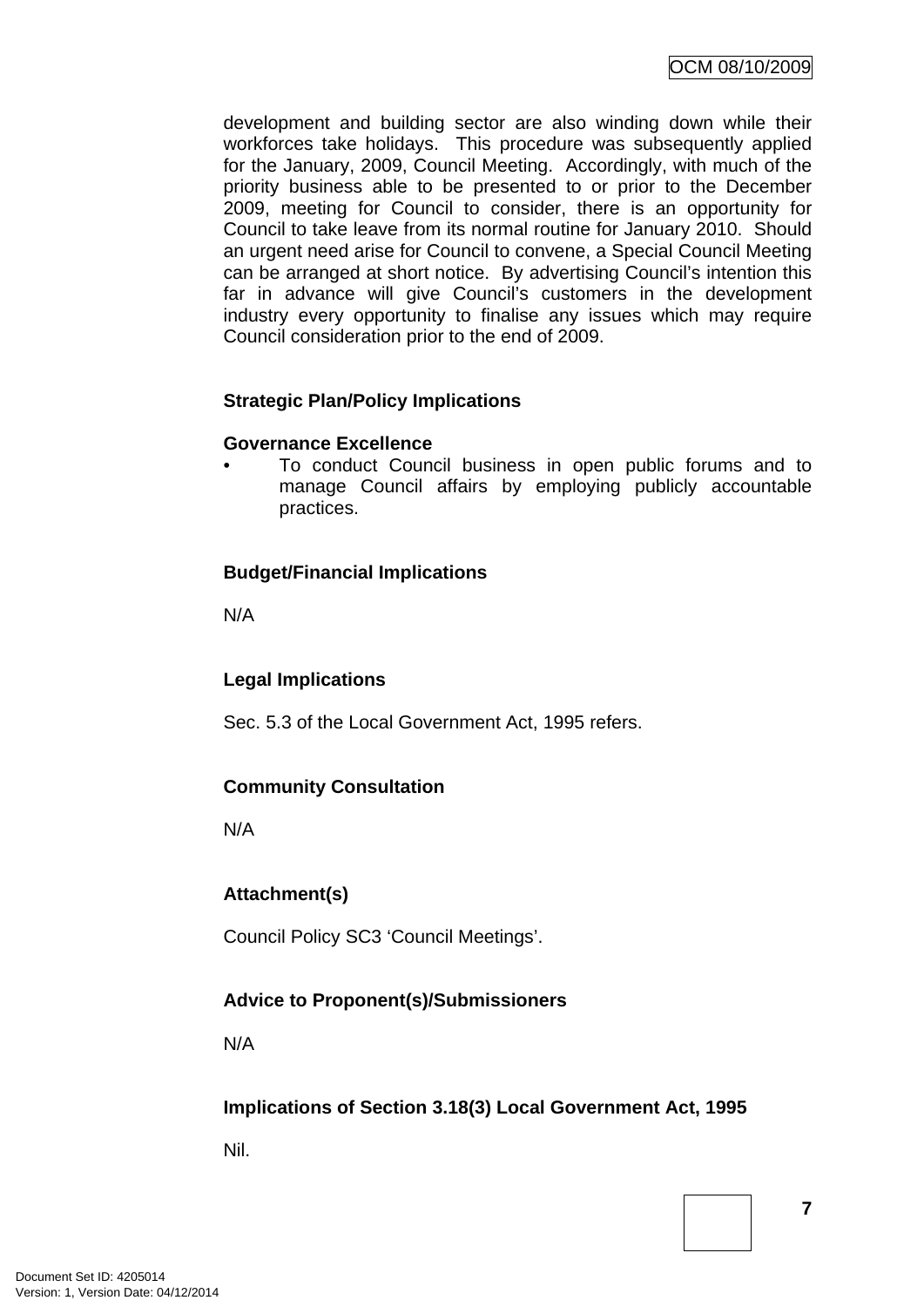development and building sector are also winding down while their workforces take holidays. This procedure was subsequently applied for the January, 2009, Council Meeting. Accordingly, with much of the priority business able to be presented to or prior to the December 2009, meeting for Council to consider, there is an opportunity for Council to take leave from its normal routine for January 2010. Should an urgent need arise for Council to convene, a Special Council Meeting can be arranged at short notice. By advertising Council's intention this far in advance will give Council's customers in the development industry every opportunity to finalise any issues which may require Council consideration prior to the end of 2009.

**Strategic Plan/Policy Implications**

**Governance Excellence**

- To conduct Council business in open public forums and to manage Council affairs by employing publicly accountable practices.

**Budget/Financial Implications**

N/A

**Legal Implications**

Sec. 5.3 of the Local Government Act, 1995 refers.

**Community Consultation**

N/A

**Attachment(s)**

Council Policy SC3 'Council Meetings'.

**Advice to Proponent(s)/Submissioners**

N/A

**Implications of Section 3.18(3) Local Government Act, 1995**

Nil.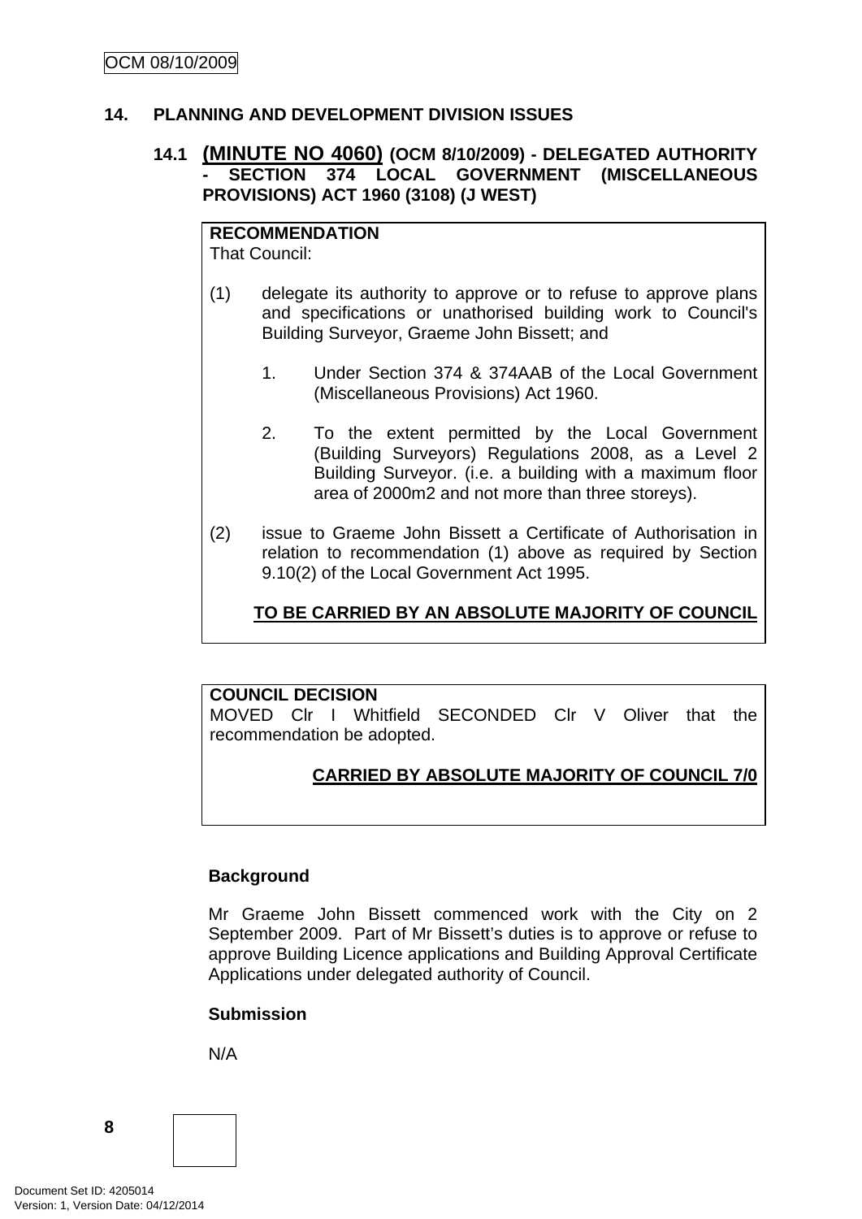## 14. PLANNING AND DEVELOPMENT DIVISION ISSUES

### 14.1 (MINUTE NO 4060) (OCM 8/10/2009) - DELEGATED AUTHORITY - SECTION 374 LOCAL GOVERNMENT (MISCELLANEOUS PROVISIONS) ACT 1960 (3108) (J WEST)

**RECOMMENDATION**
That Council:

(1) delegate its authority to approve or to refuse to approve plans and specifications or unathorised building work to Council's Building Surveyor, Graeme John Bissett; and

1. Under Section 374 & 374AAB of the Local Government (Miscellaneous Provisions) Act 1960.

2. To the extent permitted by the Local Government (Building Surveyors) Regulations 2008, as a Level 2 Building Surveyor. (i.e. a building with a maximum floor area of 2000m2 and not more than three storeys).

(2) issue to Graeme John Bissett a Certificate of Authorisation in relation to recommendation (1) above as required by Section 9.10(2) of the Local Government Act 1995.

**TO BE CARRIED BY AN ABSOLUTE MAJORITY OF COUNCIL**

**COUNCIL DECISION**
MOVED Clr I Whitfield SECONDED Clr V Oliver that the recommendation be adopted.

**CARRIED BY ABSOLUTE MAJORITY OF COUNCIL 7/0**

**Background**

Mr Graeme John Bissett commenced work with the City on 2 September 2009. Part of Mr Bissett's duties is to approve or refuse to approve Building Licence applications and Building Approval Certificate Applications under delegated authority of Council.

**Submission**

N/A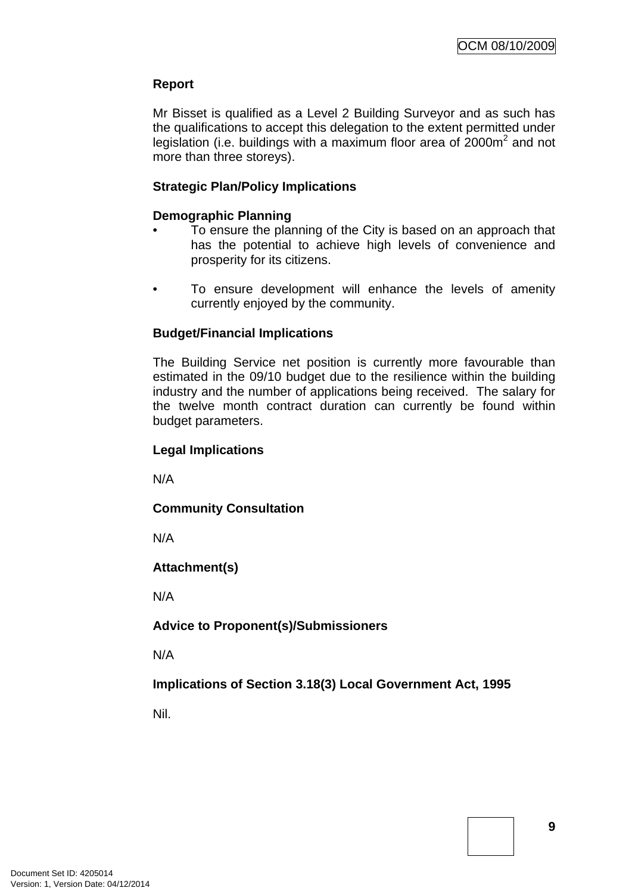**Report**

Mr Bisset is qualified as a Level 2 Building Surveyor and as such has the qualifications to accept this delegation to the extent permitted under legislation (i.e. buildings with a maximum floor area of $2000m^2$ and not more than three storeys).

**Strategic Plan/Policy Implications**

**Demographic Planning**

- To ensure the planning of the City is based on an approach that has the potential to achieve high levels of convenience and prosperity for its citizens.

- To ensure development will enhance the levels of amenity currently enjoyed by the community.

**Budget/Financial Implications**

The Building Service net position is currently more favourable than estimated in the 09/10 budget due to the resilience within the building industry and the number of applications being received. The salary for the twelve month contract duration can currently be found within budget parameters.

**Legal Implications**

N/A

**Community Consultation**

N/A

**Attachment(s)**

N/A

**Advice to Proponent(s)/Submissioners**

N/A

**Implications of Section 3.18(3) Local Government Act, 1995**

Nil.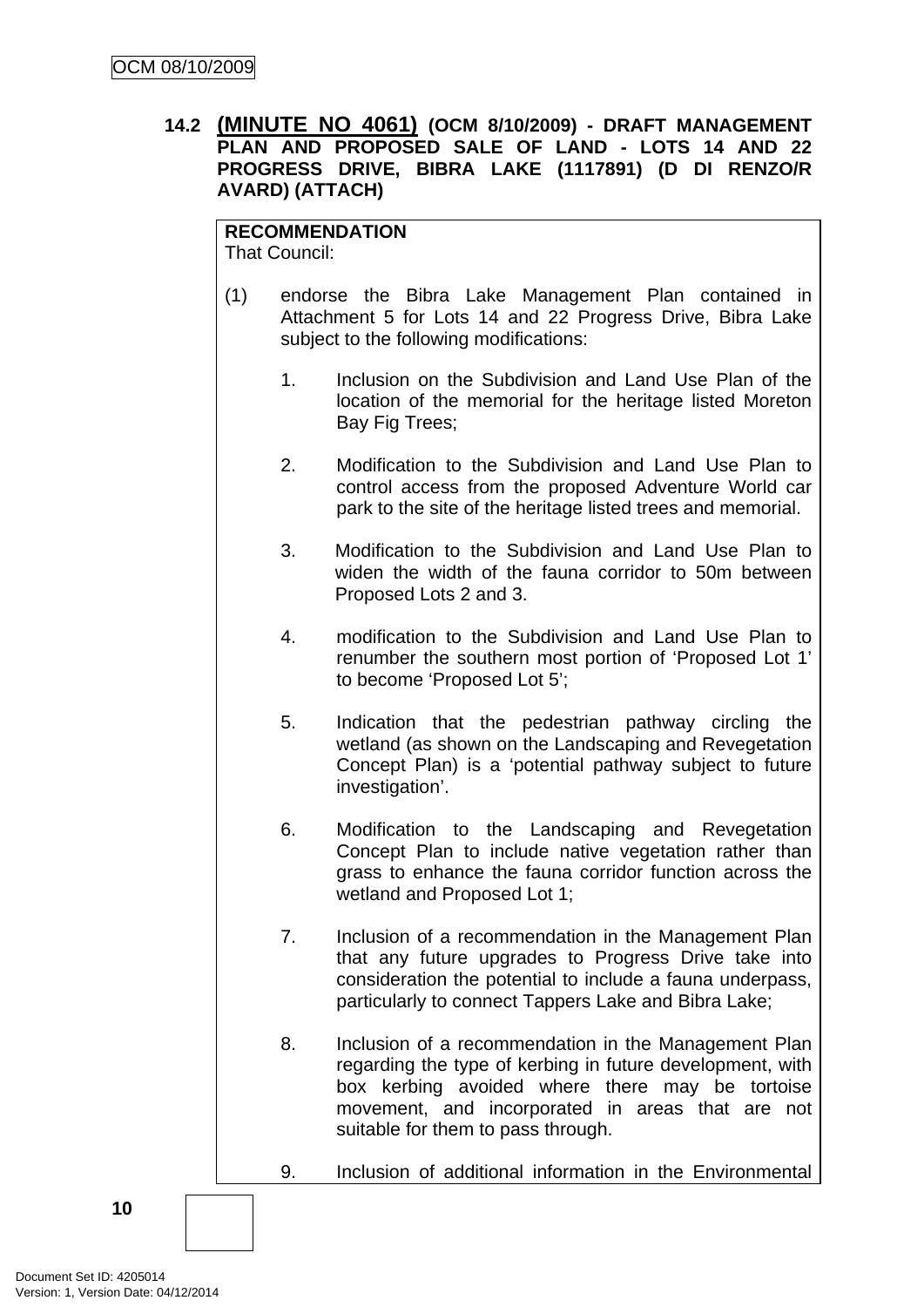## 14.2 **(MINUTE NO 4061)** (OCM 8/10/2009) - DRAFT MANAGEMENT PLAN AND PROPOSED SALE OF LAND - LOTS 14 AND 22 PROGRESS DRIVE, BIBRA LAKE (1117891) (D DI RENZO/R AVARD) (ATTACH)

**RECOMMENDATION**
That Council:

(1) endorse the Bibra Lake Management Plan contained in Attachment 5 for Lots 14 and 22 Progress Drive, Bibra Lake subject to the following modifications:

1. Inclusion on the Subdivision and Land Use Plan of the location of the memorial for the heritage listed Moreton Bay Fig Trees;

2. Modification to the Subdivision and Land Use Plan to control access from the proposed Adventure World car park to the site of the heritage listed trees and memorial.

3. Modification to the Subdivision and Land Use Plan to widen the width of the fauna corridor to 50m between Proposed Lots 2 and 3.

4. modification to the Subdivision and Land Use Plan to renumber the southern most portion of 'Proposed Lot 1' to become 'Proposed Lot 5';

5. Indication that the pedestrian pathway circling the wetland (as shown on the Landscaping and Revegetation Concept Plan) is a 'potential pathway subject to future investigation'.

6. Modification to the Landscaping and Revegetation Concept Plan to include native vegetation rather than grass to enhance the fauna corridor function across the wetland and Proposed Lot 1;

7. Inclusion of a recommendation in the Management Plan that any future upgrades to Progress Drive take into consideration the potential to include a fauna underpass, particularly to connect Tappers Lake and Bibra Lake;

8. Inclusion of a recommendation in the Management Plan regarding the type of kerbing in future development, with box kerbing avoided where there may be tortoise movement, and incorporated in areas that are not suitable for them to pass through.

9. Inclusion of additional information in the Environmental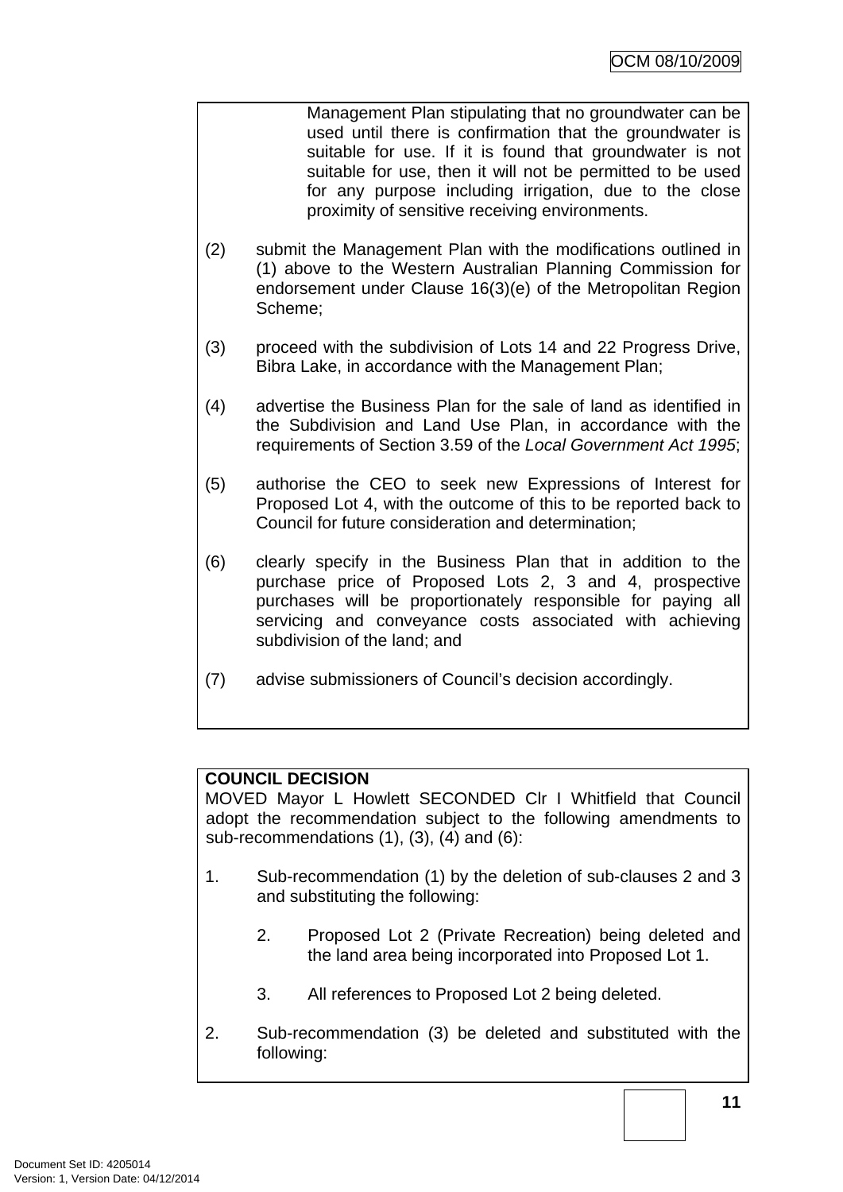Management Plan stipulating that no groundwater can be used until there is confirmation that the groundwater is suitable for use. If it is found that groundwater is not suitable for use, then it will not be permitted to be used for any purpose including irrigation, due to the close proximity of sensitive receiving environments.

(2) submit the Management Plan with the modifications outlined in (1) above to the Western Australian Planning Commission for endorsement under Clause 16(3)(e) of the Metropolitan Region Scheme;

(3) proceed with the subdivision of Lots 14 and 22 Progress Drive, Bibra Lake, in accordance with the Management Plan;

(4) advertise the Business Plan for the sale of land as identified in the Subdivision and Land Use Plan, in accordance with the requirements of Section 3.59 of the *Local Government Act 1995*;

(5) authorise the CEO to seek new Expressions of Interest for Proposed Lot 4, with the outcome of this to be reported back to Council for future consideration and determination;

(6) clearly specify in the Business Plan that in addition to the purchase price of Proposed Lots 2, 3 and 4, prospective purchases will be proportionately responsible for paying all servicing and conveyance costs associated with achieving subdivision of the land; and

(7) advise submissioners of Council's decision accordingly.

**COUNCIL DECISION**

MOVED Mayor L Howlett SECONDED Clr I Whitfield that Council adopt the recommendation subject to the following amendments to sub-recommendations (1), (3), (4) and (6):

1. Sub-recommendation (1) by the deletion of sub-clauses 2 and 3 and substituting the following:

   2. Proposed Lot 2 (Private Recreation) being deleted and the land area being incorporated into Proposed Lot 1.

   3. All references to Proposed Lot 2 being deleted.

2. Sub-recommendation (3) be deleted and substituted with the following: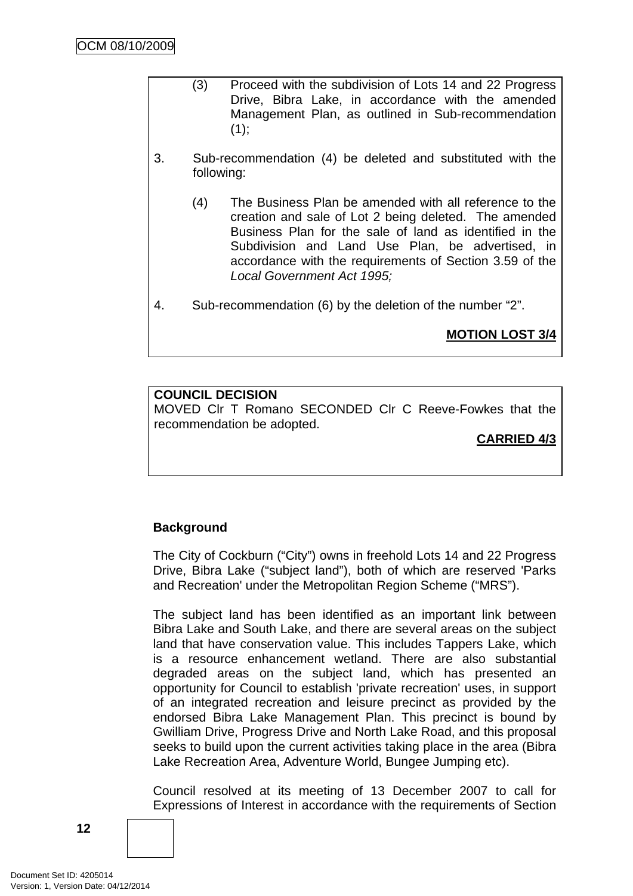(3) Proceed with the subdivision of Lots 14 and 22 Progress Drive, Bibra Lake, in accordance with the amended Management Plan, as outlined in Sub-recommendation (1);

3. Sub-recommendation (4) be deleted and substituted with the following:

   (4) The Business Plan be amended with all reference to the creation and sale of Lot 2 being deleted. The amended Business Plan for the sale of land as identified in the Subdivision and Land Use Plan, be advertised, in accordance with the requirements of Section 3.59 of the *Local Government Act 1995;*

4. Sub-recommendation (6) by the deletion of the number "2".

**MOTION LOST 3/4**

**COUNCIL DECISION**

MOVED Clr T Romano SECONDED Clr C Reeve-Fowkes that the recommendation be adopted.

**CARRIED 4/3**

**Background**

The City of Cockburn ("City") owns in freehold Lots 14 and 22 Progress Drive, Bibra Lake ("subject land"), both of which are reserved 'Parks and Recreation' under the Metropolitan Region Scheme ("MRS").

The subject land has been identified as an important link between Bibra Lake and South Lake, and there are several areas on the subject land that have conservation value. This includes Tappers Lake, which is a resource enhancement wetland. There are also substantial degraded areas on the subject land, which has presented an opportunity for Council to establish 'private recreation' uses, in support of an integrated recreation and leisure precinct as provided by the endorsed Bibra Lake Management Plan. This precinct is bound by Gwilliam Drive, Progress Drive and North Lake Road, and this proposal seeks to build upon the current activities taking place in the area (Bibra Lake Recreation Area, Adventure World, Bungee Jumping etc).

Council resolved at its meeting of 13 December 2007 to call for Expressions of Interest in accordance with the requirements of Section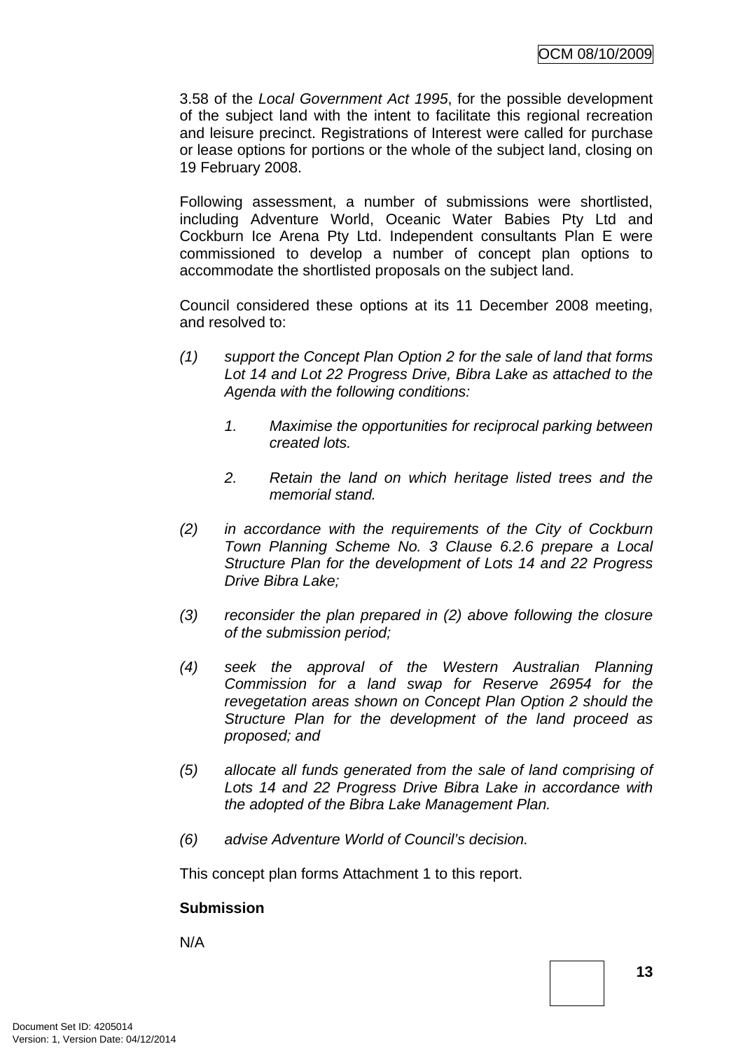3.58 of the *Local Government Act 1995*, for the possible development of the subject land with the intent to facilitate this regional recreation and leisure precinct. Registrations of Interest were called for purchase or lease options for portions or the whole of the subject land, closing on 19 February 2008.

Following assessment, a number of submissions were shortlisted, including Adventure World, Oceanic Water Babies Pty Ltd and Cockburn Ice Arena Pty Ltd. Independent consultants Plan E were commissioned to develop a number of concept plan options to accommodate the shortlisted proposals on the subject land.

Council considered these options at its 11 December 2008 meeting, and resolved to:

(1) *support the Concept Plan Option 2 for the sale of land that forms Lot 14 and Lot 22 Progress Drive, Bibra Lake as attached to the Agenda with the following conditions:*

   1. *Maximise the opportunities for reciprocal parking between created lots.*

   2. *Retain the land on which heritage listed trees and the memorial stand.*

(2) *in accordance with the requirements of the City of Cockburn Town Planning Scheme No. 3 Clause 6.2.6 prepare a Local Structure Plan for the development of Lots 14 and 22 Progress Drive Bibra Lake;*

(3) *reconsider the plan prepared in (2) above following the closure of the submission period;*

(4) *seek the approval of the Western Australian Planning Commission for a land swap for Reserve 26954 for the revegetation areas shown on Concept Plan Option 2 should the Structure Plan for the development of the land proceed as proposed; and*

(5) *allocate all funds generated from the sale of land comprising of Lots 14 and 22 Progress Drive Bibra Lake in accordance with the adopted of the Bibra Lake Management Plan.*

(6) *advise Adventure World of Council's decision.*

This concept plan forms Attachment 1 to this report.

**Submission**

N/A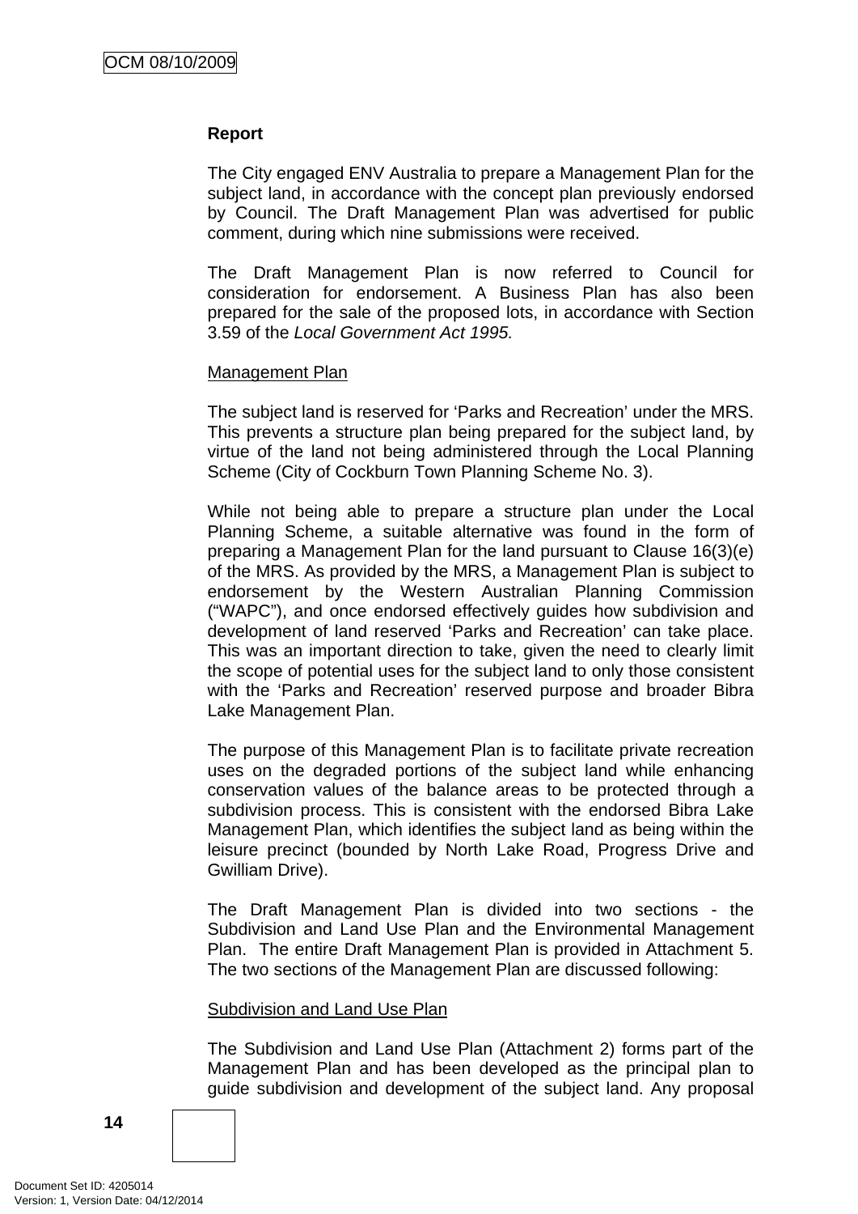**Report**

The City engaged ENV Australia to prepare a Management Plan for the subject land, in accordance with the concept plan previously endorsed by Council. The Draft Management Plan was advertised for public comment, during which nine submissions were received.

The Draft Management Plan is now referred to Council for consideration for endorsement. A Business Plan has also been prepared for the sale of the proposed lots, in accordance with Section 3.59 of the *Local Government Act 1995.*

Management Plan

The subject land is reserved for 'Parks and Recreation' under the MRS. This prevents a structure plan being prepared for the subject land, by virtue of the land not being administered through the Local Planning Scheme (City of Cockburn Town Planning Scheme No. 3).

While not being able to prepare a structure plan under the Local Planning Scheme, a suitable alternative was found in the form of preparing a Management Plan for the land pursuant to Clause 16(3)(e) of the MRS. As provided by the MRS, a Management Plan is subject to endorsement by the Western Australian Planning Commission ("WAPC"), and once endorsed effectively guides how subdivision and development of land reserved 'Parks and Recreation' can take place. This was an important direction to take, given the need to clearly limit the scope of potential uses for the subject land to only those consistent with the 'Parks and Recreation' reserved purpose and broader Bibra Lake Management Plan.

The purpose of this Management Plan is to facilitate private recreation uses on the degraded portions of the subject land while enhancing conservation values of the balance areas to be protected through a subdivision process. This is consistent with the endorsed Bibra Lake Management Plan, which identifies the subject land as being within the leisure precinct (bounded by North Lake Road, Progress Drive and Gwilliam Drive).

The Draft Management Plan is divided into two sections - the Subdivision and Land Use Plan and the Environmental Management Plan. The entire Draft Management Plan is provided in Attachment 5. The two sections of the Management Plan are discussed following:

Subdivision and Land Use Plan

The Subdivision and Land Use Plan (Attachment 2) forms part of the Management Plan and has been developed as the principal plan to guide subdivision and development of the subject land. Any proposal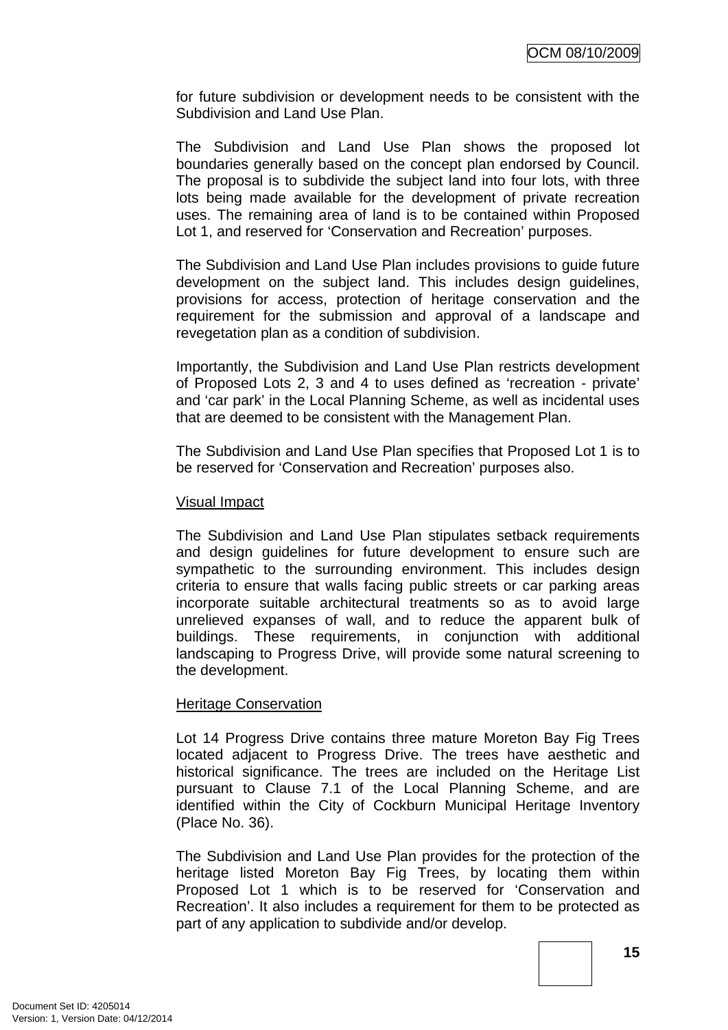for future subdivision or development needs to be consistent with the Subdivision and Land Use Plan.

The Subdivision and Land Use Plan shows the proposed lot boundaries generally based on the concept plan endorsed by Council. The proposal is to subdivide the subject land into four lots, with three lots being made available for the development of private recreation uses. The remaining area of land is to be contained within Proposed Lot 1, and reserved for 'Conservation and Recreation' purposes.

The Subdivision and Land Use Plan includes provisions to guide future development on the subject land. This includes design guidelines, provisions for access, protection of heritage conservation and the requirement for the submission and approval of a landscape and revegetation plan as a condition of subdivision.

Importantly, the Subdivision and Land Use Plan restricts development of Proposed Lots 2, 3 and 4 to uses defined as 'recreation - private' and 'car park' in the Local Planning Scheme, as well as incidental uses that are deemed to be consistent with the Management Plan.

The Subdivision and Land Use Plan specifies that Proposed Lot 1 is to be reserved for 'Conservation and Recreation' purposes also.

<u>Visual Impact</u>

The Subdivision and Land Use Plan stipulates setback requirements and design guidelines for future development to ensure such are sympathetic to the surrounding environment. This includes design criteria to ensure that walls facing public streets or car parking areas incorporate suitable architectural treatments so as to avoid large unrelieved expanses of wall, and to reduce the apparent bulk of buildings. These requirements, in conjunction with additional landscaping to Progress Drive, will provide some natural screening to the development.

<u>Heritage Conservation</u>

Lot 14 Progress Drive contains three mature Moreton Bay Fig Trees located adjacent to Progress Drive. The trees have aesthetic and historical significance. The trees are included on the Heritage List pursuant to Clause 7.1 of the Local Planning Scheme, and are identified within the City of Cockburn Municipal Heritage Inventory (Place No. 36).

The Subdivision and Land Use Plan provides for the protection of the heritage listed Moreton Bay Fig Trees, by locating them within Proposed Lot 1 which is to be reserved for 'Conservation and Recreation'. It also includes a requirement for them to be protected as part of any application to subdivide and/or develop.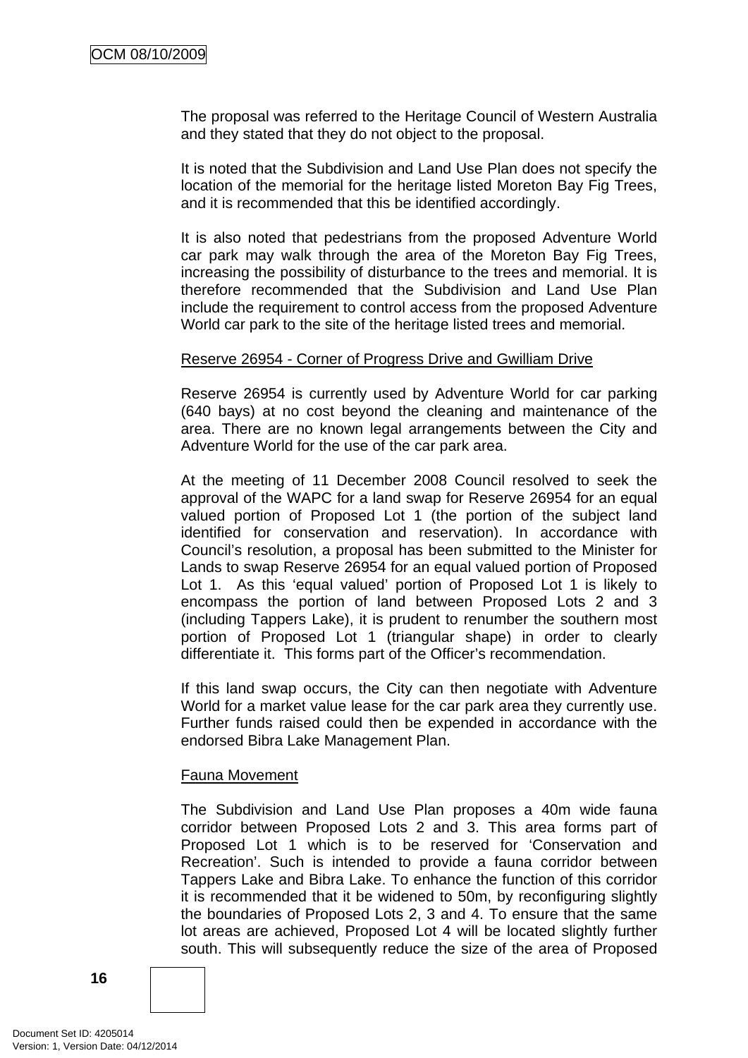The proposal was referred to the Heritage Council of Western Australia and they stated that they do not object to the proposal.

It is noted that the Subdivision and Land Use Plan does not specify the location of the memorial for the heritage listed Moreton Bay Fig Trees, and it is recommended that this be identified accordingly.

It is also noted that pedestrians from the proposed Adventure World car park may walk through the area of the Moreton Bay Fig Trees, increasing the possibility of disturbance to the trees and memorial. It is therefore recommended that the Subdivision and Land Use Plan include the requirement to control access from the proposed Adventure World car park to the site of the heritage listed trees and memorial.

Reserve 26954 - Corner of Progress Drive and Gwilliam Drive

Reserve 26954 is currently used by Adventure World for car parking (640 bays) at no cost beyond the cleaning and maintenance of the area. There are no known legal arrangements between the City and Adventure World for the use of the car park area.

At the meeting of 11 December 2008 Council resolved to seek the approval of the WAPC for a land swap for Reserve 26954 for an equal valued portion of Proposed Lot 1 (the portion of the subject land identified for conservation and reservation). In accordance with Council's resolution, a proposal has been submitted to the Minister for Lands to swap Reserve 26954 for an equal valued portion of Proposed Lot 1. As this 'equal valued' portion of Proposed Lot 1 is likely to encompass the portion of land between Proposed Lots 2 and 3 (including Tappers Lake), it is prudent to renumber the southern most portion of Proposed Lot 1 (triangular shape) in order to clearly differentiate it. This forms part of the Officer's recommendation.

If this land swap occurs, the City can then negotiate with Adventure World for a market value lease for the car park area they currently use. Further funds raised could then be expended in accordance with the endorsed Bibra Lake Management Plan.

Fauna Movement

The Subdivision and Land Use Plan proposes a 40m wide fauna corridor between Proposed Lots 2 and 3. This area forms part of Proposed Lot 1 which is to be reserved for 'Conservation and Recreation'. Such is intended to provide a fauna corridor between Tappers Lake and Bibra Lake. To enhance the function of this corridor it is recommended that it be widened to 50m, by reconfiguring slightly the boundaries of Proposed Lots 2, 3 and 4. To ensure that the same lot areas are achieved, Proposed Lot 4 will be located slightly further south. This will subsequently reduce the size of the area of Proposed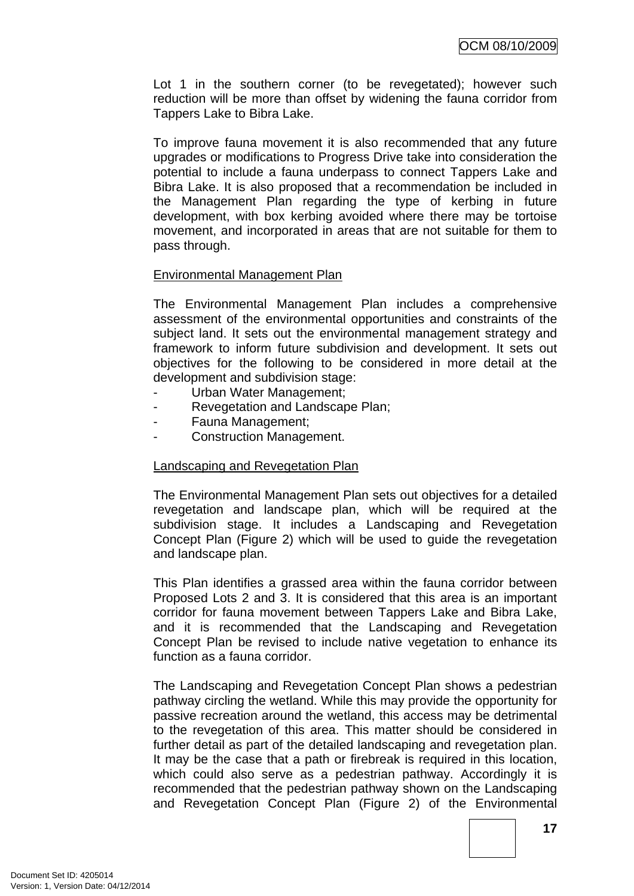Lot 1 in the southern corner (to be revegetated); however such reduction will be more than offset by widening the fauna corridor from Tappers Lake to Bibra Lake.

To improve fauna movement it is also recommended that any future upgrades or modifications to Progress Drive take into consideration the potential to include a fauna underpass to connect Tappers Lake and Bibra Lake. It is also proposed that a recommendation be included in the Management Plan regarding the type of kerbing in future development, with box kerbing avoided where there may be tortoise movement, and incorporated in areas that are not suitable for them to pass through.

<u>Environmental Management Plan</u>

The Environmental Management Plan includes a comprehensive assessment of the environmental opportunities and constraints of the subject land. It sets out the environmental management strategy and framework to inform future subdivision and development. It sets out objectives for the following to be considered in more detail at the development and subdivision stage:

- Urban Water Management;
- Revegetation and Landscape Plan;
- Fauna Management;
- Construction Management.

<u>Landscaping and Revegetation Plan</u>

The Environmental Management Plan sets out objectives for a detailed revegetation and landscape plan, which will be required at the subdivision stage. It includes a Landscaping and Revegetation Concept Plan (Figure 2) which will be used to guide the revegetation and landscape plan.

This Plan identifies a grassed area within the fauna corridor between Proposed Lots 2 and 3. It is considered that this area is an important corridor for fauna movement between Tappers Lake and Bibra Lake, and it is recommended that the Landscaping and Revegetation Concept Plan be revised to include native vegetation to enhance its function as a fauna corridor.

The Landscaping and Revegetation Concept Plan shows a pedestrian pathway circling the wetland. While this may provide the opportunity for passive recreation around the wetland, this access may be detrimental to the revegetation of this area. This matter should be considered in further detail as part of the detailed landscaping and revegetation plan. It may be the case that a path or firebreak is required in this location, which could also serve as a pedestrian pathway. Accordingly it is recommended that the pedestrian pathway shown on the Landscaping and Revegetation Concept Plan (Figure 2) of the Environmental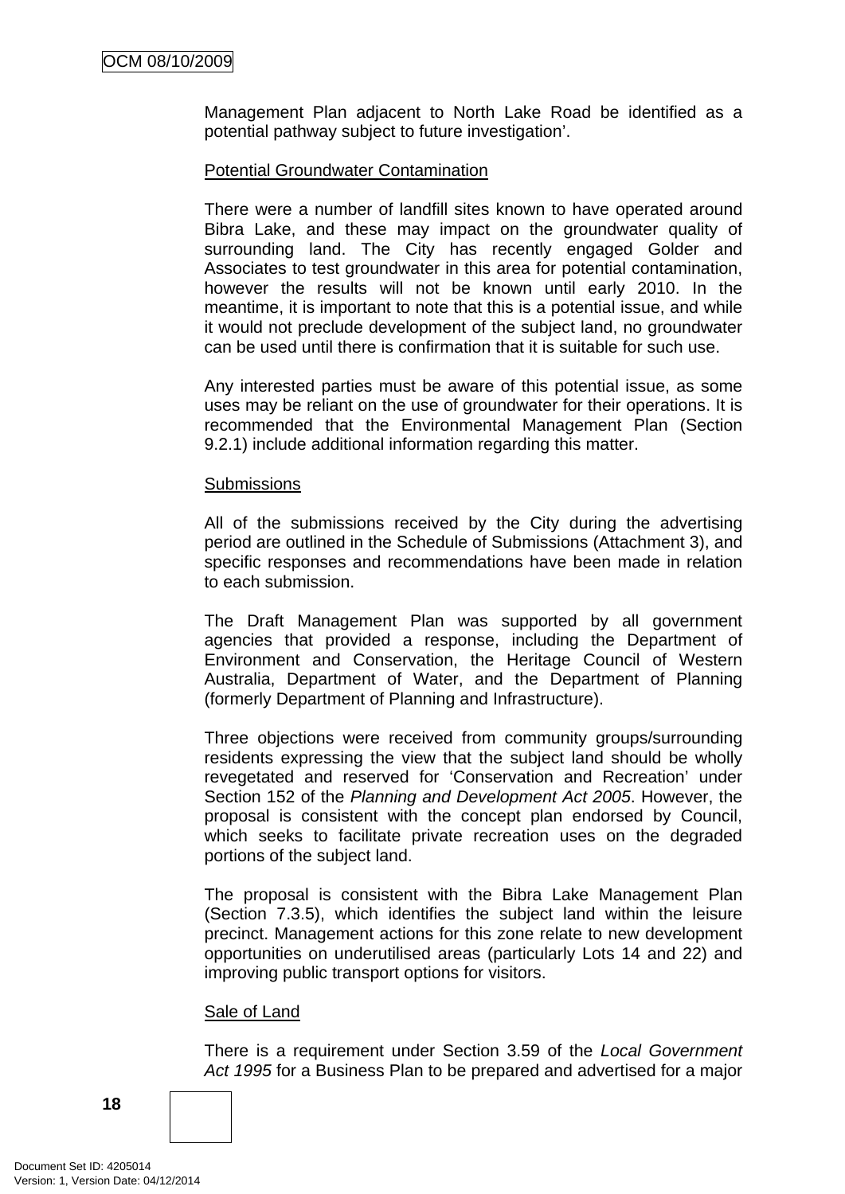Management Plan adjacent to North Lake Road be identified as a potential pathway subject to future investigation'.

Potential Groundwater Contamination

There were a number of landfill sites known to have operated around Bibra Lake, and these may impact on the groundwater quality of surrounding land. The City has recently engaged Golder and Associates to test groundwater in this area for potential contamination, however the results will not be known until early 2010. In the meantime, it is important to note that this is a potential issue, and while it would not preclude development of the subject land, no groundwater can be used until there is confirmation that it is suitable for such use.

Any interested parties must be aware of this potential issue, as some uses may be reliant on the use of groundwater for their operations. It is recommended that the Environmental Management Plan (Section 9.2.1) include additional information regarding this matter.

Submissions

All of the submissions received by the City during the advertising period are outlined in the Schedule of Submissions (Attachment 3), and specific responses and recommendations have been made in relation to each submission.

The Draft Management Plan was supported by all government agencies that provided a response, including the Department of Environment and Conservation, the Heritage Council of Western Australia, Department of Water, and the Department of Planning (formerly Department of Planning and Infrastructure).

Three objections were received from community groups/surrounding residents expressing the view that the subject land should be wholly revegetated and reserved for 'Conservation and Recreation' under Section 152 of the *Planning and Development Act 2005*. However, the proposal is consistent with the concept plan endorsed by Council, which seeks to facilitate private recreation uses on the degraded portions of the subject land.

The proposal is consistent with the Bibra Lake Management Plan (Section 7.3.5), which identifies the subject land within the leisure precinct. Management actions for this zone relate to new development opportunities on underutilised areas (particularly Lots 14 and 22) and improving public transport options for visitors.

Sale of Land

There is a requirement under Section 3.59 of the *Local Government Act 1995* for a Business Plan to be prepared and advertised for a major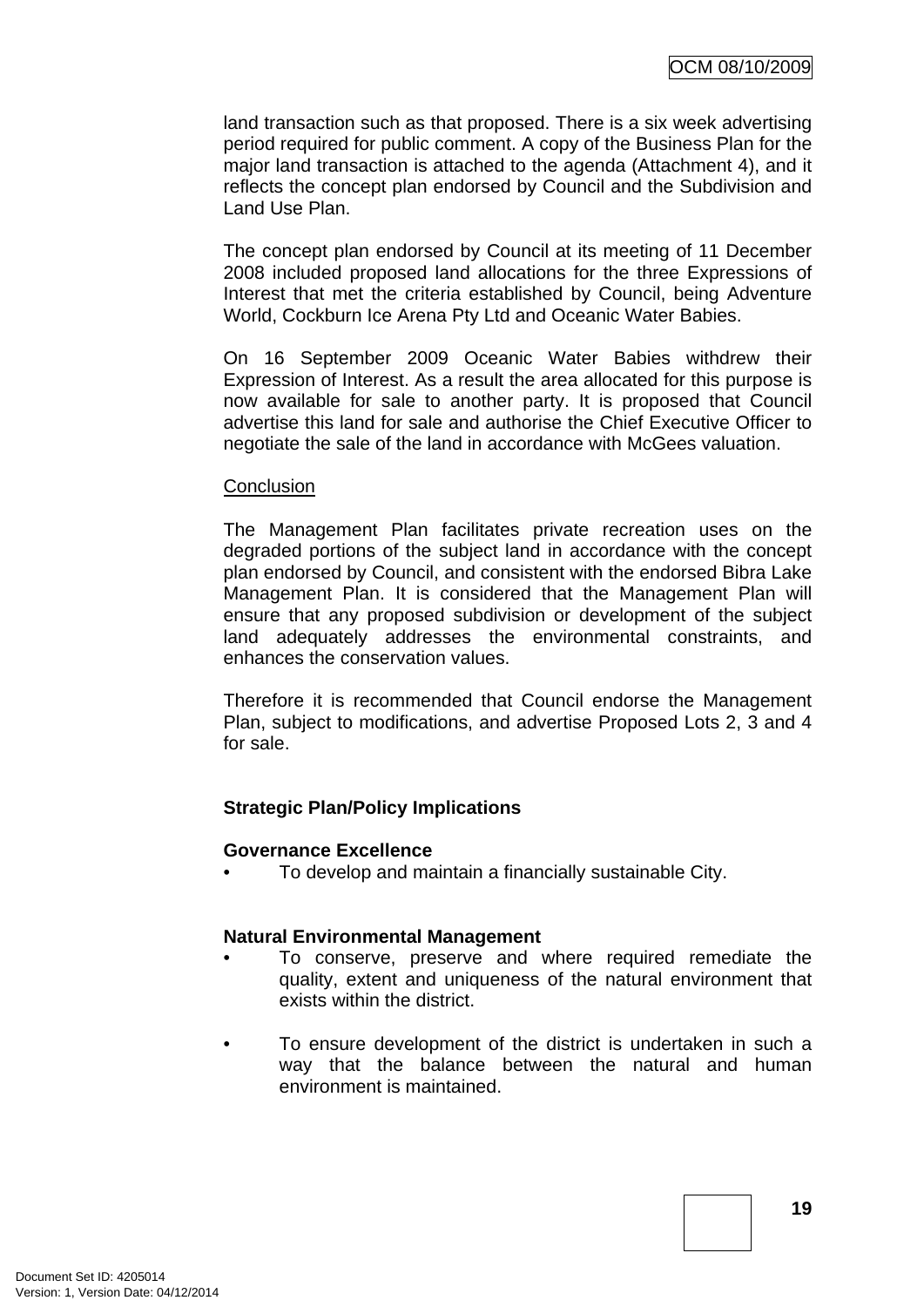land transaction such as that proposed. There is a six week advertising period required for public comment. A copy of the Business Plan for the major land transaction is attached to the agenda (Attachment 4), and it reflects the concept plan endorsed by Council and the Subdivision and Land Use Plan.

The concept plan endorsed by Council at its meeting of 11 December 2008 included proposed land allocations for the three Expressions of Interest that met the criteria established by Council, being Adventure World, Cockburn Ice Arena Pty Ltd and Oceanic Water Babies.

On 16 September 2009 Oceanic Water Babies withdrew their Expression of Interest. As a result the area allocated for this purpose is now available for sale to another party. It is proposed that Council advertise this land for sale and authorise the Chief Executive Officer to negotiate the sale of the land in accordance with McGees valuation.

Conclusion

The Management Plan facilitates private recreation uses on the degraded portions of the subject land in accordance with the concept plan endorsed by Council, and consistent with the endorsed Bibra Lake Management Plan. It is considered that the Management Plan will ensure that any proposed subdivision or development of the subject land adequately addresses the environmental constraints, and enhances the conservation values.

Therefore it is recommended that Council endorse the Management Plan, subject to modifications, and advertise Proposed Lots 2, 3 and 4 for sale.

**Strategic Plan/Policy Implications**

**Governance Excellence**

- To develop and maintain a financially sustainable City.

**Natural Environmental Management**

- To conserve, preserve and where required remediate the quality, extent and uniqueness of the natural environment that exists within the district.
- To ensure development of the district is undertaken in such a way that the balance between the natural and human environment is maintained.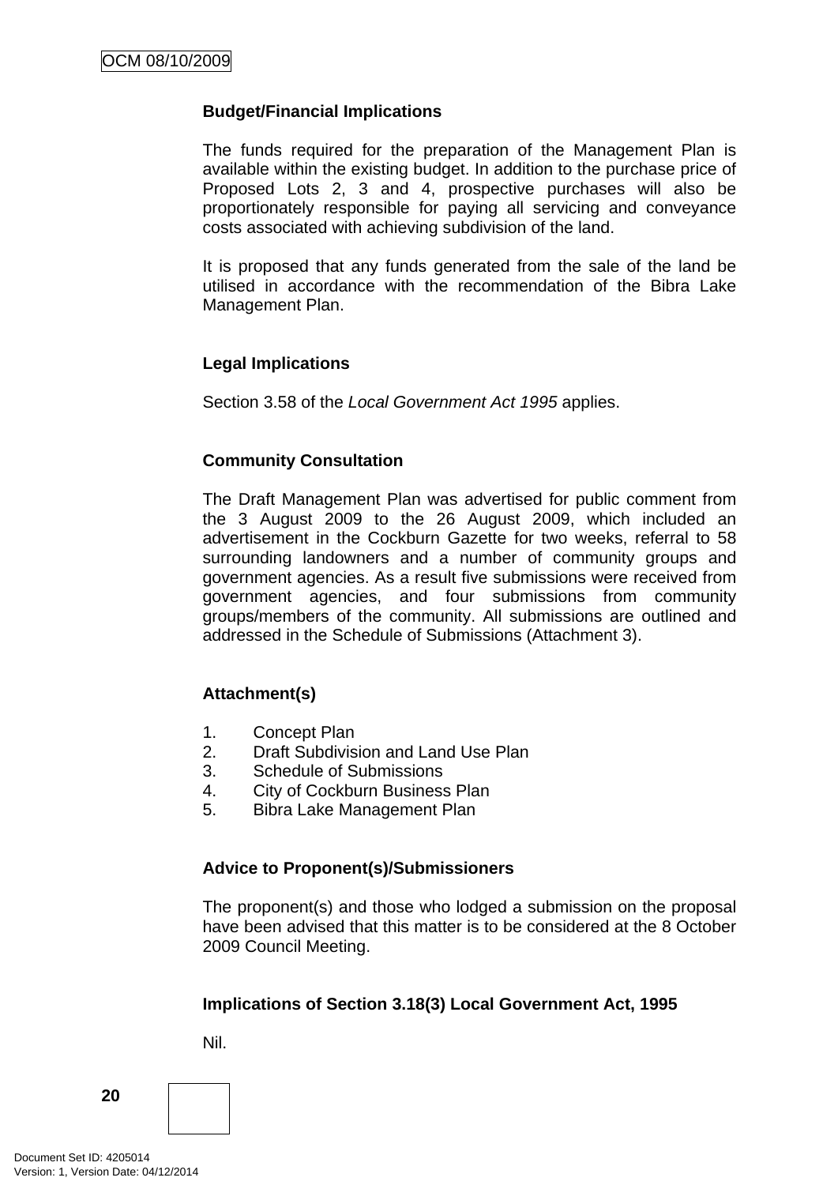**Budget/Financial Implications**

The funds required for the preparation of the Management Plan is available within the existing budget. In addition to the purchase price of Proposed Lots 2, 3 and 4, prospective purchases will also be proportionately responsible for paying all servicing and conveyance costs associated with achieving subdivision of the land.

It is proposed that any funds generated from the sale of the land be utilised in accordance with the recommendation of the Bibra Lake Management Plan.

**Legal Implications**

Section 3.58 of the *Local Government Act 1995* applies.

**Community Consultation**

The Draft Management Plan was advertised for public comment from the 3 August 2009 to the 26 August 2009, which included an advertisement in the Cockburn Gazette for two weeks, referral to 58 surrounding landowners and a number of community groups and government agencies. As a result five submissions were received from government agencies, and four submissions from community groups/members of the community. All submissions are outlined and addressed in the Schedule of Submissions (Attachment 3).

**Attachment(s)**

1. Concept Plan
2. Draft Subdivision and Land Use Plan
3. Schedule of Submissions
4. City of Cockburn Business Plan
5. Bibra Lake Management Plan

**Advice to Proponent(s)/Submissioners**

The proponent(s) and those who lodged a submission on the proposal have been advised that this matter is to be considered at the 8 October 2009 Council Meeting.

**Implications of Section 3.18(3) Local Government Act, 1995**

Nil.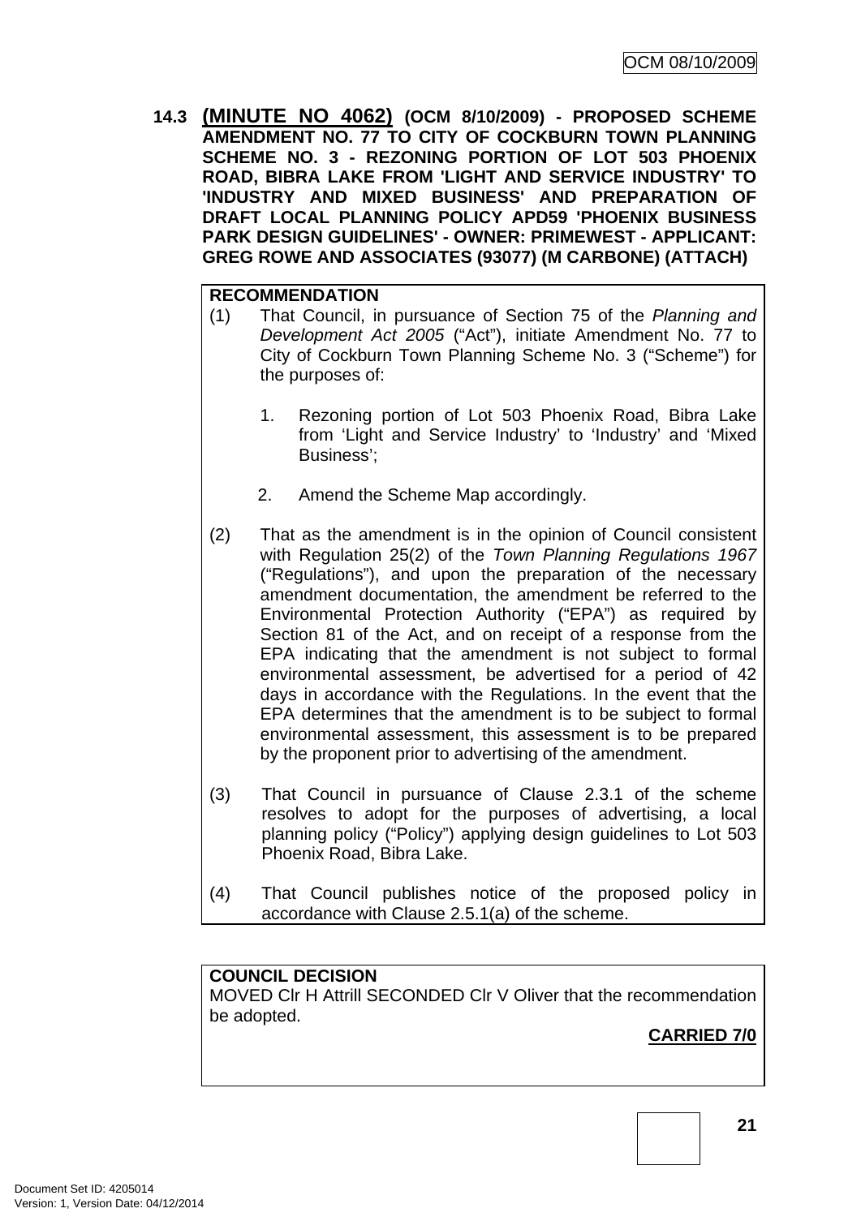### 14.3 **(MINUTE NO 4062)** (OCM 8/10/2009) - PROPOSED SCHEME AMENDMENT NO. 77 TO CITY OF COCKBURN TOWN PLANNING SCHEME NO. 3 - REZONING PORTION OF LOT 503 PHOENIX ROAD, BIBRA LAKE FROM 'LIGHT AND SERVICE INDUSTRY' TO 'INDUSTRY AND MIXED BUSINESS' AND PREPARATION OF DRAFT LOCAL PLANNING POLICY APD59 'PHOENIX BUSINESS PARK DESIGN GUIDELINES' - OWNER: PRIMEWEST - APPLICANT: GREG ROWE AND ASSOCIATES (93077) (M CARBONE) (ATTACH)

**RECOMMENDATION**

(1) That Council, in pursuance of Section 75 of the *Planning and Development Act 2005* ("Act"), initiate Amendment No. 77 to City of Cockburn Town Planning Scheme No. 3 ("Scheme") for the purposes of:

1. Rezoning portion of Lot 503 Phoenix Road, Bibra Lake from 'Light and Service Industry' to 'Industry' and 'Mixed Business';

2. Amend the Scheme Map accordingly.

(2) That as the amendment is in the opinion of Council consistent with Regulation 25(2) of the *Town Planning Regulations 1967* ("Regulations"), and upon the preparation of the necessary amendment documentation, the amendment be referred to the Environmental Protection Authority ("EPA") as required by Section 81 of the Act, and on receipt of a response from the EPA indicating that the amendment is not subject to formal environmental assessment, be advertised for a period of 42 days in accordance with the Regulations. In the event that the EPA determines that the amendment is to be subject to formal environmental assessment, this assessment is to be prepared by the proponent prior to advertising of the amendment.

(3) That Council in pursuance of Clause 2.3.1 of the scheme resolves to adopt for the purposes of advertising, a local planning policy ("Policy") applying design guidelines to Lot 503 Phoenix Road, Bibra Lake.

(4) That Council publishes notice of the proposed policy in accordance with Clause 2.5.1(a) of the scheme.

**COUNCIL DECISION**

MOVED Clr H Attrill SECONDED Clr V Oliver that the recommendation be adopted.

**CARRIED 7/0**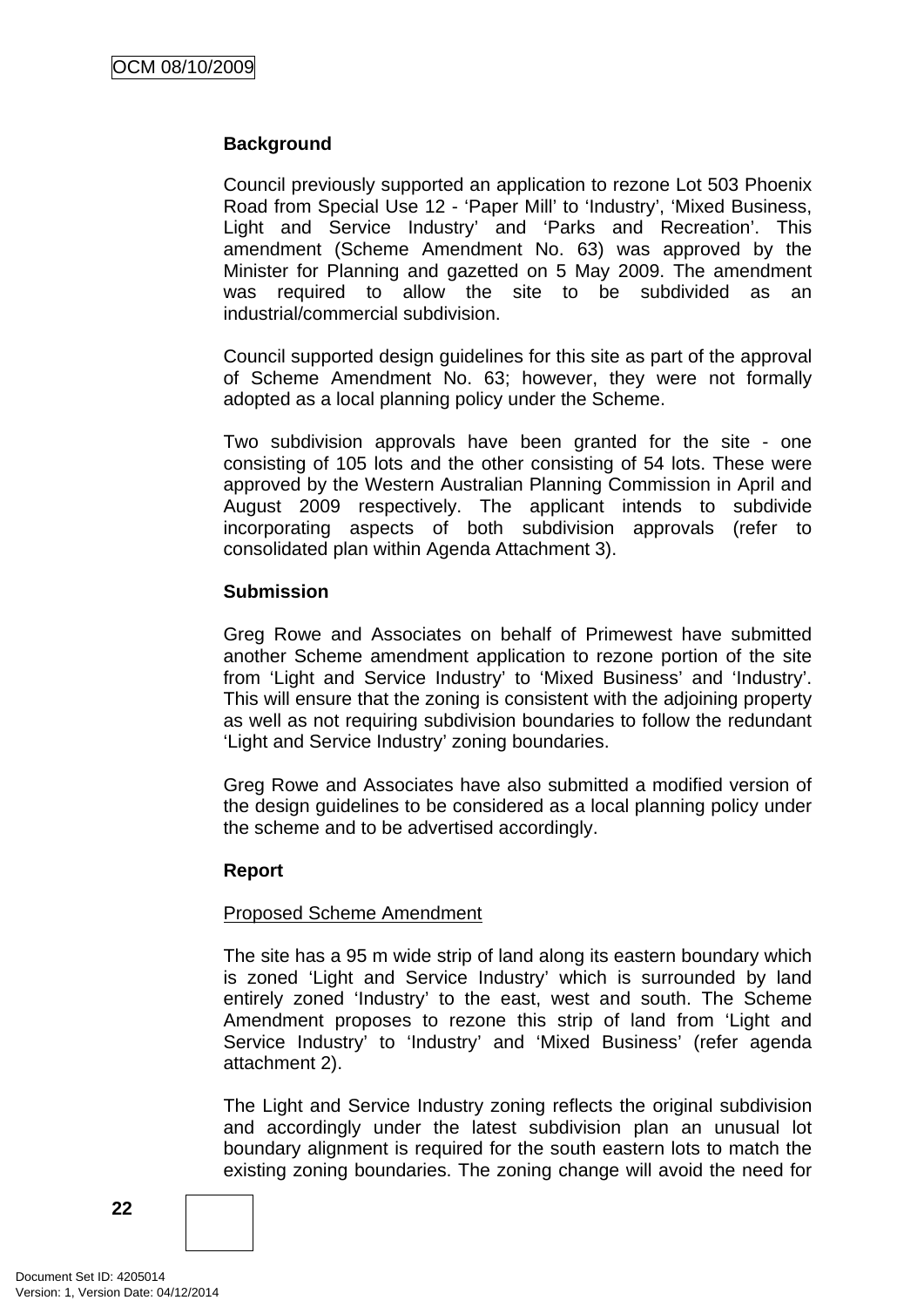**Background**

Council previously supported an application to rezone Lot 503 Phoenix Road from Special Use 12 - 'Paper Mill' to 'Industry', 'Mixed Business, Light and Service Industry' and 'Parks and Recreation'. This amendment (Scheme Amendment No. 63) was approved by the Minister for Planning and gazetted on 5 May 2009. The amendment was required to allow the site to be subdivided as an industrial/commercial subdivision.

Council supported design guidelines for this site as part of the approval of Scheme Amendment No. 63; however, they were not formally adopted as a local planning policy under the Scheme.

Two subdivision approvals have been granted for the site - one consisting of 105 lots and the other consisting of 54 lots. These were approved by the Western Australian Planning Commission in April and August 2009 respectively. The applicant intends to subdivide incorporating aspects of both subdivision approvals (refer to consolidated plan within Agenda Attachment 3).

**Submission**

Greg Rowe and Associates on behalf of Primewest have submitted another Scheme amendment application to rezone portion of the site from 'Light and Service Industry' to 'Mixed Business' and 'Industry'. This will ensure that the zoning is consistent with the adjoining property as well as not requiring subdivision boundaries to follow the redundant 'Light and Service Industry' zoning boundaries.

Greg Rowe and Associates have also submitted a modified version of the design guidelines to be considered as a local planning policy under the scheme and to be advertised accordingly.

**Report**

Proposed Scheme Amendment

The site has a 95 m wide strip of land along its eastern boundary which is zoned 'Light and Service Industry' which is surrounded by land entirely zoned 'Industry' to the east, west and south. The Scheme Amendment proposes to rezone this strip of land from 'Light and Service Industry' to 'Industry' and 'Mixed Business' (refer agenda attachment 2).

The Light and Service Industry zoning reflects the original subdivision and accordingly under the latest subdivision plan an unusual lot boundary alignment is required for the south eastern lots to match the existing zoning boundaries. The zoning change will avoid the need for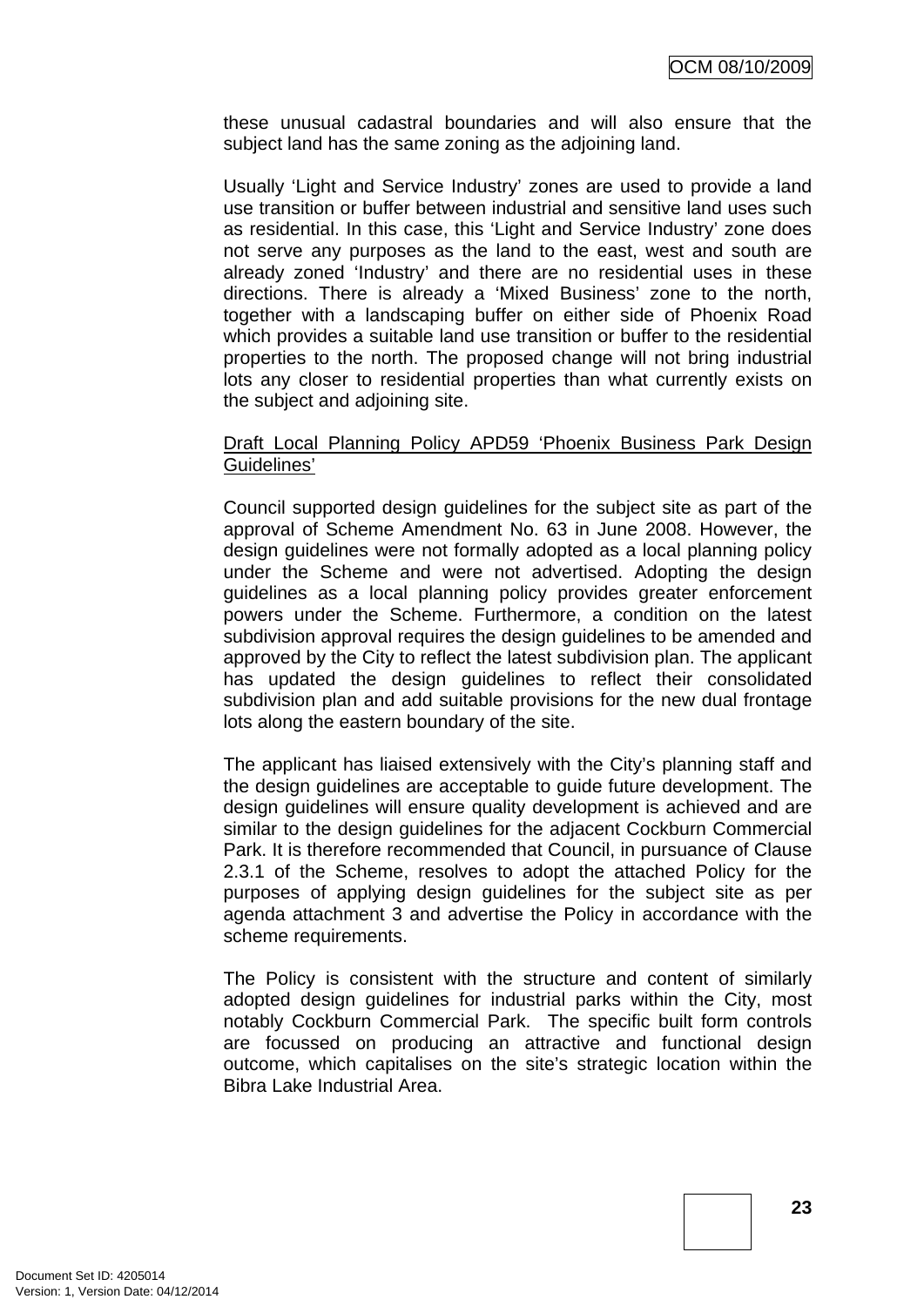these unusual cadastral boundaries and will also ensure that the subject land has the same zoning as the adjoining land.

Usually 'Light and Service Industry' zones are used to provide a land use transition or buffer between industrial and sensitive land uses such as residential. In this case, this 'Light and Service Industry' zone does not serve any purposes as the land to the east, west and south are already zoned 'Industry' and there are no residential uses in these directions. There is already a 'Mixed Business' zone to the north, together with a landscaping buffer on either side of Phoenix Road which provides a suitable land use transition or buffer to the residential properties to the north. The proposed change will not bring industrial lots any closer to residential properties than what currently exists on the subject and adjoining site.

Draft Local Planning Policy APD59 'Phoenix Business Park Design Guidelines'

Council supported design guidelines for the subject site as part of the approval of Scheme Amendment No. 63 in June 2008. However, the design guidelines were not formally adopted as a local planning policy under the Scheme and were not advertised. Adopting the design guidelines as a local planning policy provides greater enforcement powers under the Scheme. Furthermore, a condition on the latest subdivision approval requires the design guidelines to be amended and approved by the City to reflect the latest subdivision plan. The applicant has updated the design guidelines to reflect their consolidated subdivision plan and add suitable provisions for the new dual frontage lots along the eastern boundary of the site.

The applicant has liaised extensively with the City's planning staff and the design guidelines are acceptable to guide future development. The design guidelines will ensure quality development is achieved and are similar to the design guidelines for the adjacent Cockburn Commercial Park. It is therefore recommended that Council, in pursuance of Clause 2.3.1 of the Scheme, resolves to adopt the attached Policy for the purposes of applying design guidelines for the subject site as per agenda attachment 3 and advertise the Policy in accordance with the scheme requirements.

The Policy is consistent with the structure and content of similarly adopted design guidelines for industrial parks within the City, most notably Cockburn Commercial Park. The specific built form controls are focussed on producing an attractive and functional design outcome, which capitalises on the site's strategic location within the Bibra Lake Industrial Area.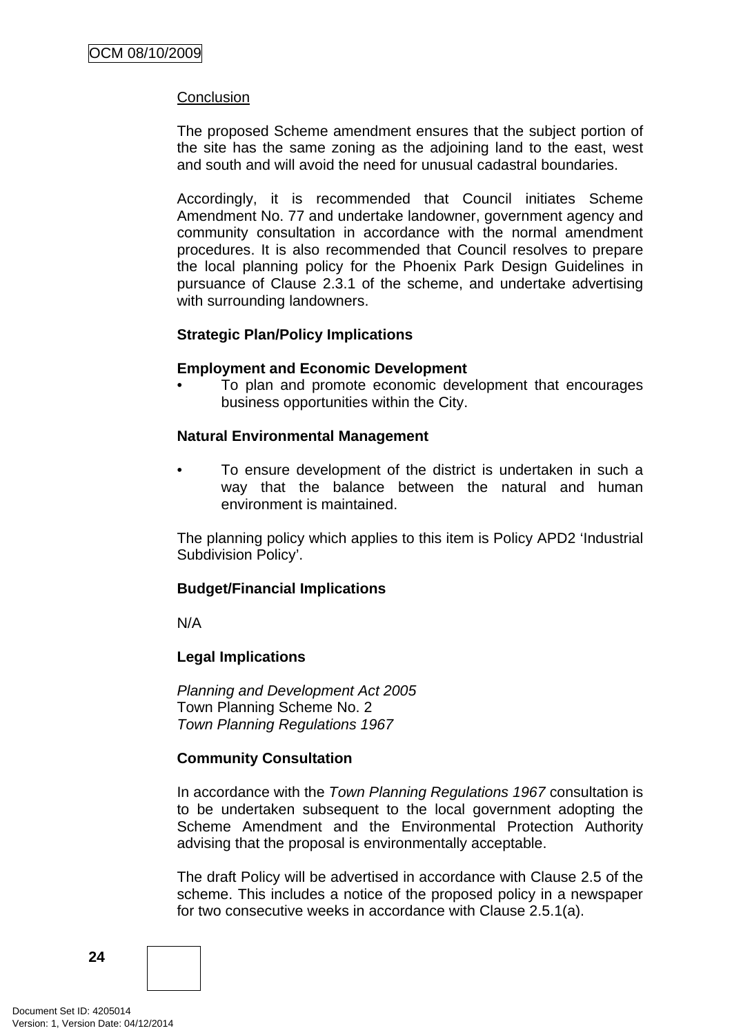Conclusion

The proposed Scheme amendment ensures that the subject portion of the site has the same zoning as the adjoining land to the east, west and south and will avoid the need for unusual cadastral boundaries.

Accordingly, it is recommended that Council initiates Scheme Amendment No. 77 and undertake landowner, government agency and community consultation in accordance with the normal amendment procedures. It is also recommended that Council resolves to prepare the local planning policy for the Phoenix Park Design Guidelines in pursuance of Clause 2.3.1 of the scheme, and undertake advertising with surrounding landowners.

**Strategic Plan/Policy Implications**

**Employment and Economic Development**

- To plan and promote economic development that encourages business opportunities within the City.

**Natural Environmental Management**

- To ensure development of the district is undertaken in such a way that the balance between the natural and human environment is maintained.

The planning policy which applies to this item is Policy APD2 'Industrial Subdivision Policy'.

**Budget/Financial Implications**

N/A

**Legal Implications**

*Planning and Development Act 2005*
Town Planning Scheme No. 2
*Town Planning Regulations 1967*

**Community Consultation**

In accordance with the *Town Planning Regulations 1967* consultation is to be undertaken subsequent to the local government adopting the Scheme Amendment and the Environmental Protection Authority advising that the proposal is environmentally acceptable.

The draft Policy will be advertised in accordance with Clause 2.5 of the scheme. This includes a notice of the proposed policy in a newspaper for two consecutive weeks in accordance with Clause 2.5.1(a).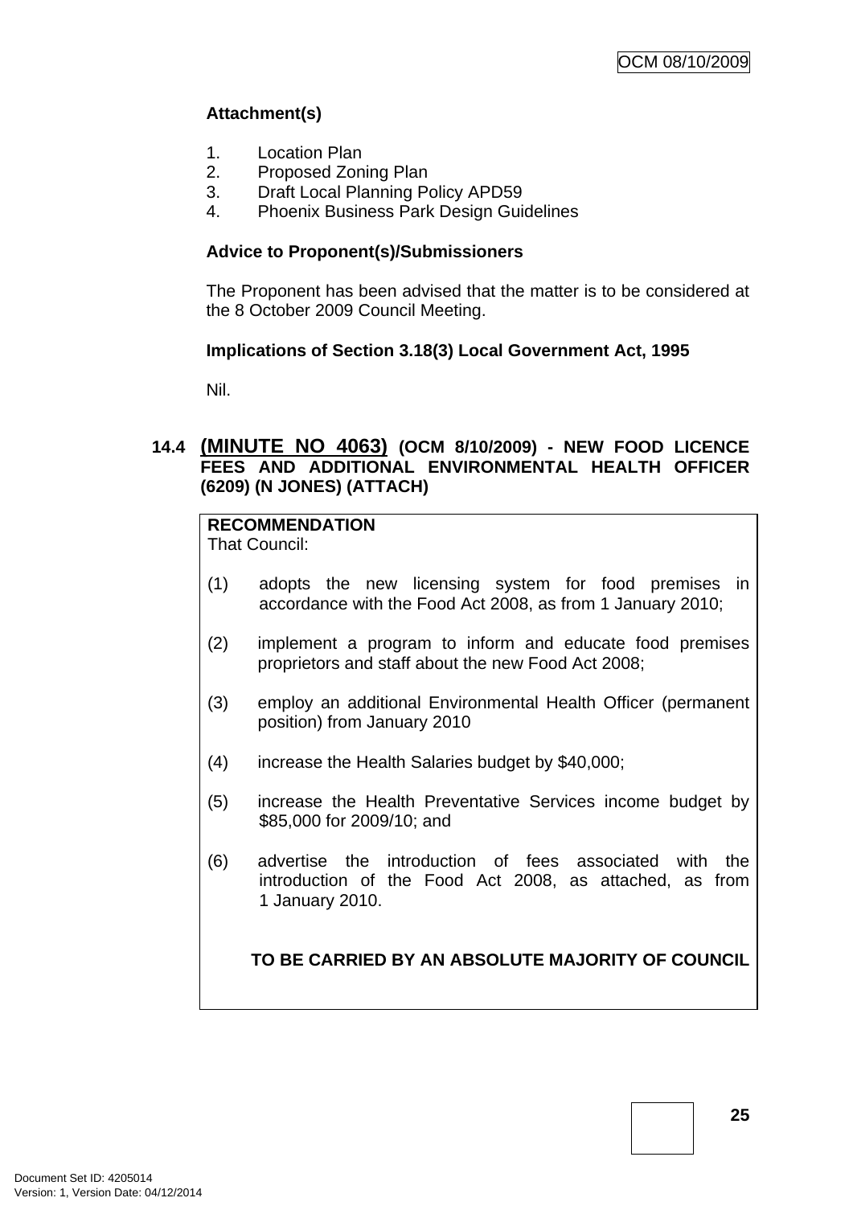**Attachment(s)**

1. Location Plan
2. Proposed Zoning Plan
3. Draft Local Planning Policy APD59
4. Phoenix Business Park Design Guidelines

**Advice to Proponent(s)/Submissioners**

The Proponent has been advised that the matter is to be considered at the 8 October 2009 Council Meeting.

**Implications of Section 3.18(3) Local Government Act, 1995**

Nil.

### 14.4 (MINUTE NO 4063) (OCM 8/10/2009) - NEW FOOD LICENCE FEES AND ADDITIONAL ENVIRONMENTAL HEALTH OFFICER (6209) (N JONES) (ATTACH)

**RECOMMENDATION**
That Council:

(1) adopts the new licensing system for food premises in accordance with the Food Act 2008, as from 1 January 2010;

(2) implement a program to inform and educate food premises proprietors and staff about the new Food Act 2008;

(3) employ an additional Environmental Health Officer (permanent position) from January 2010

(4) increase the Health Salaries budget by $40,000;

(5) increase the Health Preventative Services income budget by $85,000 for 2009/10; and

(6) advertise the introduction of fees associated with the introduction of the Food Act 2008, as attached, as from 1 January 2010.

**TO BE CARRIED BY AN ABSOLUTE MAJORITY OF COUNCIL**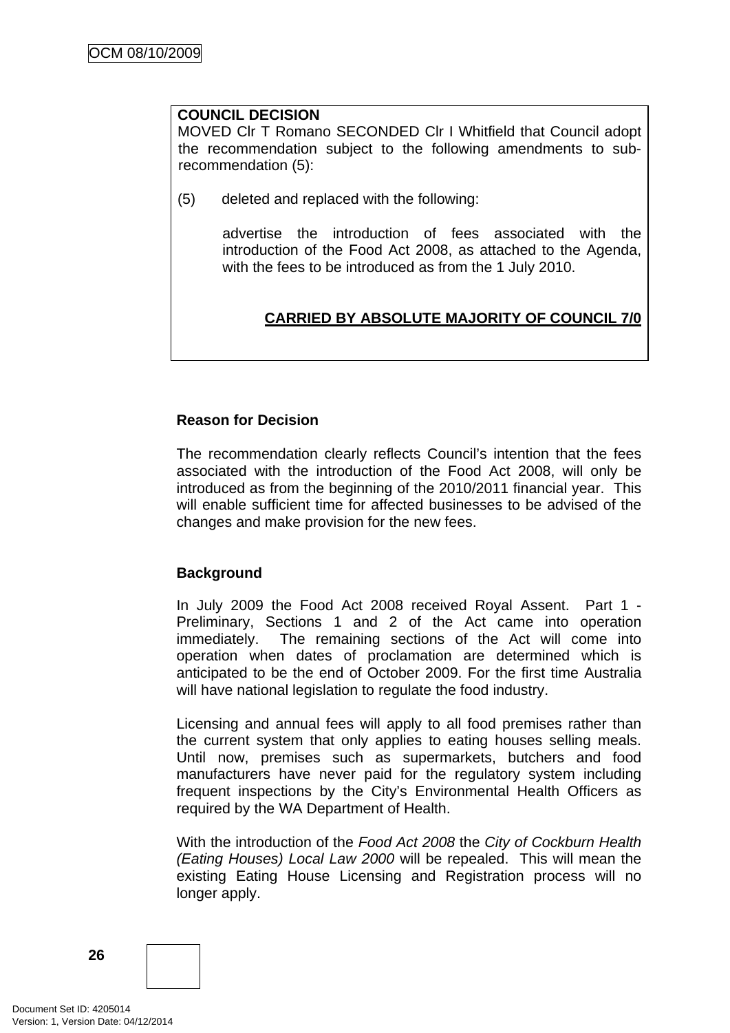**COUNCIL DECISION**
MOVED Clr T Romano SECONDED Clr I Whitfield that Council adopt the recommendation subject to the following amendments to sub-recommendation (5):

(5) deleted and replaced with the following:

advertise the introduction of fees associated with the introduction of the Food Act 2008, as attached to the Agenda, with the fees to be introduced as from the 1 July 2010.

**CARRIED BY ABSOLUTE MAJORITY OF COUNCIL 7/0**

**Reason for Decision**

The recommendation clearly reflects Council's intention that the fees associated with the introduction of the Food Act 2008, will only be introduced as from the beginning of the 2010/2011 financial year. This will enable sufficient time for affected businesses to be advised of the changes and make provision for the new fees.

**Background**

In July 2009 the Food Act 2008 received Royal Assent. Part 1 - Preliminary, Sections 1 and 2 of the Act came into operation immediately. The remaining sections of the Act will come into operation when dates of proclamation are determined which is anticipated to be the end of October 2009. For the first time Australia will have national legislation to regulate the food industry.

Licensing and annual fees will apply to all food premises rather than the current system that only applies to eating houses selling meals. Until now, premises such as supermarkets, butchers and food manufacturers have never paid for the regulatory system including frequent inspections by the City's Environmental Health Officers as required by the WA Department of Health.

With the introduction of the *Food Act 2008* the *City of Cockburn Health (Eating Houses) Local Law 2000* will be repealed. This will mean the existing Eating House Licensing and Registration process will no longer apply.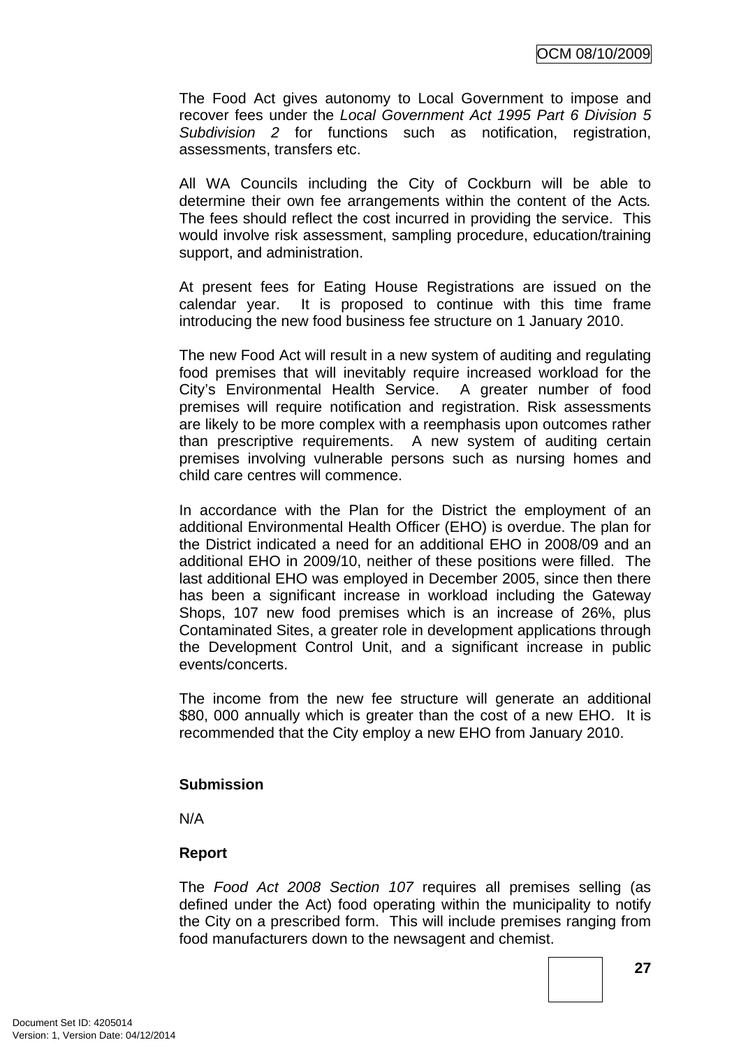The Food Act gives autonomy to Local Government to impose and recover fees under the *Local Government Act 1995 Part 6 Division 5 Subdivision 2* for functions such as notification, registration, assessments, transfers etc.

All WA Councils including the City of Cockburn will be able to determine their own fee arrangements within the content of the Acts. The fees should reflect the cost incurred in providing the service. This would involve risk assessment, sampling procedure, education/training support, and administration.

At present fees for Eating House Registrations are issued on the calendar year. It is proposed to continue with this time frame introducing the new food business fee structure on 1 January 2010.

The new Food Act will result in a new system of auditing and regulating food premises that will inevitably require increased workload for the City's Environmental Health Service. A greater number of food premises will require notification and registration. Risk assessments are likely to be more complex with a reemphasis upon outcomes rather than prescriptive requirements. A new system of auditing certain premises involving vulnerable persons such as nursing homes and child care centres will commence.

In accordance with the Plan for the District the employment of an additional Environmental Health Officer (EHO) is overdue. The plan for the District indicated a need for an additional EHO in 2008/09 and an additional EHO in 2009/10, neither of these positions were filled. The last additional EHO was employed in December 2005, since then there has been a significant increase in workload including the Gateway Shops, 107 new food premises which is an increase of 26%, plus Contaminated Sites, a greater role in development applications through the Development Control Unit, and a significant increase in public events/concerts.

The income from the new fee structure will generate an additional $80, 000 annually which is greater than the cost of a new EHO. It is recommended that the City employ a new EHO from January 2010.

**Submission**

N/A

**Report**

The *Food Act 2008 Section 107* requires all premises selling (as defined under the Act) food operating within the municipality to notify the City on a prescribed form. This will include premises ranging from food manufacturers down to the newsagent and chemist.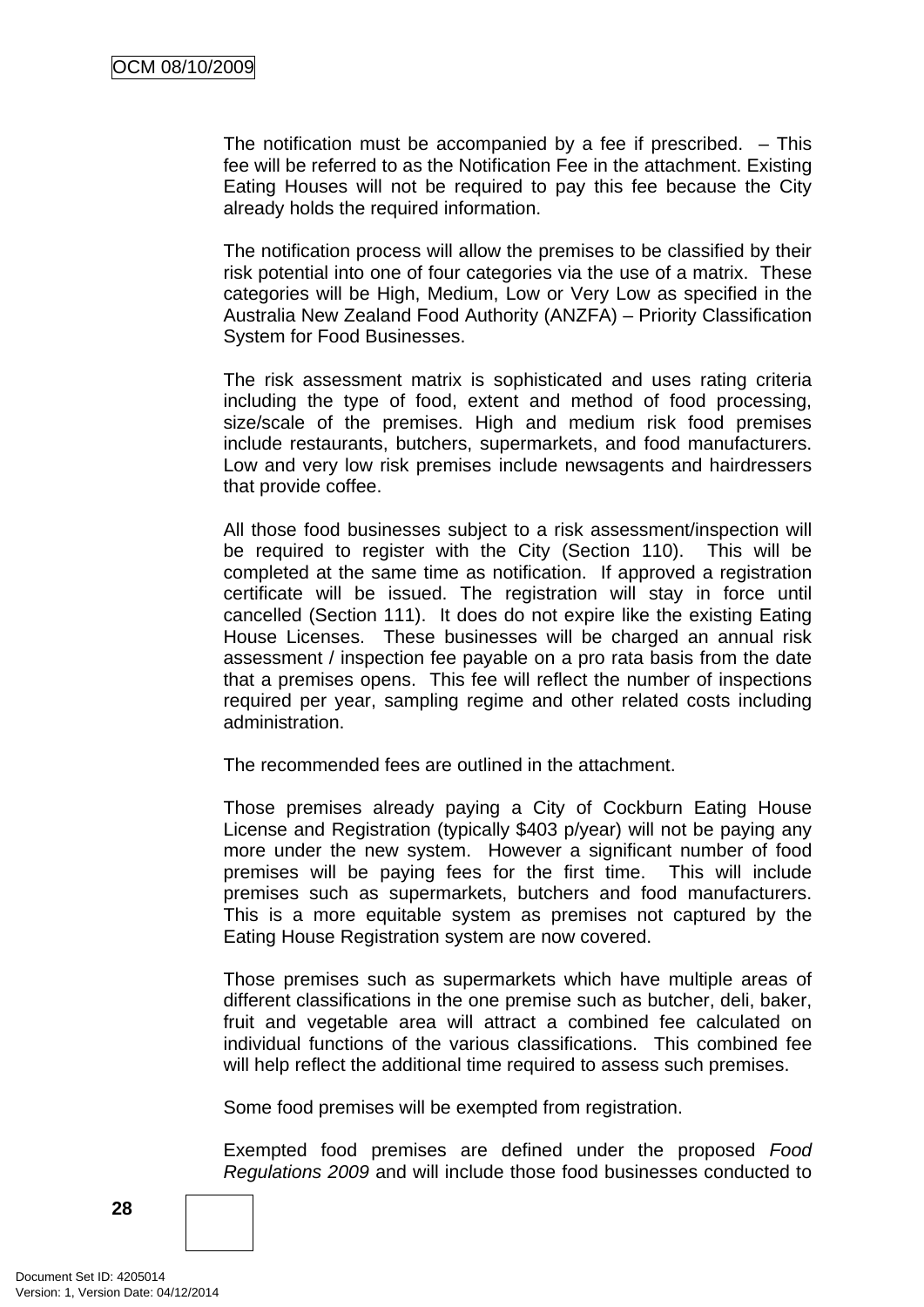The notification must be accompanied by a fee if prescribed. – This fee will be referred to as the Notification Fee in the attachment. Existing Eating Houses will not be required to pay this fee because the City already holds the required information.

The notification process will allow the premises to be classified by their risk potential into one of four categories via the use of a matrix. These categories will be High, Medium, Low or Very Low as specified in the Australia New Zealand Food Authority (ANZFA) – Priority Classification System for Food Businesses.

The risk assessment matrix is sophisticated and uses rating criteria including the type of food, extent and method of food processing, size/scale of the premises. High and medium risk food premises include restaurants, butchers, supermarkets, and food manufacturers. Low and very low risk premises include newsagents and hairdressers that provide coffee.

All those food businesses subject to a risk assessment/inspection will be required to register with the City (Section 110). This will be completed at the same time as notification. If approved a registration certificate will be issued. The registration will stay in force until cancelled (Section 111). It does do not expire like the existing Eating House Licenses. These businesses will be charged an annual risk assessment / inspection fee payable on a pro rata basis from the date that a premises opens. This fee will reflect the number of inspections required per year, sampling regime and other related costs including administration.

The recommended fees are outlined in the attachment.

Those premises already paying a City of Cockburn Eating House License and Registration (typically $403 p/year) will not be paying any more under the new system. However a significant number of food premises will be paying fees for the first time. This will include premises such as supermarkets, butchers and food manufacturers. This is a more equitable system as premises not captured by the Eating House Registration system are now covered.

Those premises such as supermarkets which have multiple areas of different classifications in the one premise such as butcher, deli, baker, fruit and vegetable area will attract a combined fee calculated on individual functions of the various classifications. This combined fee will help reflect the additional time required to assess such premises.

Some food premises will be exempted from registration.

Exempted food premises are defined under the proposed *Food Regulations 2009* and will include those food businesses conducted to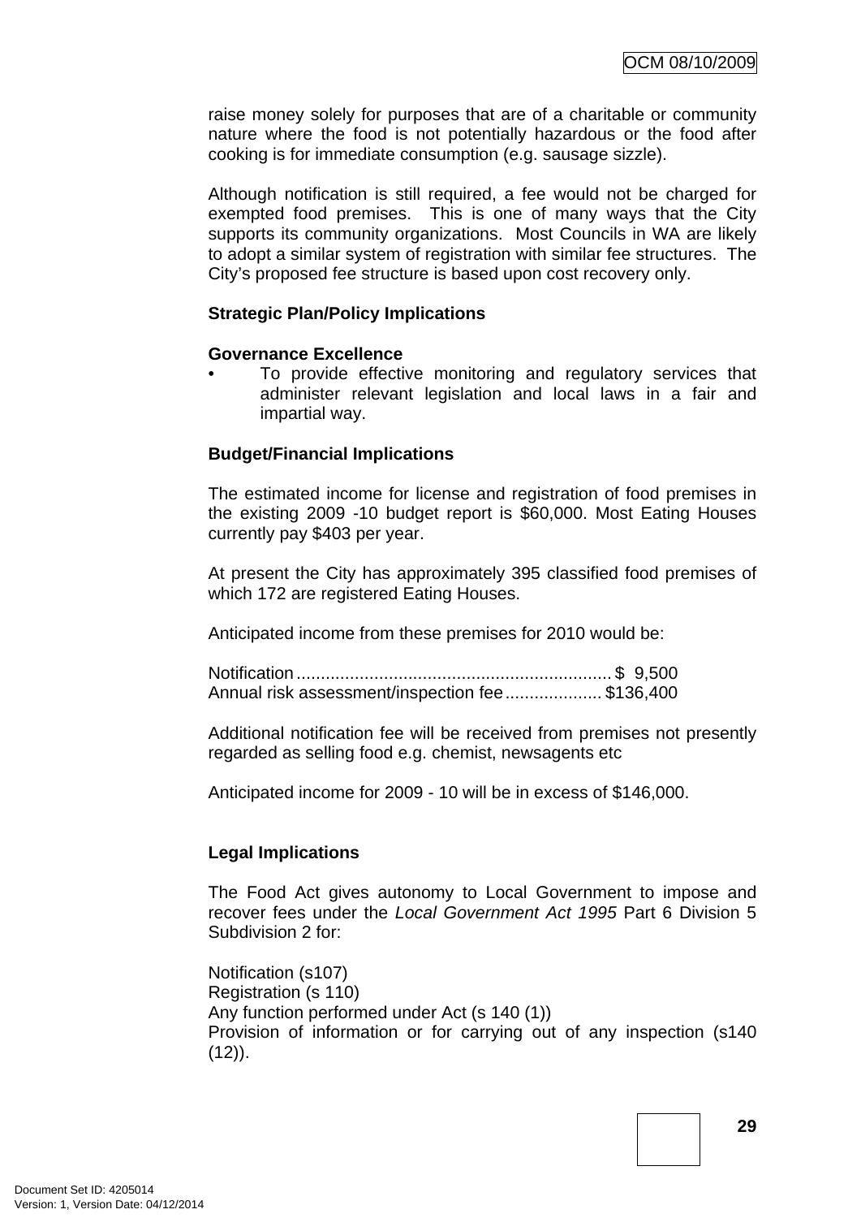raise money solely for purposes that are of a charitable or community nature where the food is not potentially hazardous or the food after cooking is for immediate consumption (e.g. sausage sizzle).

Although notification is still required, a fee would not be charged for exempted food premises. This is one of many ways that the City supports its community organizations. Most Councils in WA are likely to adopt a similar system of registration with similar fee structures. The City's proposed fee structure is based upon cost recovery only.

**Strategic Plan/Policy Implications**

**Governance Excellence**

- To provide effective monitoring and regulatory services that administer relevant legislation and local laws in a fair and impartial way.

**Budget/Financial Implications**

The estimated income for license and registration of food premises in the existing 2009 -10 budget report is $60,000. Most Eating Houses currently pay $403 per year.

At present the City has approximately 395 classified food premises of which 172 are registered Eating Houses.

Anticipated income from these premises for 2010 would be:

Notification ................................................................. $ 9,500
Annual risk assessment/inspection fee.................... $136,400

Additional notification fee will be received from premises not presently regarded as selling food e.g. chemist, newsagents etc

Anticipated income for 2009 - 10 will be in excess of $146,000.

**Legal Implications**

The Food Act gives autonomy to Local Government to impose and recover fees under the *Local Government Act 1995* Part 6 Division 5 Subdivision 2 for:

Notification (s107)
Registration (s 110)
Any function performed under Act (s 140 (1))
Provision of information or for carrying out of any inspection (s140 (12)).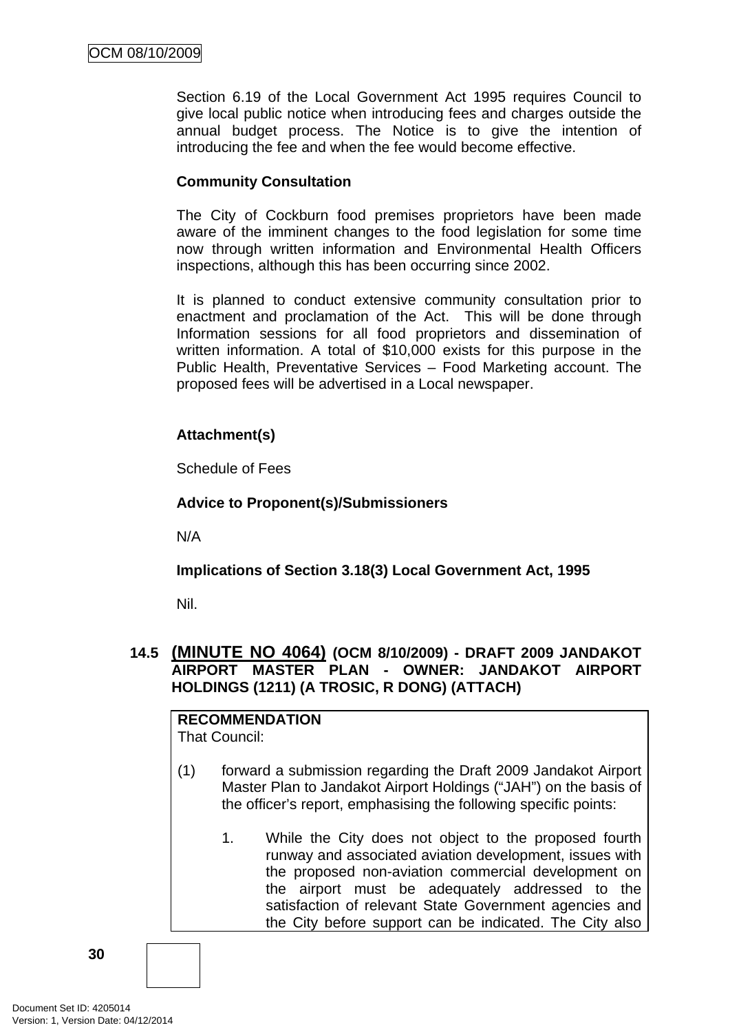Section 6.19 of the Local Government Act 1995 requires Council to give local public notice when introducing fees and charges outside the annual budget process. The Notice is to give the intention of introducing the fee and when the fee would become effective.

**Community Consultation**

The City of Cockburn food premises proprietors have been made aware of the imminent changes to the food legislation for some time now through written information and Environmental Health Officers inspections, although this has been occurring since 2002.

It is planned to conduct extensive community consultation prior to enactment and proclamation of the Act. This will be done through Information sessions for all food proprietors and dissemination of written information. A total of $10,000 exists for this purpose in the Public Health, Preventative Services – Food Marketing account. The proposed fees will be advertised in a Local newspaper.

**Attachment(s)**

Schedule of Fees

**Advice to Proponent(s)/Submissioners**

N/A

**Implications of Section 3.18(3) Local Government Act, 1995**

Nil.

### 14.5 (MINUTE NO 4064) (OCM 8/10/2009) - DRAFT 2009 JANDAKOT AIRPORT MASTER PLAN - OWNER: JANDAKOT AIRPORT HOLDINGS (1211) (A TROSIC, R DONG) (ATTACH)

**RECOMMENDATION**
That Council:

(1) forward a submission regarding the Draft 2009 Jandakot Airport Master Plan to Jandakot Airport Holdings ("JAH") on the basis of the officer's report, emphasising the following specific points:

1. While the City does not object to the proposed fourth runway and associated aviation development, issues with the proposed non-aviation commercial development on the airport must be adequately addressed to the satisfaction of relevant State Government agencies and the City before support can be indicated. The City also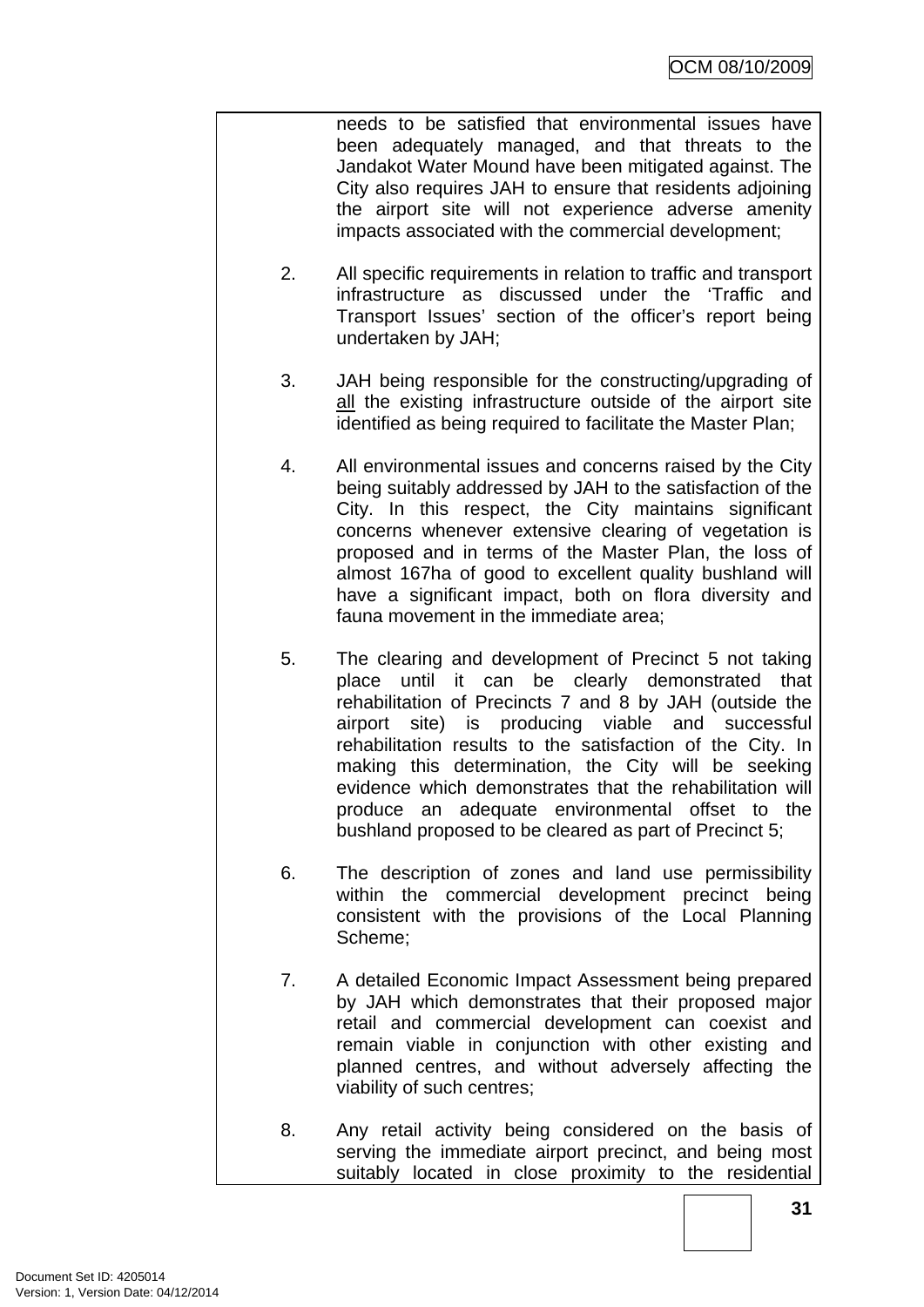needs to be satisfied that environmental issues have been adequately managed, and that threats to the Jandakot Water Mound have been mitigated against. The City also requires JAH to ensure that residents adjoining the airport site will not experience adverse amenity impacts associated with the commercial development;

2. All specific requirements in relation to traffic and transport infrastructure as discussed under the 'Traffic and Transport Issues' section of the officer's report being undertaken by JAH;

3. JAH being responsible for the constructing/upgrading of <u>all</u> the existing infrastructure outside of the airport site identified as being required to facilitate the Master Plan;

4. All environmental issues and concerns raised by the City being suitably addressed by JAH to the satisfaction of the City. In this respect, the City maintains significant concerns whenever extensive clearing of vegetation is proposed and in terms of the Master Plan, the loss of almost 167ha of good to excellent quality bushland will have a significant impact, both on flora diversity and fauna movement in the immediate area;

5. The clearing and development of Precinct 5 not taking place until it can be clearly demonstrated that rehabilitation of Precincts 7 and 8 by JAH (outside the airport site) is producing viable and successful rehabilitation results to the satisfaction of the City. In making this determination, the City will be seeking evidence which demonstrates that the rehabilitation will produce an adequate environmental offset to the bushland proposed to be cleared as part of Precinct 5;

6. The description of zones and land use permissibility within the commercial development precinct being consistent with the provisions of the Local Planning Scheme;

7. A detailed Economic Impact Assessment being prepared by JAH which demonstrates that their proposed major retail and commercial development can coexist and remain viable in conjunction with other existing and planned centres, and without adversely affecting the viability of such centres;

8. Any retail activity being considered on the basis of serving the immediate airport precinct, and being most suitably located in close proximity to the residential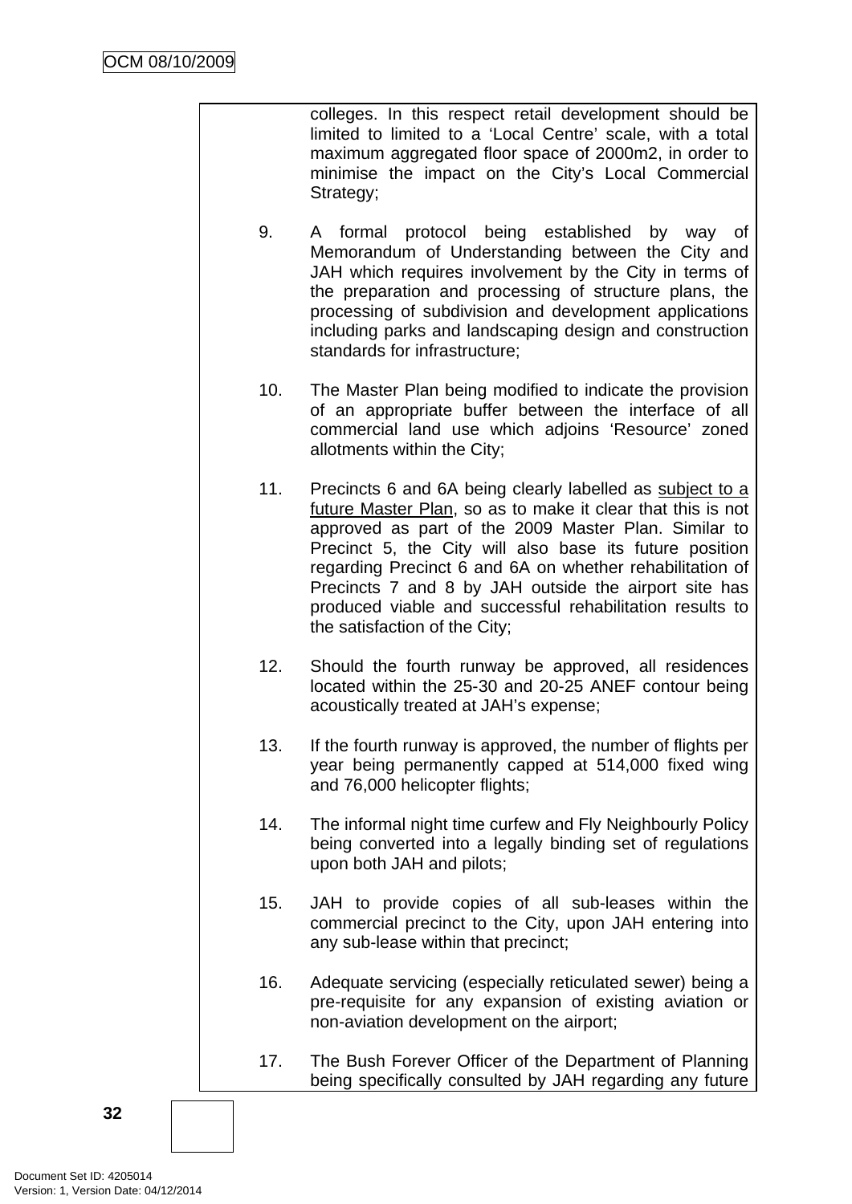colleges. In this respect retail development should be limited to limited to a 'Local Centre' scale, with a total maximum aggregated floor space of 2000m2, in order to minimise the impact on the City's Local Commercial Strategy;

9. A formal protocol being established by way of Memorandum of Understanding between the City and JAH which requires involvement by the City in terms of the preparation and processing of structure plans, the processing of subdivision and development applications including parks and landscaping design and construction standards for infrastructure;

10. The Master Plan being modified to indicate the provision of an appropriate buffer between the interface of all commercial land use which adjoins 'Resource' zoned allotments within the City;

11. Precincts 6 and 6A being clearly labelled as <u>subject to a future Master Plan</u>, so as to make it clear that this is not approved as part of the 2009 Master Plan. Similar to Precinct 5, the City will also base its future position regarding Precinct 6 and 6A on whether rehabilitation of Precincts 7 and 8 by JAH outside the airport site has produced viable and successful rehabilitation results to the satisfaction of the City;

12. Should the fourth runway be approved, all residences located within the 25-30 and 20-25 ANEF contour being acoustically treated at JAH's expense;

13. If the fourth runway is approved, the number of flights per year being permanently capped at 514,000 fixed wing and 76,000 helicopter flights;

14. The informal night time curfew and Fly Neighbourly Policy being converted into a legally binding set of regulations upon both JAH and pilots;

15. JAH to provide copies of all sub-leases within the commercial precinct to the City, upon JAH entering into any sub-lease within that precinct;

16. Adequate servicing (especially reticulated sewer) being a pre-requisite for any expansion of existing aviation or non-aviation development on the airport;

17. The Bush Forever Officer of the Department of Planning being specifically consulted by JAH regarding any future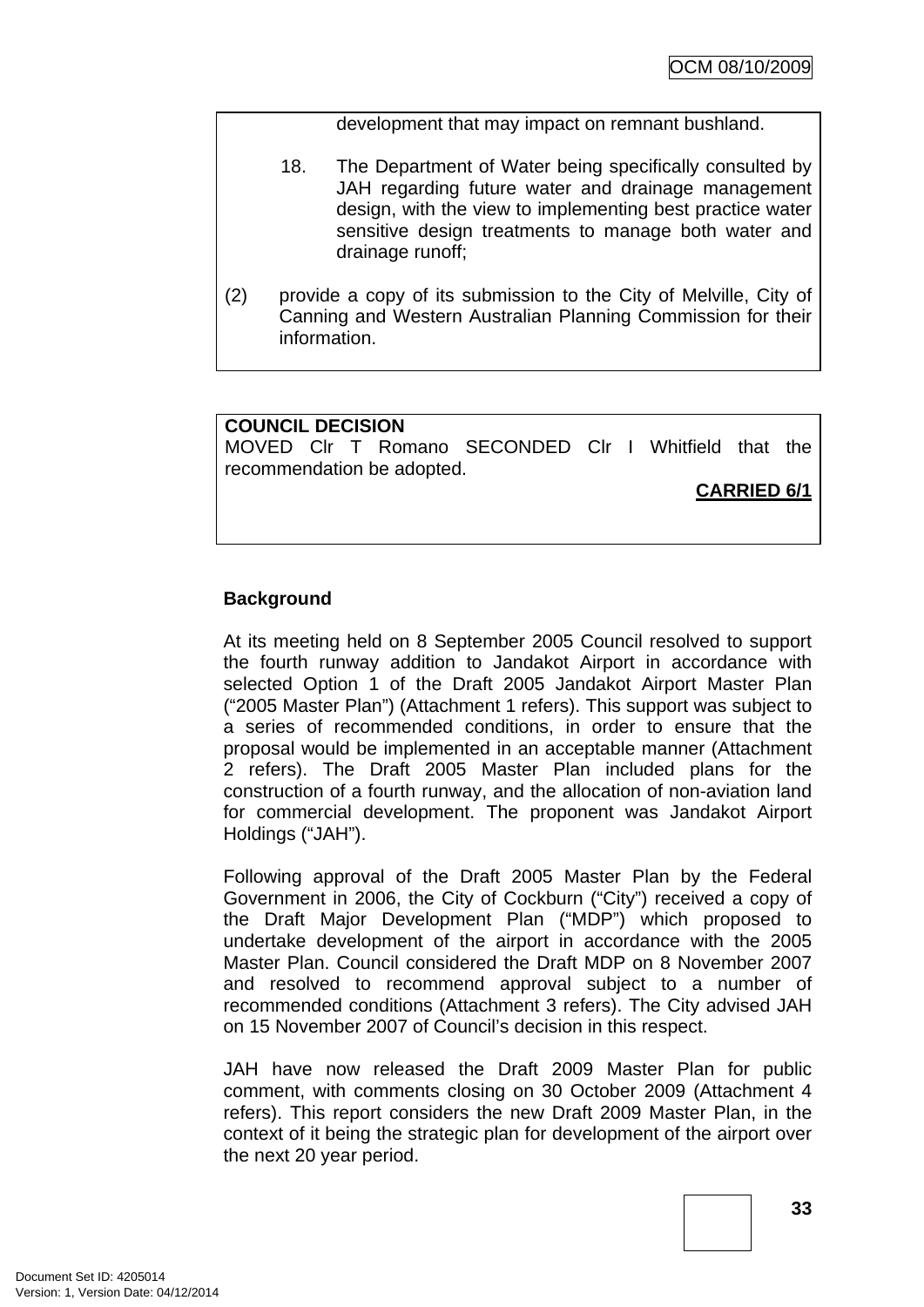development that may impact on remnant bushland.

18. The Department of Water being specifically consulted by JAH regarding future water and drainage management design, with the view to implementing best practice water sensitive design treatments to manage both water and drainage runoff;

(2) provide a copy of its submission to the City of Melville, City of Canning and Western Australian Planning Commission for their information.

**COUNCIL DECISION**
MOVED Clr T Romano SECONDED Clr I Whitfield that the recommendation be adopted.

**CARRIED 6/1**

**Background**

At its meeting held on 8 September 2005 Council resolved to support the fourth runway addition to Jandakot Airport in accordance with selected Option 1 of the Draft 2005 Jandakot Airport Master Plan ("2005 Master Plan") (Attachment 1 refers). This support was subject to a series of recommended conditions, in order to ensure that the proposal would be implemented in an acceptable manner (Attachment 2 refers). The Draft 2005 Master Plan included plans for the construction of a fourth runway, and the allocation of non-aviation land for commercial development. The proponent was Jandakot Airport Holdings ("JAH").

Following approval of the Draft 2005 Master Plan by the Federal Government in 2006, the City of Cockburn ("City") received a copy of the Draft Major Development Plan ("MDP") which proposed to undertake development of the airport in accordance with the 2005 Master Plan. Council considered the Draft MDP on 8 November 2007 and resolved to recommend approval subject to a number of recommended conditions (Attachment 3 refers). The City advised JAH on 15 November 2007 of Council's decision in this respect.

JAH have now released the Draft 2009 Master Plan for public comment, with comments closing on 30 October 2009 (Attachment 4 refers). This report considers the new Draft 2009 Master Plan, in the context of it being the strategic plan for development of the airport over the next 20 year period.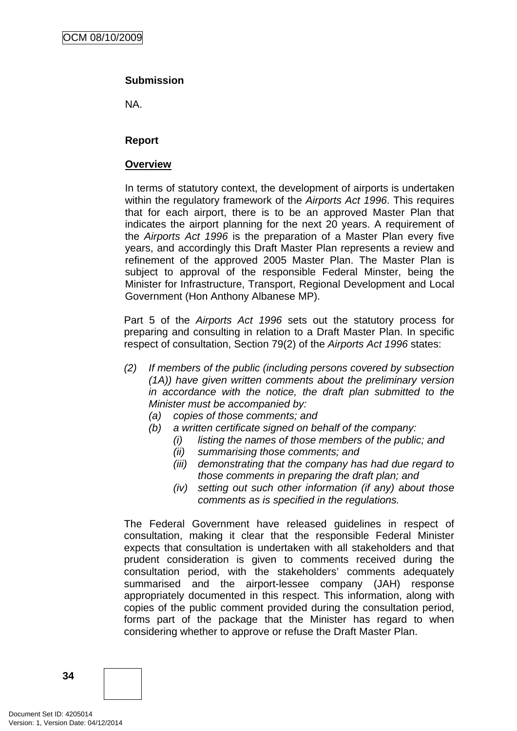**Submission**

NA.

**Report**

**Overview**

In terms of statutory context, the development of airports is undertaken within the regulatory framework of the *Airports Act 1996*. This requires that for each airport, there is to be an approved Master Plan that indicates the airport planning for the next 20 years. A requirement of the *Airports Act 1996* is the preparation of a Master Plan every five years, and accordingly this Draft Master Plan represents a review and refinement of the approved 2005 Master Plan. The Master Plan is subject to approval of the responsible Federal Minster, being the Minister for Infrastructure, Transport, Regional Development and Local Government (Hon Anthony Albanese MP).

Part 5 of the *Airports Act 1996* sets out the statutory process for preparing and consulting in relation to a Draft Master Plan. In specific respect of consultation, Section 79(2) of the *Airports Act 1996* states:

*(2) If members of the public (including persons covered by subsection (1A)) have given written comments about the preliminary version in accordance with the notice, the draft plan submitted to the Minister must be accompanied by:*
- *(a) copies of those comments; and*
- *(b) a written certificate signed on behalf of the company:*
  - *(i) listing the names of those members of the public; and*
  - *(ii) summarising those comments; and*
  - *(iii) demonstrating that the company has had due regard to those comments in preparing the draft plan; and*
  - *(iv) setting out such other information (if any) about those comments as is specified in the regulations.*

The Federal Government have released guidelines in respect of consultation, making it clear that the responsible Federal Minister expects that consultation is undertaken with all stakeholders and that prudent consideration is given to comments received during the consultation period, with the stakeholders' comments adequately summarised and the airport-lessee company (JAH) response appropriately documented in this respect. This information, along with copies of the public comment provided during the consultation period, forms part of the package that the Minister has regard to when considering whether to approve or refuse the Draft Master Plan.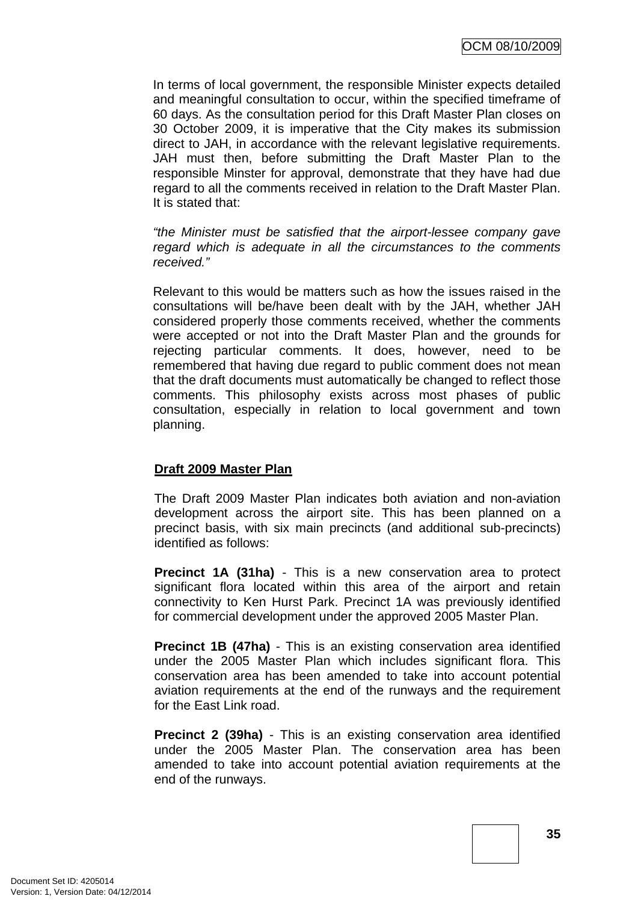In terms of local government, the responsible Minister expects detailed and meaningful consultation to occur, within the specified timeframe of 60 days. As the consultation period for this Draft Master Plan closes on 30 October 2009, it is imperative that the City makes its submission direct to JAH, in accordance with the relevant legislative requirements. JAH must then, before submitting the Draft Master Plan to the responsible Minster for approval, demonstrate that they have had due regard to all the comments received in relation to the Draft Master Plan. It is stated that:

*"the Minister must be satisfied that the airport-lessee company gave regard which is adequate in all the circumstances to the comments received."*

Relevant to this would be matters such as how the issues raised in the consultations will be/have been dealt with by the JAH, whether JAH considered properly those comments received, whether the comments were accepted or not into the Draft Master Plan and the grounds for rejecting particular comments. It does, however, need to be remembered that having due regard to public comment does not mean that the draft documents must automatically be changed to reflect those comments. This philosophy exists across most phases of public consultation, especially in relation to local government and town planning.

**Draft 2009 Master Plan**

The Draft 2009 Master Plan indicates both aviation and non-aviation development across the airport site. This has been planned on a precinct basis, with six main precincts (and additional sub-precincts) identified as follows:

**Precinct 1A (31ha)** - This is a new conservation area to protect significant flora located within this area of the airport and retain connectivity to Ken Hurst Park. Precinct 1A was previously identified for commercial development under the approved 2005 Master Plan.

**Precinct 1B (47ha)** - This is an existing conservation area identified under the 2005 Master Plan which includes significant flora. This conservation area has been amended to take into account potential aviation requirements at the end of the runways and the requirement for the East Link road.

**Precinct 2 (39ha)** - This is an existing conservation area identified under the 2005 Master Plan. The conservation area has been amended to take into account potential aviation requirements at the end of the runways.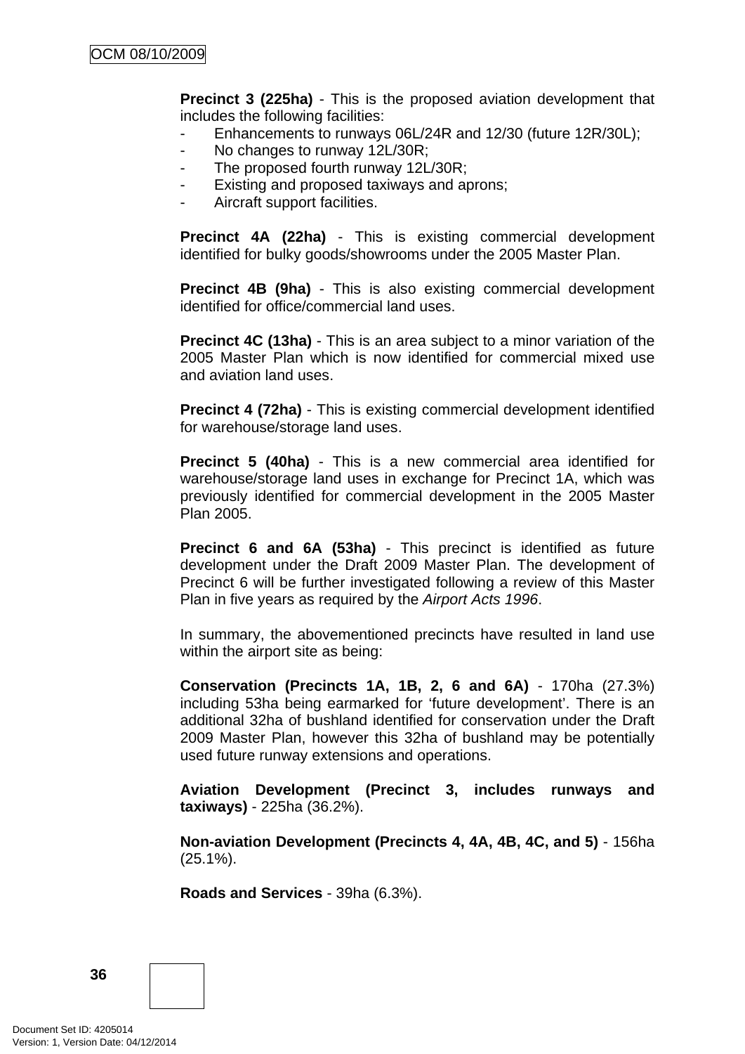**Precinct 3 (225ha)** - This is the proposed aviation development that includes the following facilities:

- Enhancements to runways 06L/24R and 12/30 (future 12R/30L);
- No changes to runway 12L/30R;
- The proposed fourth runway 12L/30R;
- Existing and proposed taxiways and aprons;
- Aircraft support facilities.

**Precinct 4A (22ha)** - This is existing commercial development identified for bulky goods/showrooms under the 2005 Master Plan.

**Precinct 4B (9ha)** - This is also existing commercial development identified for office/commercial land uses.

**Precinct 4C (13ha)** - This is an area subject to a minor variation of the 2005 Master Plan which is now identified for commercial mixed use and aviation land uses.

**Precinct 4 (72ha)** - This is existing commercial development identified for warehouse/storage land uses.

**Precinct 5 (40ha)** - This is a new commercial area identified for warehouse/storage land uses in exchange for Precinct 1A, which was previously identified for commercial development in the 2005 Master Plan 2005.

**Precinct 6 and 6A (53ha)** - This precinct is identified as future development under the Draft 2009 Master Plan. The development of Precinct 6 will be further investigated following a review of this Master Plan in five years as required by the *Airport Acts 1996*.

In summary, the abovementioned precincts have resulted in land use within the airport site as being:

**Conservation (Precincts 1A, 1B, 2, 6 and 6A)** - 170ha (27.3%) including 53ha being earmarked for 'future development'. There is an additional 32ha of bushland identified for conservation under the Draft 2009 Master Plan, however this 32ha of bushland may be potentially used future runway extensions and operations.

**Aviation Development (Precinct 3, includes runways and taxiways)** - 225ha (36.2%).

**Non-aviation Development (Precincts 4, 4A, 4B, 4C, and 5)** - 156ha (25.1%).

**Roads and Services** - 39ha (6.3%).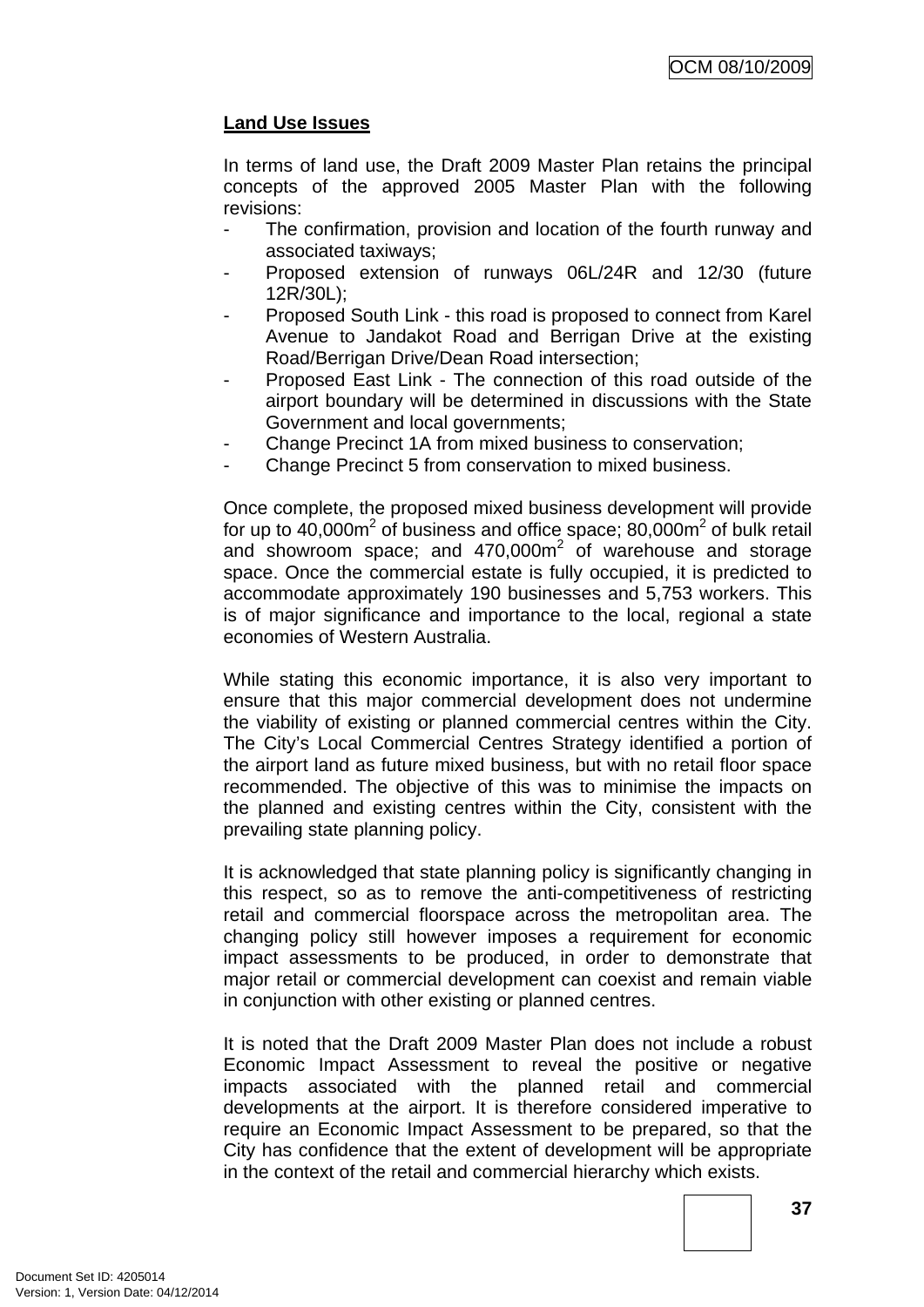**Land Use Issues**

In terms of land use, the Draft 2009 Master Plan retains the principal concepts of the approved 2005 Master Plan with the following revisions:

- The confirmation, provision and location of the fourth runway and associated taxiways;
- Proposed extension of runways 06L/24R and 12/30 (future 12R/30L);
- Proposed South Link - this road is proposed to connect from Karel Avenue to Jandakot Road and Berrigan Drive at the existing Road/Berrigan Drive/Dean Road intersection;
- Proposed East Link - The connection of this road outside of the airport boundary will be determined in discussions with the State Government and local governments;
- Change Precinct 1A from mixed business to conservation;
- Change Precinct 5 from conservation to mixed business.

Once complete, the proposed mixed business development will provide for up to 40,000m$^2$ of business and office space; 80,000m$^2$ of bulk retail and showroom space; and 470,000m$^2$ of warehouse and storage space. Once the commercial estate is fully occupied, it is predicted to accommodate approximately 190 businesses and 5,753 workers. This is of major significance and importance to the local, regional a state economies of Western Australia.

While stating this economic importance, it is also very important to ensure that this major commercial development does not undermine the viability of existing or planned commercial centres within the City. The City's Local Commercial Centres Strategy identified a portion of the airport land as future mixed business, but with no retail floor space recommended. The objective of this was to minimise the impacts on the planned and existing centres within the City, consistent with the prevailing state planning policy.

It is acknowledged that state planning policy is significantly changing in this respect, so as to remove the anti-competitiveness of restricting retail and commercial floorspace across the metropolitan area. The changing policy still however imposes a requirement for economic impact assessments to be produced, in order to demonstrate that major retail or commercial development can coexist and remain viable in conjunction with other existing or planned centres.

It is noted that the Draft 2009 Master Plan does not include a robust Economic Impact Assessment to reveal the positive or negative impacts associated with the planned retail and commercial developments at the airport. It is therefore considered imperative to require an Economic Impact Assessment to be prepared, so that the City has confidence that the extent of development will be appropriate in the context of the retail and commercial hierarchy which exists.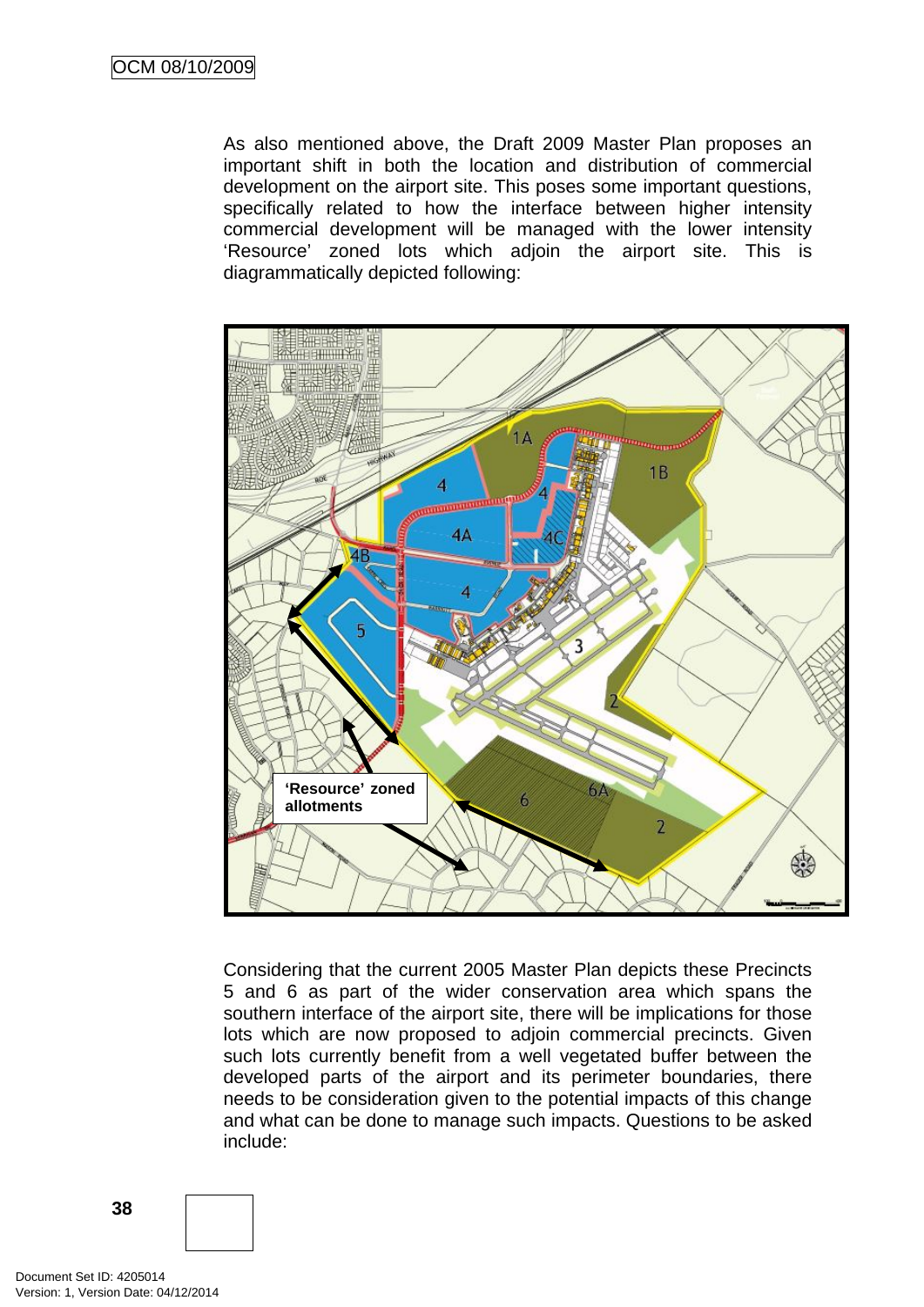As also mentioned above, the Draft 2009 Master Plan proposes an important shift in both the location and distribution of commercial development on the airport site. This poses some important questions, specifically related to how the interface between higher intensity commercial development will be managed with the lower intensity ‘Resource’ zoned lots which adjoin the airport site. This is diagrammatically depicted following:

Considering that the current 2005 Master Plan depicts these Precincts 5 and 6 as part of the wider conservation area which spans the southern interface of the airport site, there will be implications for those lots which are now proposed to adjoin commercial precincts. Given such lots currently benefit from a well vegetated buffer between the developed parts of the airport and its perimeter boundaries, there needs to be consideration given to the potential impacts of this change and what can be done to manage such impacts. Questions to be asked include: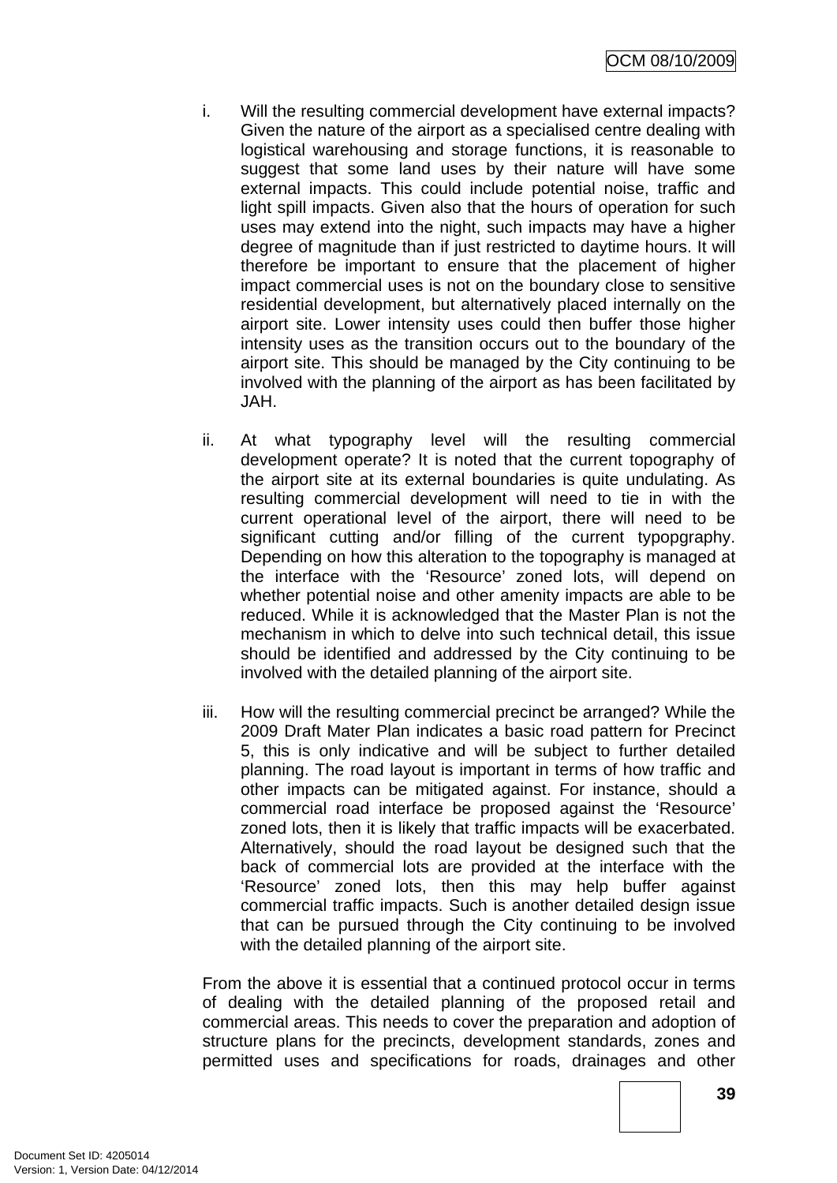i. Will the resulting commercial development have external impacts? Given the nature of the airport as a specialised centre dealing with logistical warehousing and storage functions, it is reasonable to suggest that some land uses by their nature will have some external impacts. This could include potential noise, traffic and light spill impacts. Given also that the hours of operation for such uses may extend into the night, such impacts may have a higher degree of magnitude than if just restricted to daytime hours. It will therefore be important to ensure that the placement of higher impact commercial uses is not on the boundary close to sensitive residential development, but alternatively placed internally on the airport site. Lower intensity uses could then buffer those higher intensity uses as the transition occurs out to the boundary of the airport site. This should be managed by the City continuing to be involved with the planning of the airport as has been facilitated by JAH.

ii. At what typography level will the resulting commercial development operate? It is noted that the current topography of the airport site at its external boundaries is quite undulating. As resulting commercial development will need to tie in with the current operational level of the airport, there will need to be significant cutting and/or filling of the current typopgraphy. Depending on how this alteration to the topography is managed at the interface with the 'Resource' zoned lots, will depend on whether potential noise and other amenity impacts are able to be reduced. While it is acknowledged that the Master Plan is not the mechanism in which to delve into such technical detail, this issue should be identified and addressed by the City continuing to be involved with the detailed planning of the airport site.

iii. How will the resulting commercial precinct be arranged? While the 2009 Draft Mater Plan indicates a basic road pattern for Precinct 5, this is only indicative and will be subject to further detailed planning. The road layout is important in terms of how traffic and other impacts can be mitigated against. For instance, should a commercial road interface be proposed against the 'Resource' zoned lots, then it is likely that traffic impacts will be exacerbated. Alternatively, should the road layout be designed such that the back of commercial lots are provided at the interface with the 'Resource' zoned lots, then this may help buffer against commercial traffic impacts. Such is another detailed design issue that can be pursued through the City continuing to be involved with the detailed planning of the airport site.

From the above it is essential that a continued protocol occur in terms of dealing with the detailed planning of the proposed retail and commercial areas. This needs to cover the preparation and adoption of structure plans for the precincts, development standards, zones and permitted uses and specifications for roads, drainages and other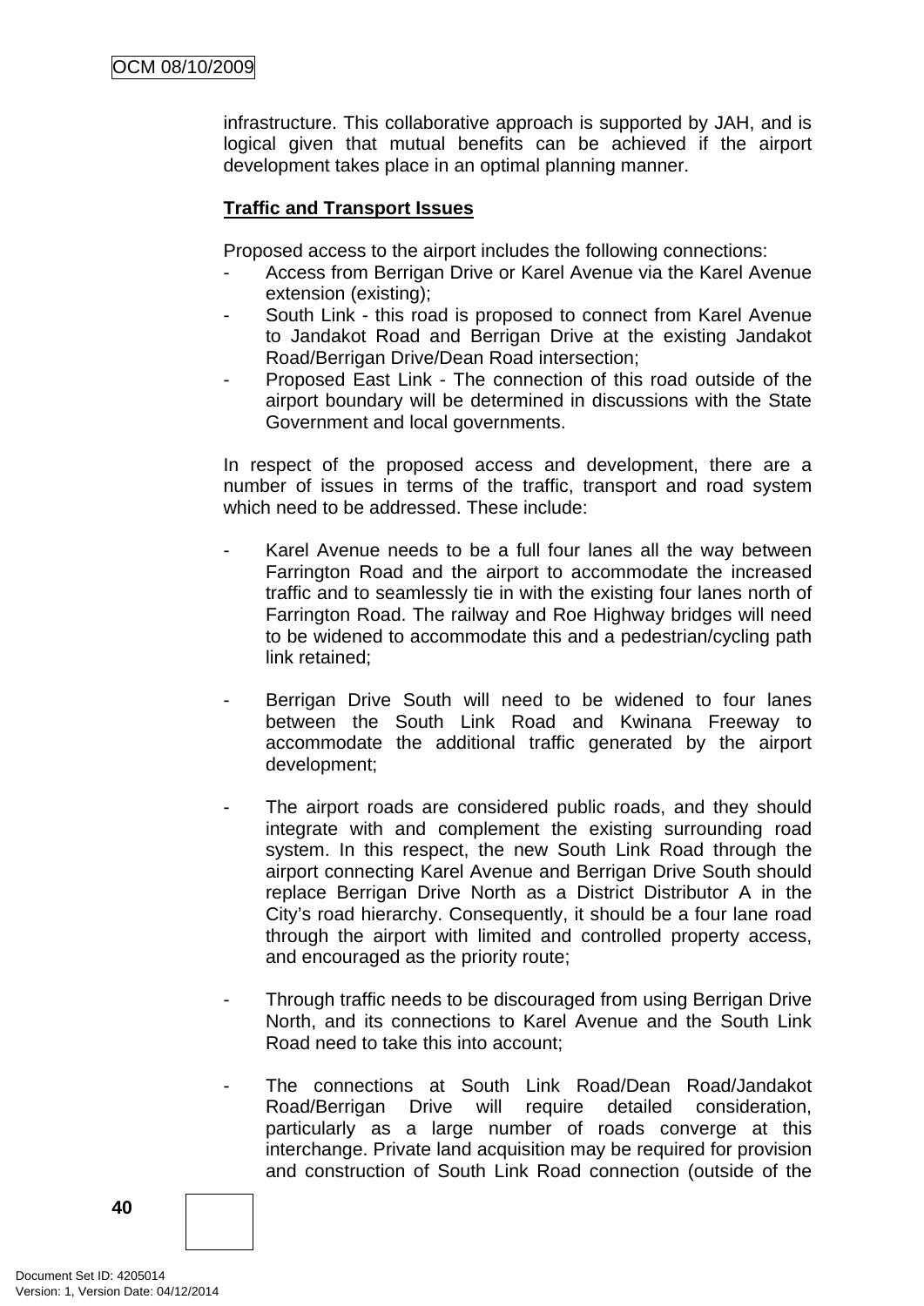infrastructure. This collaborative approach is supported by JAH, and is logical given that mutual benefits can be achieved if the airport development takes place in an optimal planning manner.

**Traffic and Transport Issues**

Proposed access to the airport includes the following connections:

- Access from Berrigan Drive or Karel Avenue via the Karel Avenue extension (existing);
- South Link - this road is proposed to connect from Karel Avenue to Jandakot Road and Berrigan Drive at the existing Jandakot Road/Berrigan Drive/Dean Road intersection;
- Proposed East Link - The connection of this road outside of the airport boundary will be determined in discussions with the State Government and local governments.

In respect of the proposed access and development, there are a number of issues in terms of the traffic, transport and road system which need to be addressed. These include:

- Karel Avenue needs to be a full four lanes all the way between Farrington Road and the airport to accommodate the increased traffic and to seamlessly tie in with the existing four lanes north of Farrington Road. The railway and Roe Highway bridges will need to be widened to accommodate this and a pedestrian/cycling path link retained;

- Berrigan Drive South will need to be widened to four lanes between the South Link Road and Kwinana Freeway to accommodate the additional traffic generated by the airport development;

- The airport roads are considered public roads, and they should integrate with and complement the existing surrounding road system. In this respect, the new South Link Road through the airport connecting Karel Avenue and Berrigan Drive South should replace Berrigan Drive North as a District Distributor A in the City's road hierarchy. Consequently, it should be a four lane road through the airport with limited and controlled property access, and encouraged as the priority route;

- Through traffic needs to be discouraged from using Berrigan Drive North, and its connections to Karel Avenue and the South Link Road need to take this into account;

- The connections at South Link Road/Dean Road/Jandakot Road/Berrigan Drive will require detailed consideration, particularly as a large number of roads converge at this interchange. Private land acquisition may be required for provision and construction of South Link Road connection (outside of the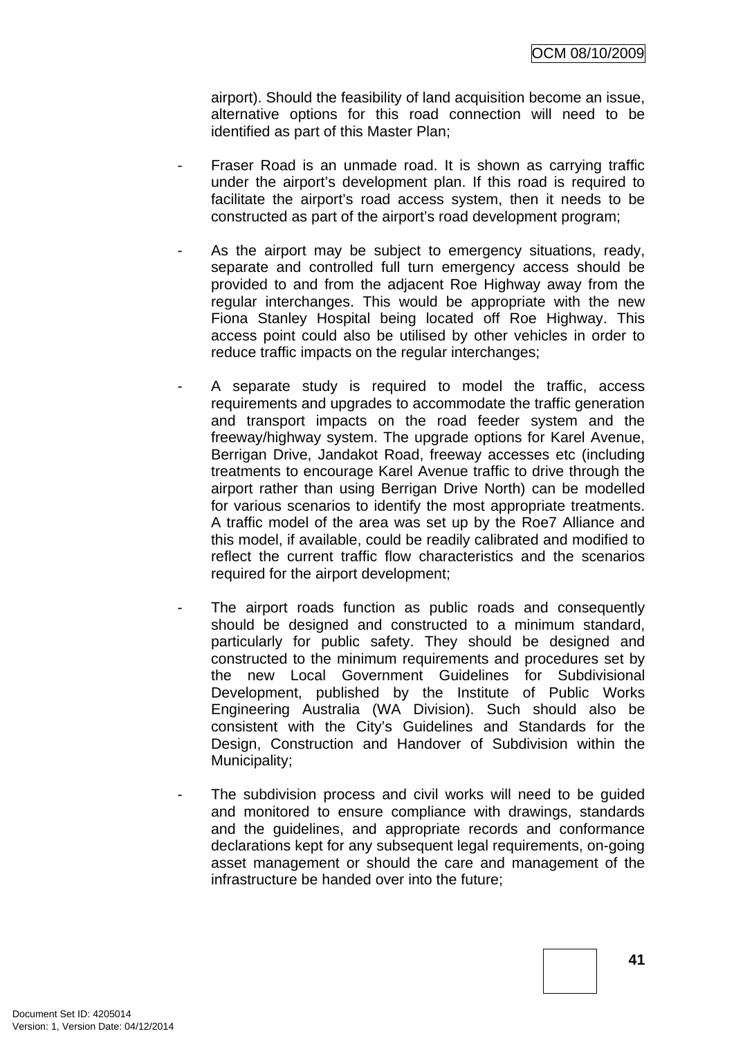airport). Should the feasibility of land acquisition become an issue, alternative options for this road connection will need to be identified as part of this Master Plan;

- Fraser Road is an unmade road. It is shown as carrying traffic under the airport's development plan. If this road is required to facilitate the airport's road access system, then it needs to be constructed as part of the airport's road development program;

- As the airport may be subject to emergency situations, ready, separate and controlled full turn emergency access should be provided to and from the adjacent Roe Highway away from the regular interchanges. This would be appropriate with the new Fiona Stanley Hospital being located off Roe Highway. This access point could also be utilised by other vehicles in order to reduce traffic impacts on the regular interchanges;

- A separate study is required to model the traffic, access requirements and upgrades to accommodate the traffic generation and transport impacts on the road feeder system and the freeway/highway system. The upgrade options for Karel Avenue, Berrigan Drive, Jandakot Road, freeway accesses etc (including treatments to encourage Karel Avenue traffic to drive through the airport rather than using Berrigan Drive North) can be modelled for various scenarios to identify the most appropriate treatments. A traffic model of the area was set up by the Roe7 Alliance and this model, if available, could be readily calibrated and modified to reflect the current traffic flow characteristics and the scenarios required for the airport development;

- The airport roads function as public roads and consequently should be designed and constructed to a minimum standard, particularly for public safety. They should be designed and constructed to the minimum requirements and procedures set by the new Local Government Guidelines for Subdivisional Development, published by the Institute of Public Works Engineering Australia (WA Division). Such should also be consistent with the City's Guidelines and Standards for the Design, Construction and Handover of Subdivision within the Municipality;

- The subdivision process and civil works will need to be guided and monitored to ensure compliance with drawings, standards and the guidelines, and appropriate records and conformance declarations kept for any subsequent legal requirements, on-going asset management or should the care and management of the infrastructure be handed over into the future;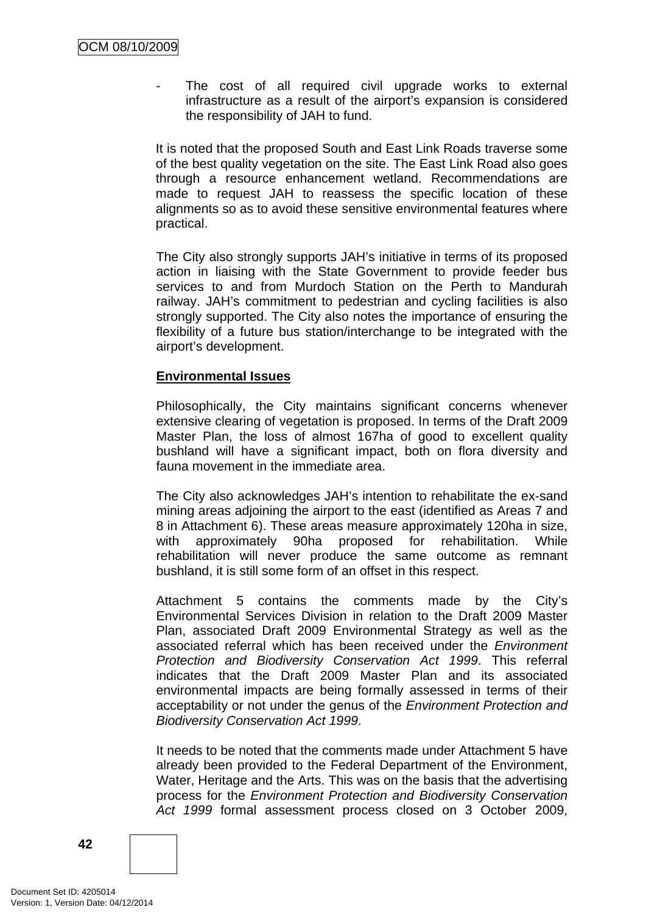- The cost of all required civil upgrade works to external infrastructure as a result of the airport's expansion is considered the responsibility of JAH to fund.

It is noted that the proposed South and East Link Roads traverse some of the best quality vegetation on the site. The East Link Road also goes through a resource enhancement wetland. Recommendations are made to request JAH to reassess the specific location of these alignments so as to avoid these sensitive environmental features where practical.

The City also strongly supports JAH's initiative in terms of its proposed action in liaising with the State Government to provide feeder bus services to and from Murdoch Station on the Perth to Mandurah railway. JAH's commitment to pedestrian and cycling facilities is also strongly supported. The City also notes the importance of ensuring the flexibility of a future bus station/interchange to be integrated with the airport's development.

**Environmental Issues**

Philosophically, the City maintains significant concerns whenever extensive clearing of vegetation is proposed. In terms of the Draft 2009 Master Plan, the loss of almost 167ha of good to excellent quality bushland will have a significant impact, both on flora diversity and fauna movement in the immediate area.

The City also acknowledges JAH's intention to rehabilitate the ex-sand mining areas adjoining the airport to the east (identified as Areas 7 and 8 in Attachment 6). These areas measure approximately 120ha in size, with approximately 90ha proposed for rehabilitation. While rehabilitation will never produce the same outcome as remnant bushland, it is still some form of an offset in this respect.

Attachment 5 contains the comments made by the City's Environmental Services Division in relation to the Draft 2009 Master Plan, associated Draft 2009 Environmental Strategy as well as the associated referral which has been received under the *Environment Protection and Biodiversity Conservation Act 1999*. This referral indicates that the Draft 2009 Master Plan and its associated environmental impacts are being formally assessed in terms of their acceptability or not under the genus of the *Environment Protection and Biodiversity Conservation Act 1999*.

It needs to be noted that the comments made under Attachment 5 have already been provided to the Federal Department of the Environment, Water, Heritage and the Arts. This was on the basis that the advertising process for the *Environment Protection and Biodiversity Conservation Act 1999* formal assessment process closed on 3 October 2009,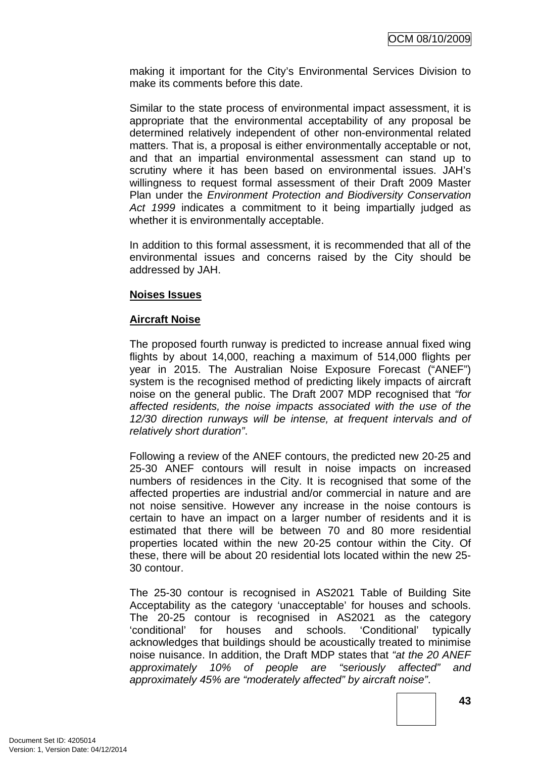making it important for the City's Environmental Services Division to make its comments before this date.

Similar to the state process of environmental impact assessment, it is appropriate that the environmental acceptability of any proposal be determined relatively independent of other non-environmental related matters. That is, a proposal is either environmentally acceptable or not, and that an impartial environmental assessment can stand up to scrutiny where it has been based on environmental issues. JAH's willingness to request formal assessment of their Draft 2009 Master Plan under the *Environment Protection and Biodiversity Conservation Act 1999* indicates a commitment to it being impartially judged as whether it is environmentally acceptable.

In addition to this formal assessment, it is recommended that all of the environmental issues and concerns raised by the City should be addressed by JAH.

**Noises Issues**

**Aircraft Noise**

The proposed fourth runway is predicted to increase annual fixed wing flights by about 14,000, reaching a maximum of 514,000 flights per year in 2015. The Australian Noise Exposure Forecast ("ANEF") system is the recognised method of predicting likely impacts of aircraft noise on the general public. The Draft 2007 MDP recognised that *"for affected residents, the noise impacts associated with the use of the 12/30 direction runways will be intense, at frequent intervals and of relatively short duration"*.

Following a review of the ANEF contours, the predicted new 20-25 and 25-30 ANEF contours will result in noise impacts on increased numbers of residences in the City. It is recognised that some of the affected properties are industrial and/or commercial in nature and are not noise sensitive. However any increase in the noise contours is certain to have an impact on a larger number of residents and it is estimated that there will be between 70 and 80 more residential properties located within the new 20-25 contour within the City. Of these, there will be about 20 residential lots located within the new 25-30 contour.

The 25-30 contour is recognised in AS2021 Table of Building Site Acceptability as the category 'unacceptable' for houses and schools. The 20-25 contour is recognised in AS2021 as the category 'conditional' for houses and schools. 'Conditional' typically acknowledges that buildings should be acoustically treated to minimise noise nuisance. In addition, the Draft MDP states that *"at the 20 ANEF approximately 10% of people are "seriously affected" and approximately 45% are "moderately affected" by aircraft noise"*.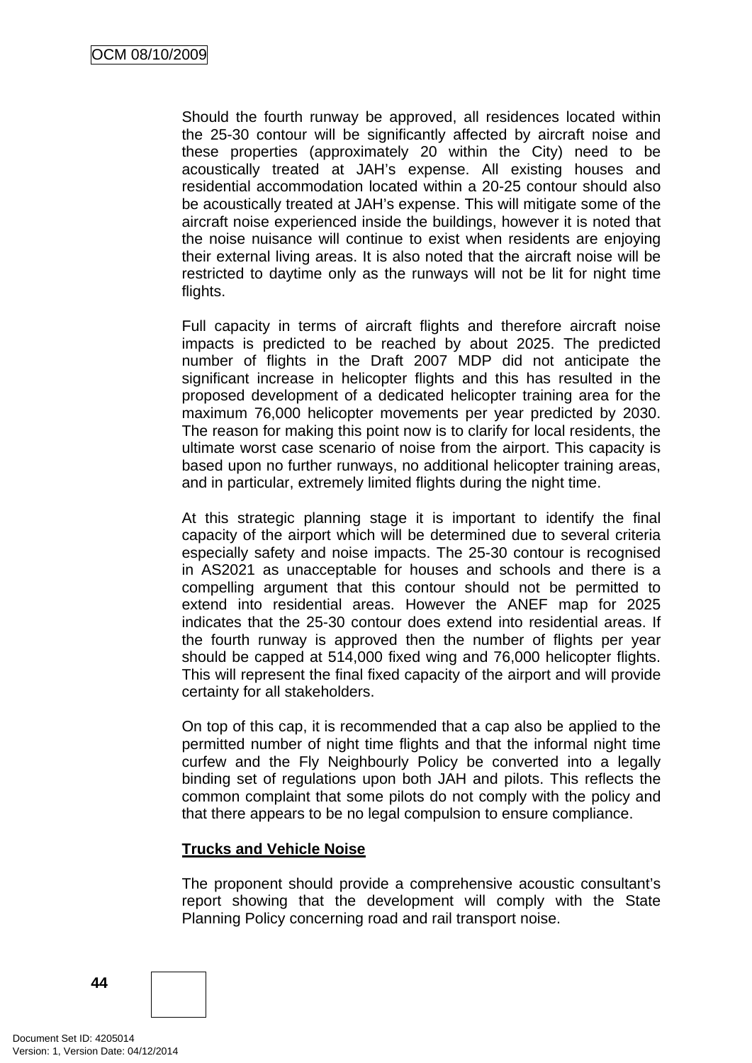Should the fourth runway be approved, all residences located within the 25-30 contour will be significantly affected by aircraft noise and these properties (approximately 20 within the City) need to be acoustically treated at JAH's expense. All existing houses and residential accommodation located within a 20-25 contour should also be acoustically treated at JAH's expense. This will mitigate some of the aircraft noise experienced inside the buildings, however it is noted that the noise nuisance will continue to exist when residents are enjoying their external living areas. It is also noted that the aircraft noise will be restricted to daytime only as the runways will not be lit for night time flights.

Full capacity in terms of aircraft flights and therefore aircraft noise impacts is predicted to be reached by about 2025. The predicted number of flights in the Draft 2007 MDP did not anticipate the significant increase in helicopter flights and this has resulted in the proposed development of a dedicated helicopter training area for the maximum 76,000 helicopter movements per year predicted by 2030. The reason for making this point now is to clarify for local residents, the ultimate worst case scenario of noise from the airport. This capacity is based upon no further runways, no additional helicopter training areas, and in particular, extremely limited flights during the night time.

At this strategic planning stage it is important to identify the final capacity of the airport which will be determined due to several criteria especially safety and noise impacts. The 25-30 contour is recognised in AS2021 as unacceptable for houses and schools and there is a compelling argument that this contour should not be permitted to extend into residential areas. However the ANEF map for 2025 indicates that the 25-30 contour does extend into residential areas. If the fourth runway is approved then the number of flights per year should be capped at 514,000 fixed wing and 76,000 helicopter flights. This will represent the final fixed capacity of the airport and will provide certainty for all stakeholders.

On top of this cap, it is recommended that a cap also be applied to the permitted number of night time flights and that the informal night time curfew and the Fly Neighbourly Policy be converted into a legally binding set of regulations upon both JAH and pilots. This reflects the common complaint that some pilots do not comply with the policy and that there appears to be no legal compulsion to ensure compliance.

**Trucks and Vehicle Noise**

The proponent should provide a comprehensive acoustic consultant's report showing that the development will comply with the State Planning Policy concerning road and rail transport noise.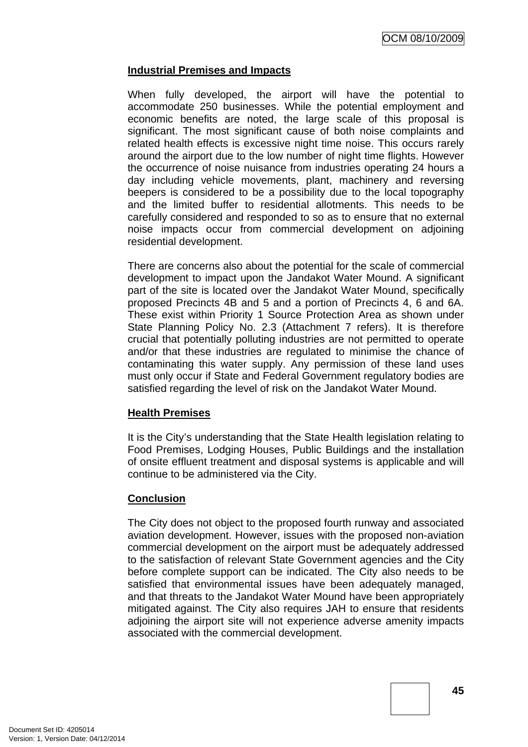**Industrial Premises and Impacts**

When fully developed, the airport will have the potential to accommodate 250 businesses. While the potential employment and economic benefits are noted, the large scale of this proposal is significant. The most significant cause of both noise complaints and related health effects is excessive night time noise. This occurs rarely around the airport due to the low number of night time flights. However the occurrence of noise nuisance from industries operating 24 hours a day including vehicle movements, plant, machinery and reversing beepers is considered to be a possibility due to the local topography and the limited buffer to residential allotments. This needs to be carefully considered and responded to so as to ensure that no external noise impacts occur from commercial development on adjoining residential development.

There are concerns also about the potential for the scale of commercial development to impact upon the Jandakot Water Mound. A significant part of the site is located over the Jandakot Water Mound, specifically proposed Precincts 4B and 5 and a portion of Precincts 4, 6 and 6A. These exist within Priority 1 Source Protection Area as shown under State Planning Policy No. 2.3 (Attachment 7 refers). It is therefore crucial that potentially polluting industries are not permitted to operate and/or that these industries are regulated to minimise the chance of contaminating this water supply. Any permission of these land uses must only occur if State and Federal Government regulatory bodies are satisfied regarding the level of risk on the Jandakot Water Mound.

**Health Premises**

It is the City's understanding that the State Health legislation relating to Food Premises, Lodging Houses, Public Buildings and the installation of onsite effluent treatment and disposal systems is applicable and will continue to be administered via the City.

**Conclusion**

The City does not object to the proposed fourth runway and associated aviation development. However, issues with the proposed non-aviation commercial development on the airport must be adequately addressed to the satisfaction of relevant State Government agencies and the City before complete support can be indicated. The City also needs to be satisfied that environmental issues have been adequately managed, and that threats to the Jandakot Water Mound have been appropriately mitigated against. The City also requires JAH to ensure that residents adjoining the airport site will not experience adverse amenity impacts associated with the commercial development.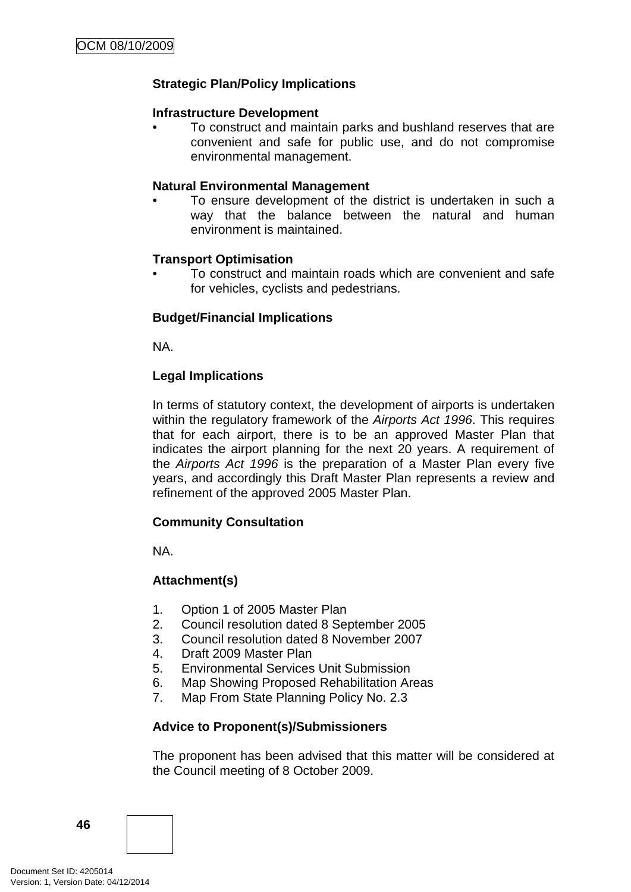**Strategic Plan/Policy Implications**

**Infrastructure Development**

- To construct and maintain parks and bushland reserves that are convenient and safe for public use, and do not compromise environmental management.

**Natural Environmental Management**

- To ensure development of the district is undertaken in such a way that the balance between the natural and human environment is maintained.

**Transport Optimisation**

- To construct and maintain roads which are convenient and safe for vehicles, cyclists and pedestrians.

**Budget/Financial Implications**

NA.

**Legal Implications**

In terms of statutory context, the development of airports is undertaken within the regulatory framework of the *Airports Act 1996*. This requires that for each airport, there is to be an approved Master Plan that indicates the airport planning for the next 20 years. A requirement of the *Airports Act 1996* is the preparation of a Master Plan every five years, and accordingly this Draft Master Plan represents a review and refinement of the approved 2005 Master Plan.

**Community Consultation**

NA.

**Attachment(s)**

1. Option 1 of 2005 Master Plan
2. Council resolution dated 8 September 2005
3. Council resolution dated 8 November 2007
4. Draft 2009 Master Plan
5. Environmental Services Unit Submission
6. Map Showing Proposed Rehabilitation Areas
7. Map From State Planning Policy No. 2.3

**Advice to Proponent(s)/Submissioners**

The proponent has been advised that this matter will be considered at the Council meeting of 8 October 2009.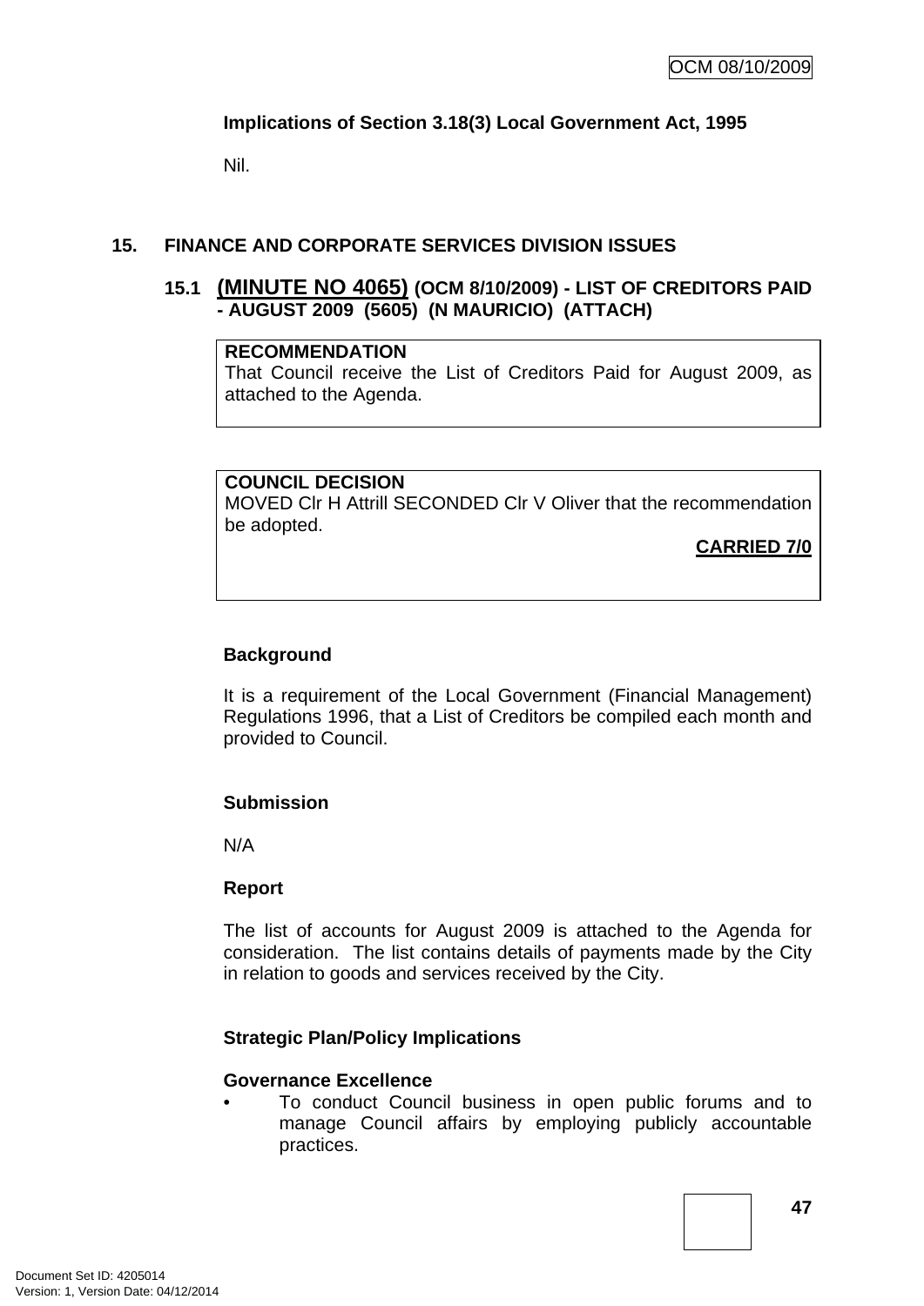**Implications of Section 3.18(3) Local Government Act, 1995**

Nil.

## 15. FINANCE AND CORPORATE SERVICES DIVISION ISSUES

### 15.1 (MINUTE NO 4065) (OCM 8/10/2009) - LIST OF CREDITORS PAID - AUGUST 2009 (5605) (N MAURICIO) (ATTACH)

**RECOMMENDATION**
That Council receive the List of Creditors Paid for August 2009, as attached to the Agenda.

**COUNCIL DECISION**
MOVED Clr H Attrill SECONDED Clr V Oliver that the recommendation be adopted.

**CARRIED 7/0**

**Background**

It is a requirement of the Local Government (Financial Management) Regulations 1996, that a List of Creditors be compiled each month and provided to Council.

**Submission**

N/A

**Report**

The list of accounts for August 2009 is attached to the Agenda for consideration. The list contains details of payments made by the City in relation to goods and services received by the City.

**Strategic Plan/Policy Implications**

**Governance Excellence**

- To conduct Council business in open public forums and to manage Council affairs by employing publicly accountable practices.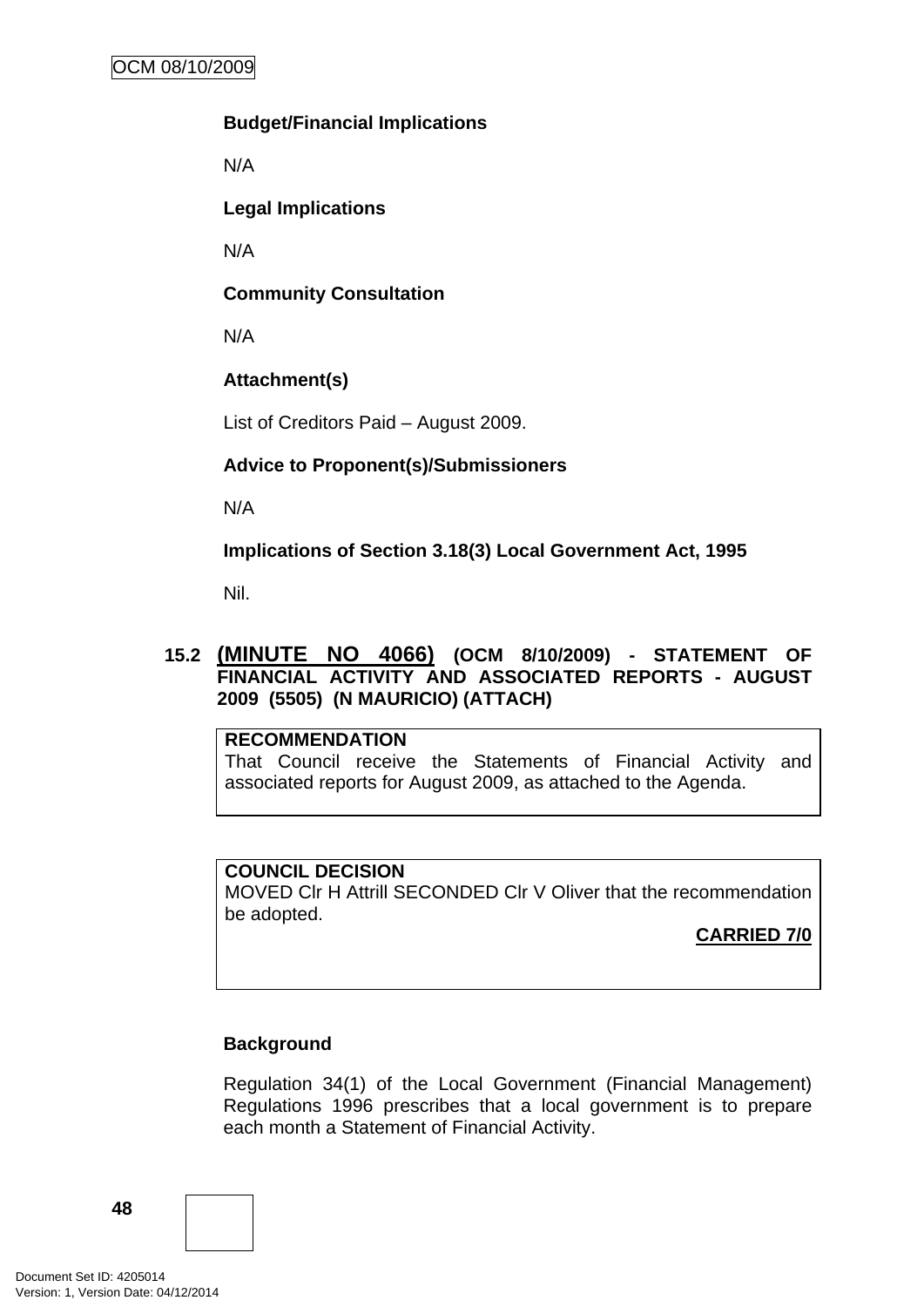**Budget/Financial Implications**

N/A

**Legal Implications**

N/A

**Community Consultation**

N/A

**Attachment(s)**

List of Creditors Paid – August 2009.

**Advice to Proponent(s)/Submissioners**

N/A

**Implications of Section 3.18(3) Local Government Act, 1995**

Nil.

## 15.2 (MINUTE NO 4066) (OCM 8/10/2009) - STATEMENT OF FINANCIAL ACTIVITY AND ASSOCIATED REPORTS - AUGUST 2009 (5505) (N MAURICIO) (ATTACH)

**RECOMMENDATION**
That Council receive the Statements of Financial Activity and associated reports for August 2009, as attached to the Agenda.

**COUNCIL DECISION**
MOVED Clr H Attrill SECONDED Clr V Oliver that the recommendation be adopted.

**CARRIED 7/0**

**Background**

Regulation 34(1) of the Local Government (Financial Management) Regulations 1996 prescribes that a local government is to prepare each month a Statement of Financial Activity.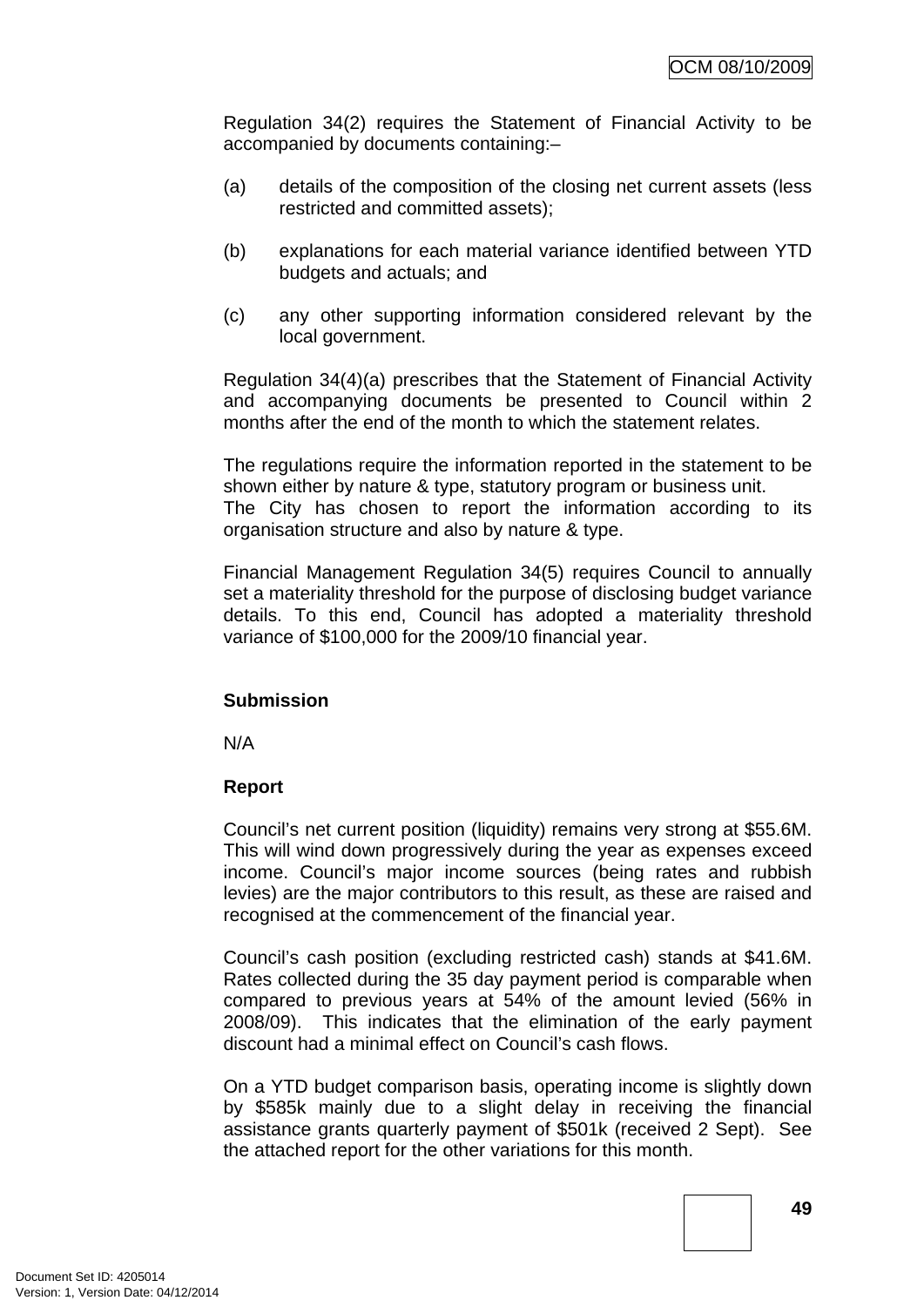Regulation 34(2) requires the Statement of Financial Activity to be accompanied by documents containing:–

(a) details of the composition of the closing net current assets (less restricted and committed assets);

(b) explanations for each material variance identified between YTD budgets and actuals; and

(c) any other supporting information considered relevant by the local government.

Regulation 34(4)(a) prescribes that the Statement of Financial Activity and accompanying documents be presented to Council within 2 months after the end of the month to which the statement relates.

The regulations require the information reported in the statement to be shown either by nature & type, statutory program or business unit.
The City has chosen to report the information according to its organisation structure and also by nature & type.

Financial Management Regulation 34(5) requires Council to annually set a materiality threshold for the purpose of disclosing budget variance details. To this end, Council has adopted a materiality threshold variance of $100,000 for the 2009/10 financial year.

**Submission**

N/A

**Report**

Council's net current position (liquidity) remains very strong at $55.6M. This will wind down progressively during the year as expenses exceed income. Council's major income sources (being rates and rubbish levies) are the major contributors to this result, as these are raised and recognised at the commencement of the financial year.

Council's cash position (excluding restricted cash) stands at $41.6M. Rates collected during the 35 day payment period is comparable when compared to previous years at 54% of the amount levied (56% in 2008/09). This indicates that the elimination of the early payment discount had a minimal effect on Council's cash flows.

On a YTD budget comparison basis, operating income is slightly down by $585k mainly due to a slight delay in receiving the financial assistance grants quarterly payment of $501k (received 2 Sept). See the attached report for the other variations for this month.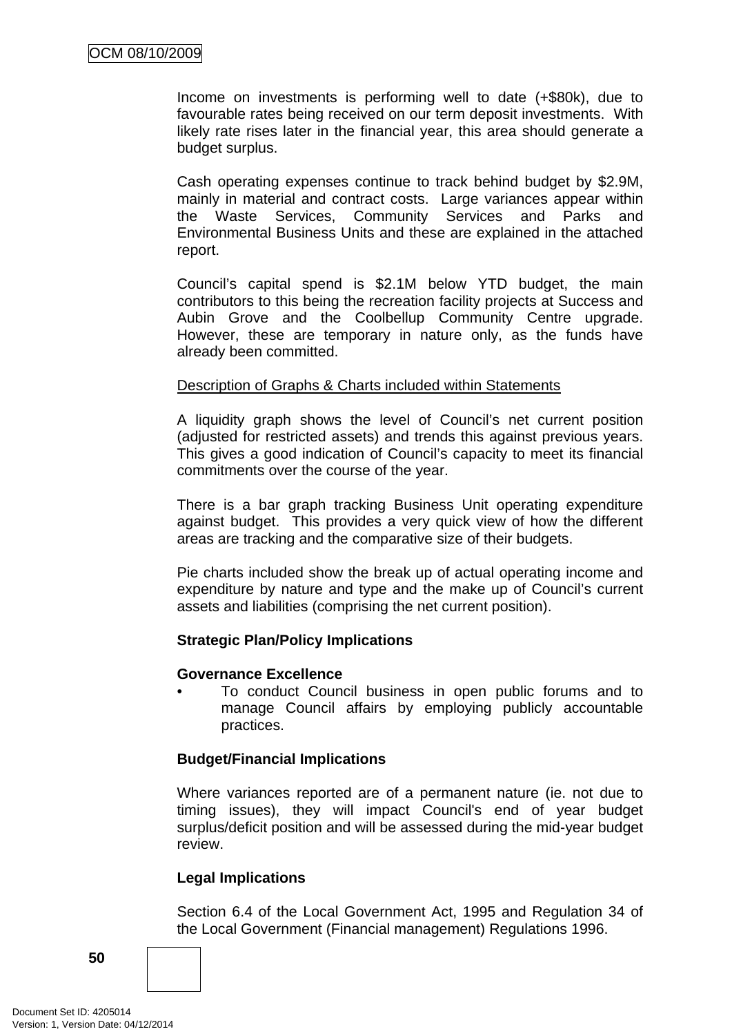Income on investments is performing well to date (+$80k), due to favourable rates being received on our term deposit investments. With likely rate rises later in the financial year, this area should generate a budget surplus.

Cash operating expenses continue to track behind budget by $2.9M, mainly in material and contract costs. Large variances appear within the Waste Services, Community Services and Parks and Environmental Business Units and these are explained in the attached report.

Council's capital spend is $2.1M below YTD budget, the main contributors to this being the recreation facility projects at Success and Aubin Grove and the Coolbellup Community Centre upgrade. However, these are temporary in nature only, as the funds have already been committed.

Description of Graphs & Charts included within Statements

A liquidity graph shows the level of Council's net current position (adjusted for restricted assets) and trends this against previous years. This gives a good indication of Council's capacity to meet its financial commitments over the course of the year.

There is a bar graph tracking Business Unit operating expenditure against budget. This provides a very quick view of how the different areas are tracking and the comparative size of their budgets.

Pie charts included show the break up of actual operating income and expenditure by nature and type and the make up of Council's current assets and liabilities (comprising the net current position).

**Strategic Plan/Policy Implications**

**Governance Excellence**

- To conduct Council business in open public forums and to manage Council affairs by employing publicly accountable practices.

**Budget/Financial Implications**

Where variances reported are of a permanent nature (ie. not due to timing issues), they will impact Council's end of year budget surplus/deficit position and will be assessed during the mid-year budget review.

**Legal Implications**

Section 6.4 of the Local Government Act, 1995 and Regulation 34 of the Local Government (Financial management) Regulations 1996.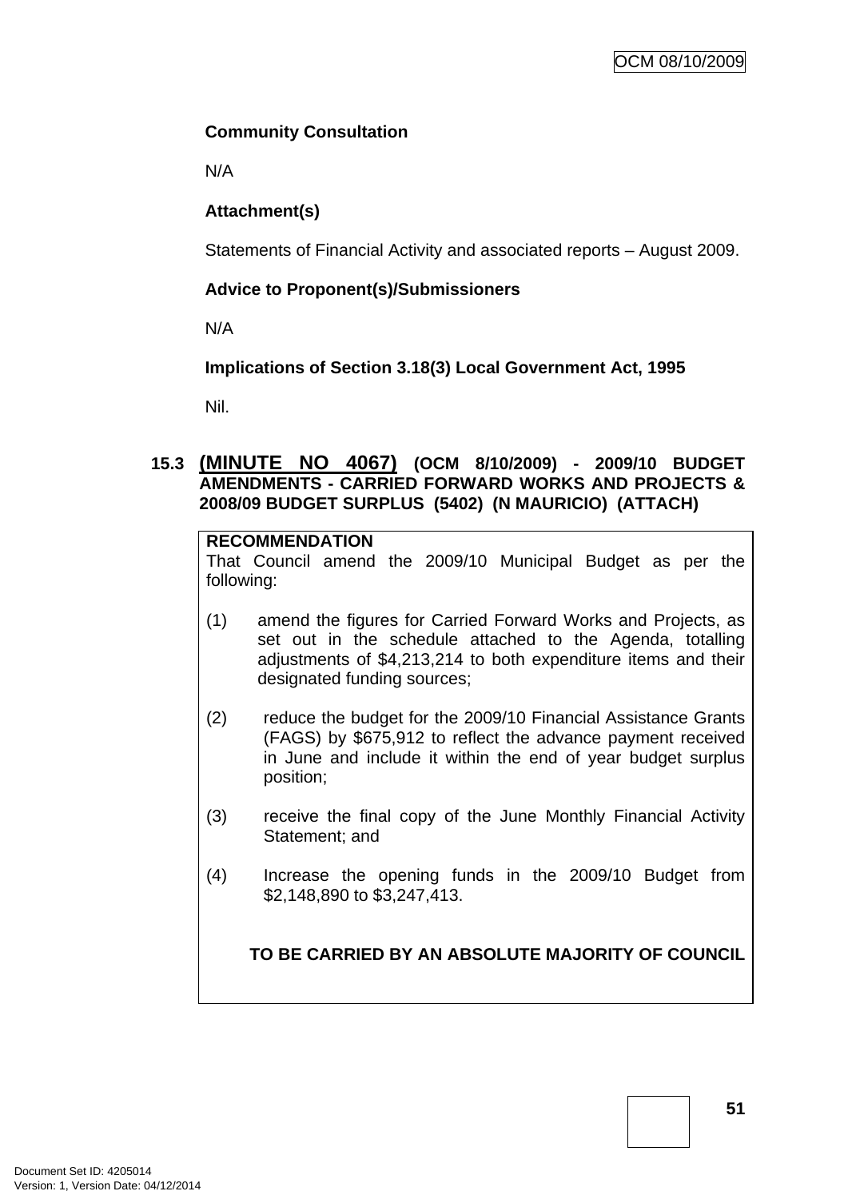**Community Consultation**

N/A

**Attachment(s)**

Statements of Financial Activity and associated reports – August 2009.

**Advice to Proponent(s)/Submissioners**

N/A

**Implications of Section 3.18(3) Local Government Act, 1995**

Nil.

### 15.3 (MINUTE NO 4067) (OCM 8/10/2009) - 2009/10 BUDGET AMENDMENTS - CARRIED FORWARD WORKS AND PROJECTS & 2008/09 BUDGET SURPLUS (5402) (N MAURICIO) (ATTACH)

**RECOMMENDATION**

That Council amend the 2009/10 Municipal Budget as per the following:

(1) amend the figures for Carried Forward Works and Projects, as set out in the schedule attached to the Agenda, totalling adjustments of $4,213,214 to both expenditure items and their designated funding sources;

(2) reduce the budget for the 2009/10 Financial Assistance Grants (FAGS) by $675,912 to reflect the advance payment received in June and include it within the end of year budget surplus position;

(3) receive the final copy of the June Monthly Financial Activity Statement; and

(4) Increase the opening funds in the 2009/10 Budget from $2,148,890 to $3,247,413.

**TO BE CARRIED BY AN ABSOLUTE MAJORITY OF COUNCIL**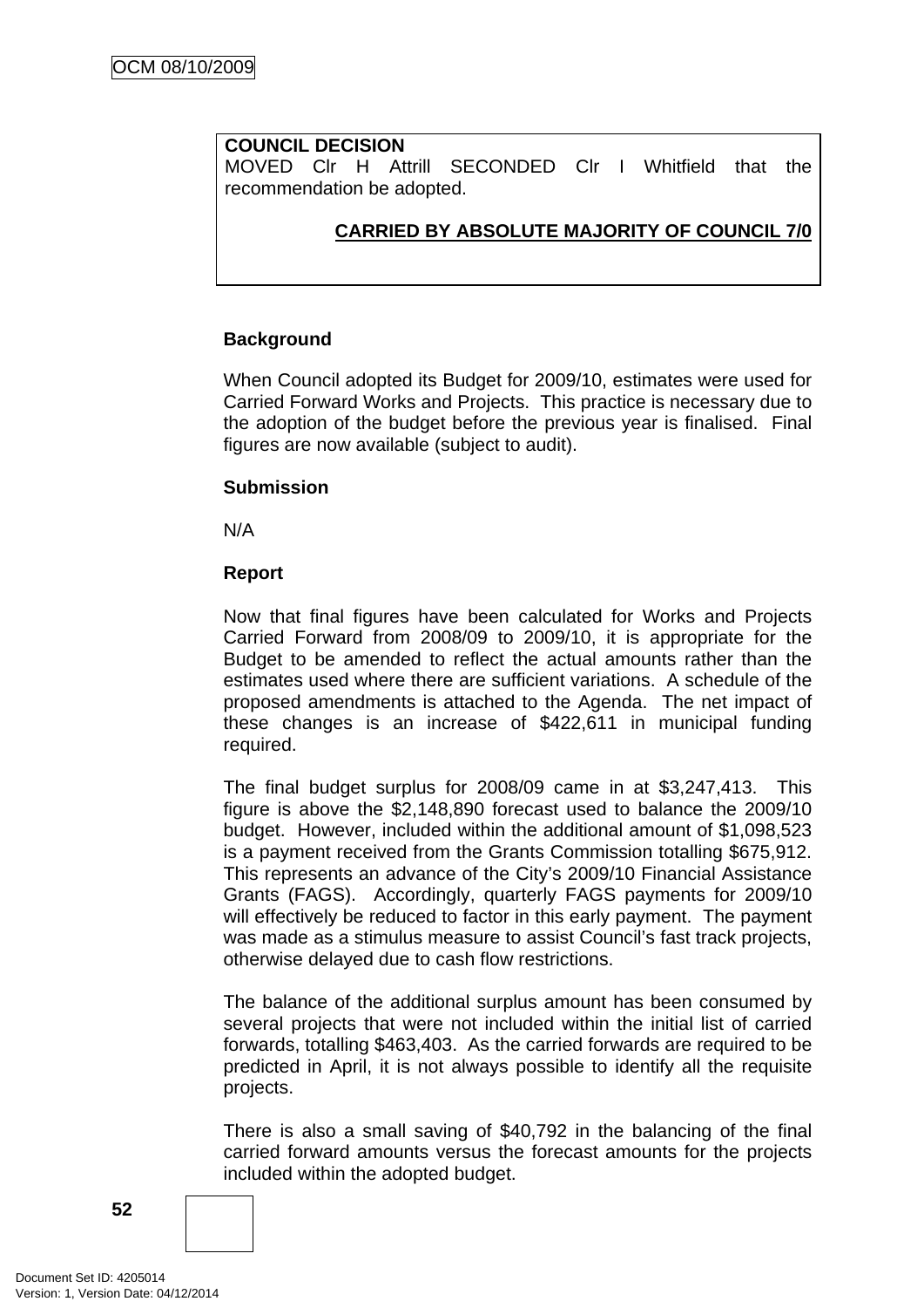**COUNCIL DECISION**
MOVED Clr H Attrill SECONDED Clr I Whitfield that the recommendation be adopted.

**CARRIED BY ABSOLUTE MAJORITY OF COUNCIL 7/0**

**Background**

When Council adopted its Budget for 2009/10, estimates were used for Carried Forward Works and Projects. This practice is necessary due to the adoption of the budget before the previous year is finalised. Final figures are now available (subject to audit).

**Submission**

N/A

**Report**

Now that final figures have been calculated for Works and Projects Carried Forward from 2008/09 to 2009/10, it is appropriate for the Budget to be amended to reflect the actual amounts rather than the estimates used where there are sufficient variations. A schedule of the proposed amendments is attached to the Agenda. The net impact of these changes is an increase of $422,611 in municipal funding required.

The final budget surplus for 2008/09 came in at $3,247,413. This figure is above the $2,148,890 forecast used to balance the 2009/10 budget. However, included within the additional amount of $1,098,523 is a payment received from the Grants Commission totalling $675,912. This represents an advance of the City's 2009/10 Financial Assistance Grants (FAGS). Accordingly, quarterly FAGS payments for 2009/10 will effectively be reduced to factor in this early payment. The payment was made as a stimulus measure to assist Council's fast track projects, otherwise delayed due to cash flow restrictions.

The balance of the additional surplus amount has been consumed by several projects that were not included within the initial list of carried forwards, totalling $463,403. As the carried forwards are required to be predicted in April, it is not always possible to identify all the requisite projects.

There is also a small saving of $40,792 in the balancing of the final carried forward amounts versus the forecast amounts for the projects included within the adopted budget.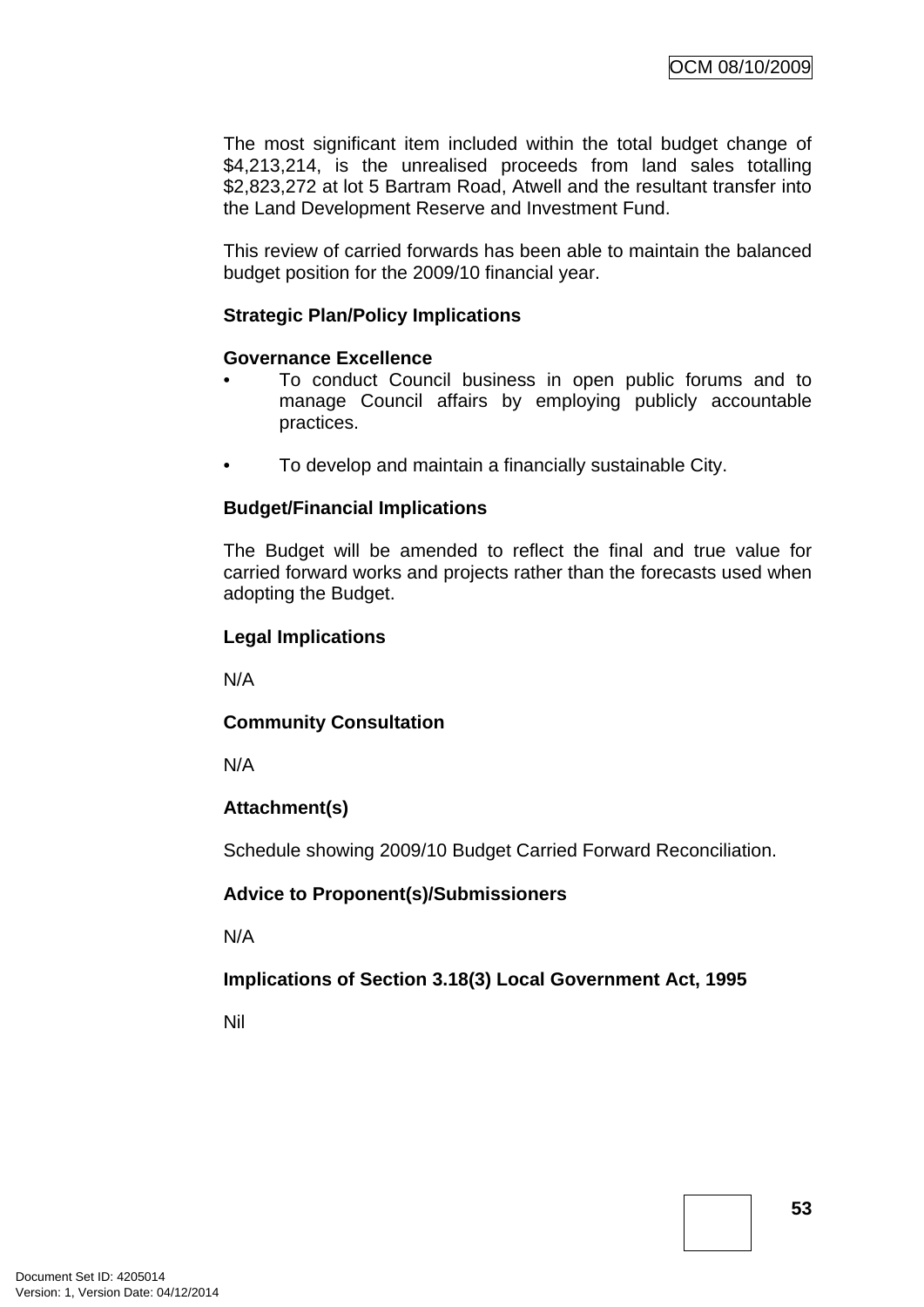The most significant item included within the total budget change of $4,213,214, is the unrealised proceeds from land sales totalling $2,823,272 at lot 5 Bartram Road, Atwell and the resultant transfer into the Land Development Reserve and Investment Fund.

This review of carried forwards has been able to maintain the balanced budget position for the 2009/10 financial year.

**Strategic Plan/Policy Implications**

**Governance Excellence**

- To conduct Council business in open public forums and to manage Council affairs by employing publicly accountable practices.

- To develop and maintain a financially sustainable City.

**Budget/Financial Implications**

The Budget will be amended to reflect the final and true value for carried forward works and projects rather than the forecasts used when adopting the Budget.

**Legal Implications**

N/A

**Community Consultation**

N/A

**Attachment(s)**

Schedule showing 2009/10 Budget Carried Forward Reconciliation.

**Advice to Proponent(s)/Submissioners**

N/A

**Implications of Section 3.18(3) Local Government Act, 1995**

Nil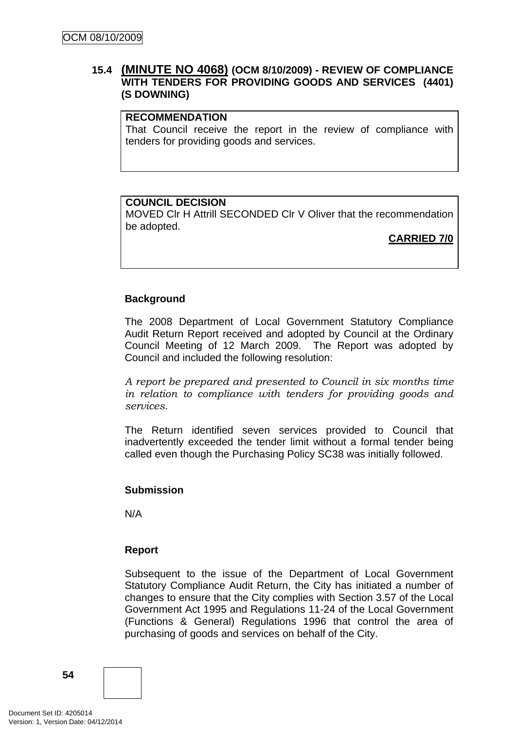## 15.4 (MINUTE NO 4068) (OCM 8/10/2009) - REVIEW OF COMPLIANCE WITH TENDERS FOR PROVIDING GOODS AND SERVICES (4401) (S DOWNING)

**RECOMMENDATION**
That Council receive the report in the review of compliance with tenders for providing goods and services.

**COUNCIL DECISION**
MOVED Clr H Attrill SECONDED Clr V Oliver that the recommendation be adopted.

**CARRIED 7/0**

**Background**

The 2008 Department of Local Government Statutory Compliance Audit Return Report received and adopted by Council at the Ordinary Council Meeting of 12 March 2009. The Report was adopted by Council and included the following resolution:

*A report be prepared and presented to Council in six months time in relation to compliance with tenders for providing goods and services.*

The Return identified seven services provided to Council that inadvertently exceeded the tender limit without a formal tender being called even though the Purchasing Policy SC38 was initially followed.

**Submission**

N/A

**Report**

Subsequent to the issue of the Department of Local Government Statutory Compliance Audit Return, the City has initiated a number of changes to ensure that the City complies with Section 3.57 of the Local Government Act 1995 and Regulations 11-24 of the Local Government (Functions & General) Regulations 1996 that control the area of purchasing of goods and services on behalf of the City.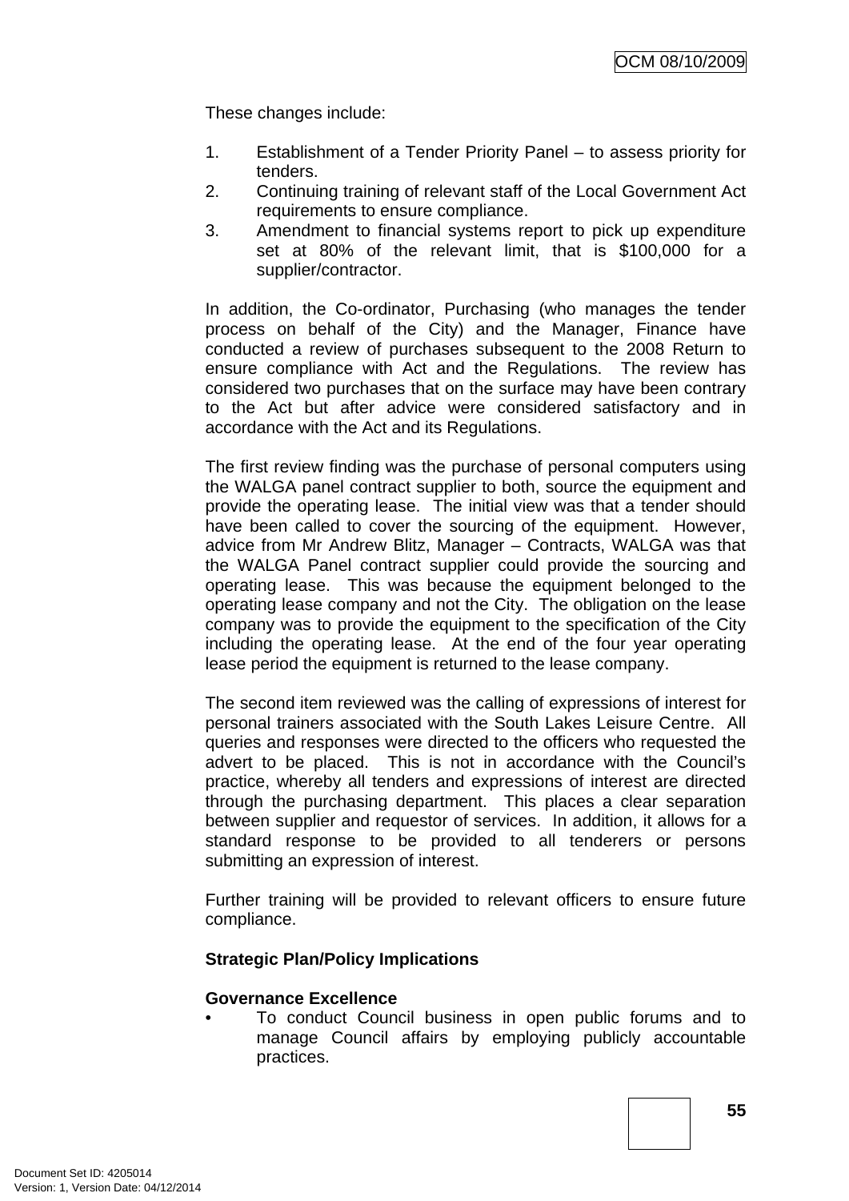These changes include:

1. Establishment of a Tender Priority Panel – to assess priority for tenders.
2. Continuing training of relevant staff of the Local Government Act requirements to ensure compliance.
3. Amendment to financial systems report to pick up expenditure set at 80% of the relevant limit, that is $100,000 for a supplier/contractor.

In addition, the Co-ordinator, Purchasing (who manages the tender process on behalf of the City) and the Manager, Finance have conducted a review of purchases subsequent to the 2008 Return to ensure compliance with Act and the Regulations. The review has considered two purchases that on the surface may have been contrary to the Act but after advice were considered satisfactory and in accordance with the Act and its Regulations.

The first review finding was the purchase of personal computers using the WALGA panel contract supplier to both, source the equipment and provide the operating lease. The initial view was that a tender should have been called to cover the sourcing of the equipment. However, advice from Mr Andrew Blitz, Manager – Contracts, WALGA was that the WALGA Panel contract supplier could provide the sourcing and operating lease. This was because the equipment belonged to the operating lease company and not the City. The obligation on the lease company was to provide the equipment to the specification of the City including the operating lease. At the end of the four year operating lease period the equipment is returned to the lease company.

The second item reviewed was the calling of expressions of interest for personal trainers associated with the South Lakes Leisure Centre. All queries and responses were directed to the officers who requested the advert to be placed. This is not in accordance with the Council's practice, whereby all tenders and expressions of interest are directed through the purchasing department. This places a clear separation between supplier and requestor of services. In addition, it allows for a standard response to be provided to all tenderers or persons submitting an expression of interest.

Further training will be provided to relevant officers to ensure future compliance.

**Strategic Plan/Policy Implications**

**Governance Excellence**

- To conduct Council business in open public forums and to manage Council affairs by employing publicly accountable practices.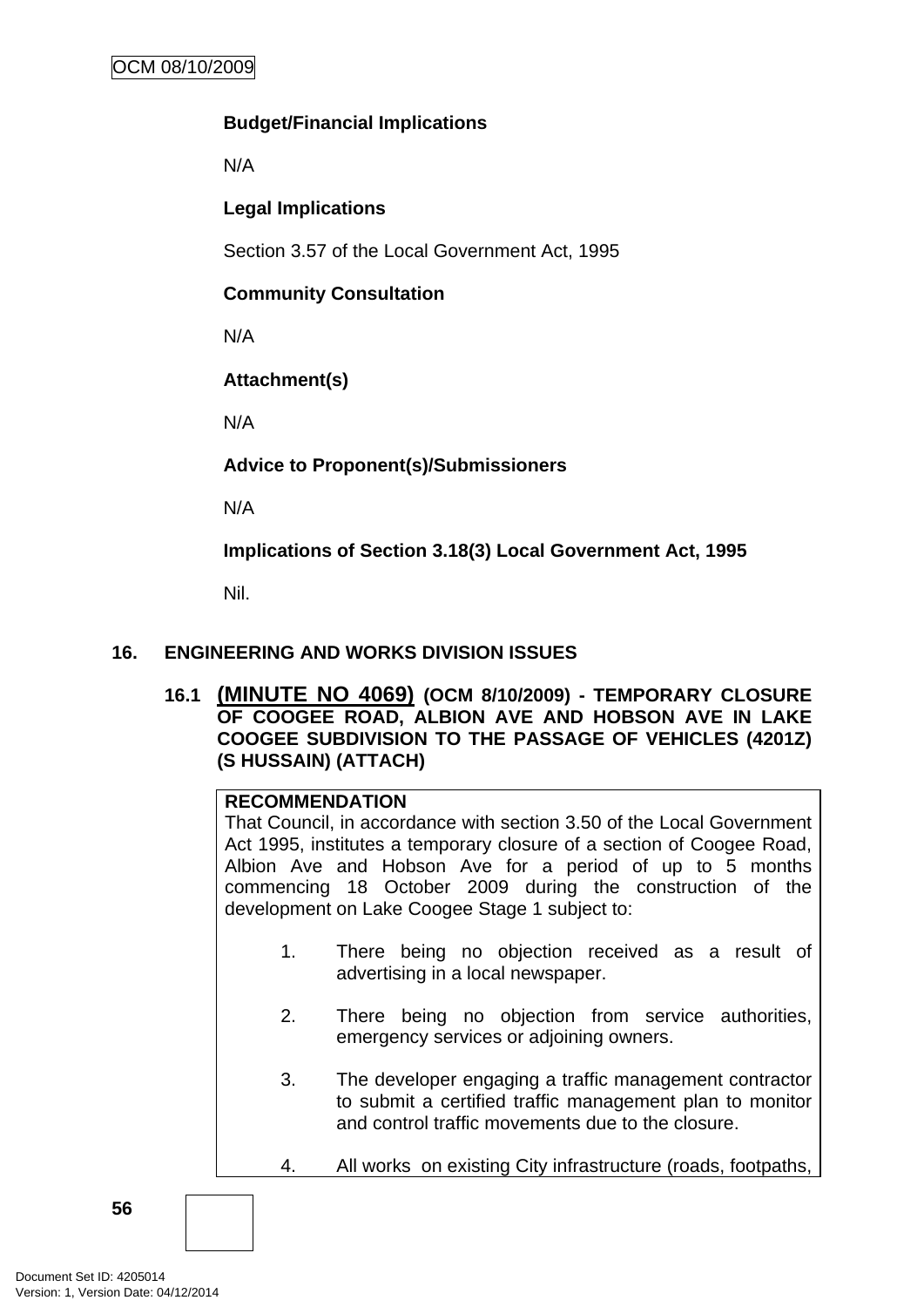**Budget/Financial Implications**

N/A

**Legal Implications**

Section 3.57 of the Local Government Act, 1995

**Community Consultation**

N/A

**Attachment(s)**

N/A

**Advice to Proponent(s)/Submissioners**

N/A

**Implications of Section 3.18(3) Local Government Act, 1995**

Nil.

## 16. ENGINEERING AND WORKS DIVISION ISSUES

### 16.1 (MINUTE NO 4069) (OCM 8/10/2009) - TEMPORARY CLOSURE OF COOGEE ROAD, ALBION AVE AND HOBSON AVE IN LAKE COOGEE SUBDIVISION TO THE PASSAGE OF VEHICLES (4201Z) (S HUSSAIN) (ATTACH)

**RECOMMENDATION**

That Council, in accordance with section 3.50 of the Local Government Act 1995, institutes a temporary closure of a section of Coogee Road, Albion Ave and Hobson Ave for a period of up to 5 months commencing 18 October 2009 during the construction of the development on Lake Coogee Stage 1 subject to:

1. There being no objection received as a result of advertising in a local newspaper.

2. There being no objection from service authorities, emergency services or adjoining owners.

3. The developer engaging a traffic management contractor to submit a certified traffic management plan to monitor and control traffic movements due to the closure.

4. All works on existing City infrastructure (roads, footpaths,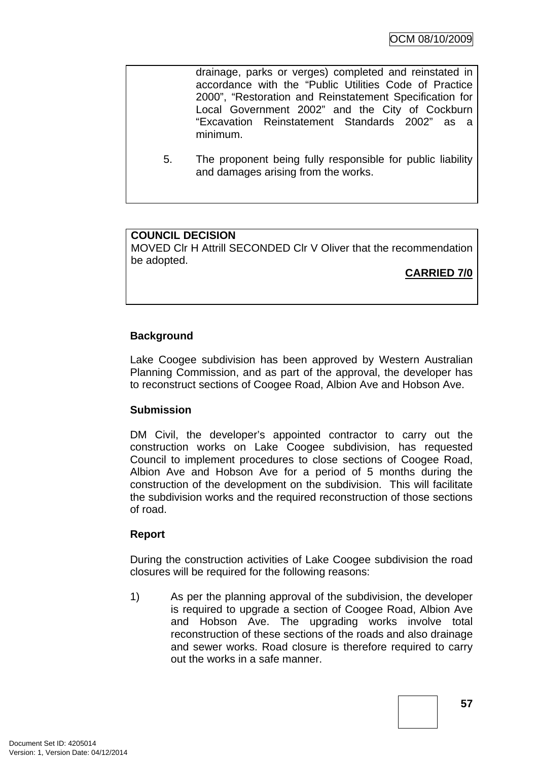drainage, parks or verges) completed and reinstated in accordance with the "Public Utilities Code of Practice 2000", "Restoration and Reinstatement Specification for Local Government 2002" and the City of Cockburn "Excavation Reinstatement Standards 2002" as a minimum.

5. The proponent being fully responsible for public liability and damages arising from the works.

**COUNCIL DECISION**
MOVED Clr H Attrill SECONDED Clr V Oliver that the recommendation be adopted.

**CARRIED 7/0**

**Background**

Lake Coogee subdivision has been approved by Western Australian Planning Commission, and as part of the approval, the developer has to reconstruct sections of Coogee Road, Albion Ave and Hobson Ave.

**Submission**

DM Civil, the developer's appointed contractor to carry out the construction works on Lake Coogee subdivision, has requested Council to implement procedures to close sections of Coogee Road, Albion Ave and Hobson Ave for a period of 5 months during the construction of the development on the subdivision. This will facilitate the subdivision works and the required reconstruction of those sections of road.

**Report**

During the construction activities of Lake Coogee subdivision the road closures will be required for the following reasons:

1) As per the planning approval of the subdivision, the developer is required to upgrade a section of Coogee Road, Albion Ave and Hobson Ave. The upgrading works involve total reconstruction of these sections of the roads and also drainage and sewer works. Road closure is therefore required to carry out the works in a safe manner.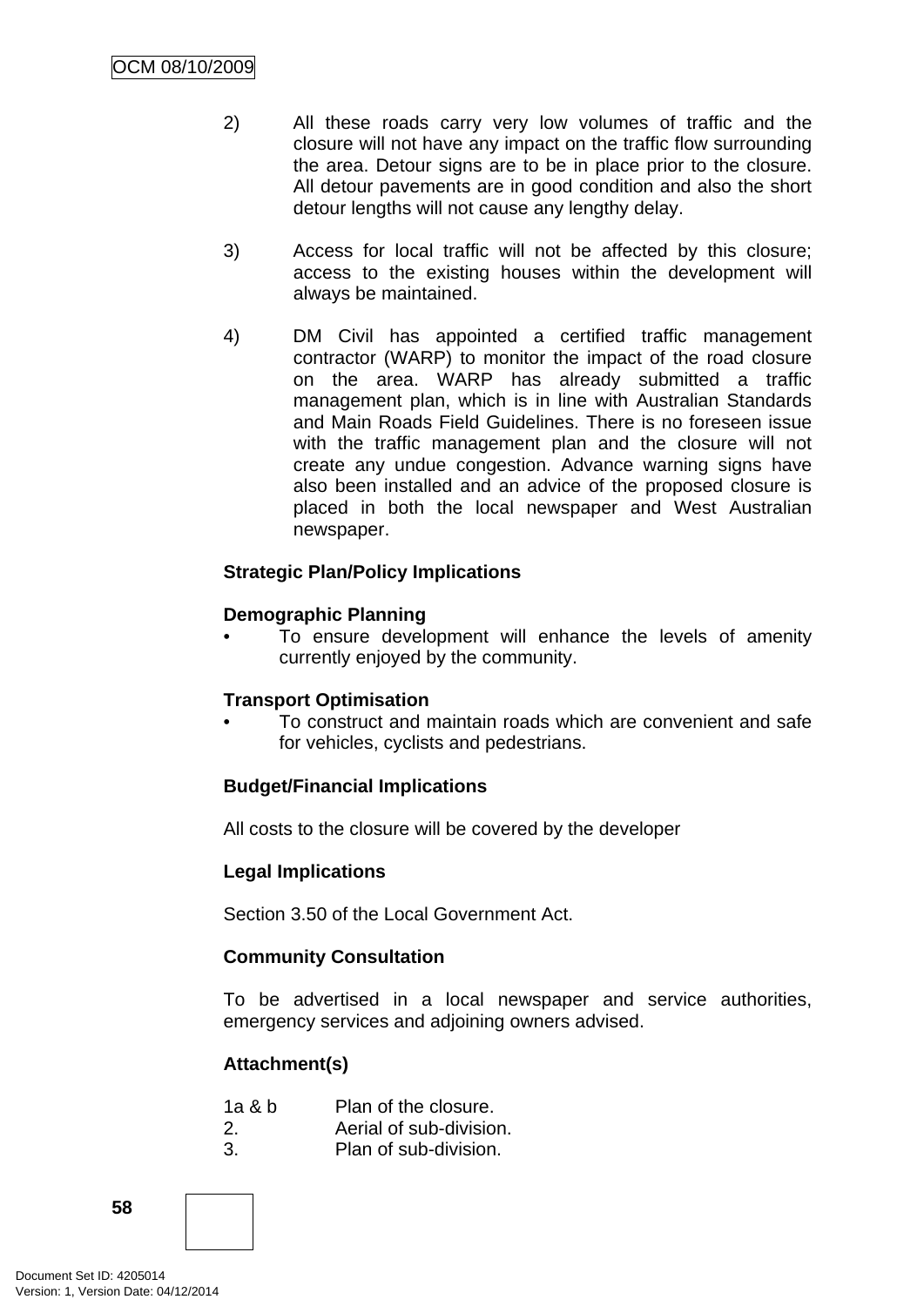2) All these roads carry very low volumes of traffic and the closure will not have any impact on the traffic flow surrounding the area. Detour signs are to be in place prior to the closure. All detour pavements are in good condition and also the short detour lengths will not cause any lengthy delay.

3) Access for local traffic will not be affected by this closure; access to the existing houses within the development will always be maintained.

4) DM Civil has appointed a certified traffic management contractor (WARP) to monitor the impact of the road closure on the area. WARP has already submitted a traffic management plan, which is in line with Australian Standards and Main Roads Field Guidelines. There is no foreseen issue with the traffic management plan and the closure will not create any undue congestion. Advance warning signs have also been installed and an advice of the proposed closure is placed in both the local newspaper and West Australian newspaper.

**Strategic Plan/Policy Implications**

**Demographic Planning**

- To ensure development will enhance the levels of amenity currently enjoyed by the community.

**Transport Optimisation**

- To construct and maintain roads which are convenient and safe for vehicles, cyclists and pedestrians.

**Budget/Financial Implications**

All costs to the closure will be covered by the developer

**Legal Implications**

Section 3.50 of the Local Government Act.

**Community Consultation**

To be advertised in a local newspaper and service authorities, emergency services and adjoining owners advised.

**Attachment(s)**

1a & b Plan of the closure.
2. Aerial of sub-division.
3. Plan of sub-division.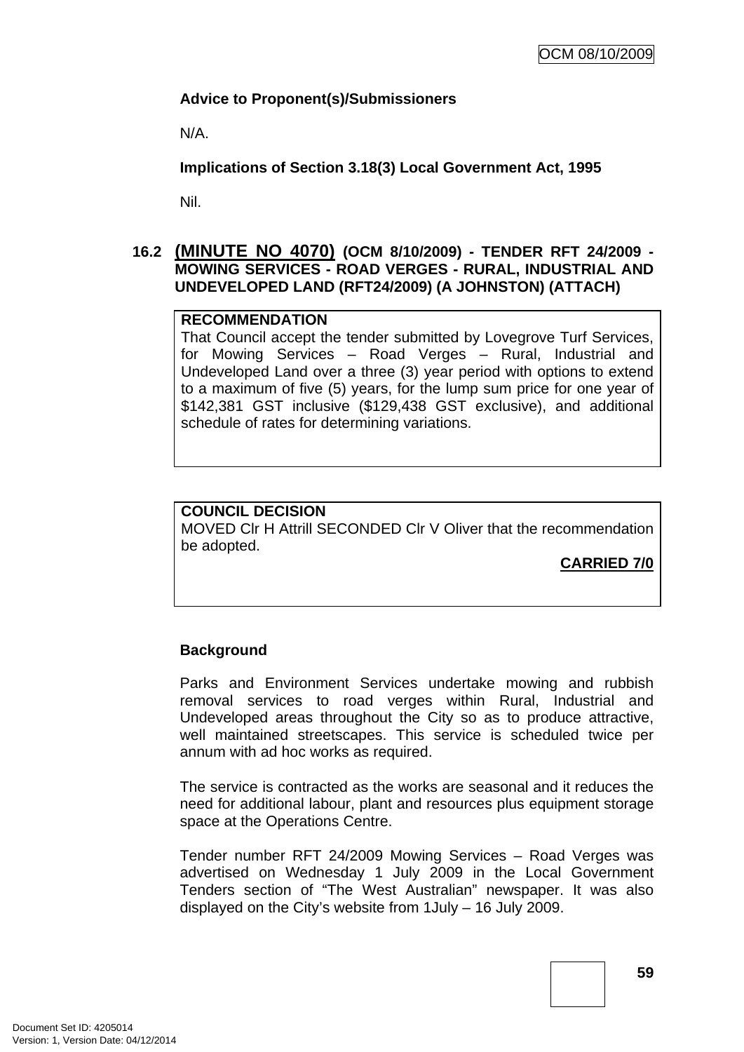**Advice to Proponent(s)/Submissioners**

N/A.

**Implications of Section 3.18(3) Local Government Act, 1995**

Nil.

## 16.2 (MINUTE NO 4070) (OCM 8/10/2009) - TENDER RFT 24/2009 - MOWING SERVICES - ROAD VERGES - RURAL, INDUSTRIAL AND UNDEVELOPED LAND (RFT24/2009) (A JOHNSTON) (ATTACH)

**RECOMMENDATION**

That Council accept the tender submitted by Lovegrove Turf Services, for Mowing Services – Road Verges – Rural, Industrial and Undeveloped Land over a three (3) year period with options to extend to a maximum of five (5) years, for the lump sum price for one year of $142,381 GST inclusive ($129,438 GST exclusive), and additional schedule of rates for determining variations.

**COUNCIL DECISION**

MOVED Clr H Attrill SECONDED Clr V Oliver that the recommendation be adopted.

**CARRIED 7/0**

**Background**

Parks and Environment Services undertake mowing and rubbish removal services to road verges within Rural, Industrial and Undeveloped areas throughout the City so as to produce attractive, well maintained streetscapes. This service is scheduled twice per annum with ad hoc works as required.

The service is contracted as the works are seasonal and it reduces the need for additional labour, plant and resources plus equipment storage space at the Operations Centre.

Tender number RFT 24/2009 Mowing Services – Road Verges was advertised on Wednesday 1 July 2009 in the Local Government Tenders section of "The West Australian" newspaper. It was also displayed on the City's website from 1July – 16 July 2009.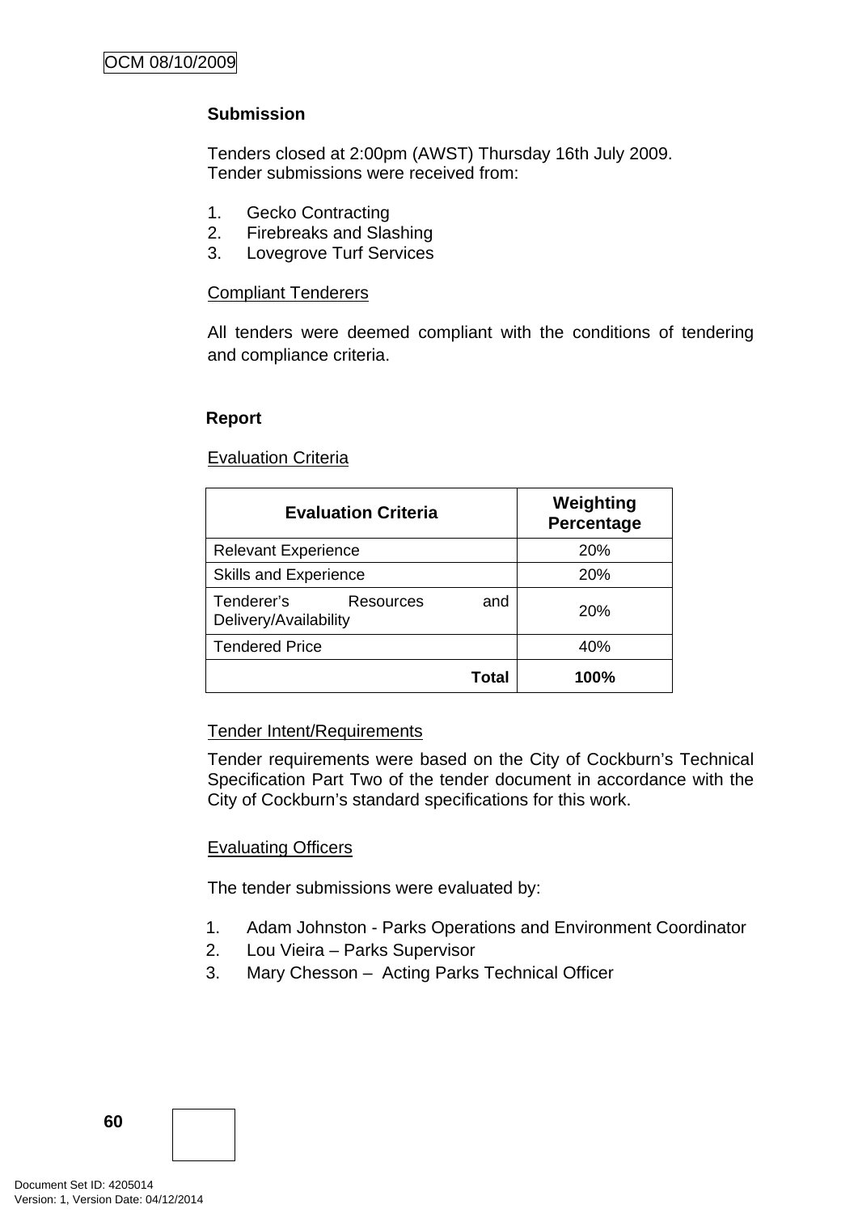**Submission**

Tenders closed at 2:00pm (AWST) Thursday 16th July 2009.
Tender submissions were received from:

1. Gecko Contracting
2. Firebreaks and Slashing
3. Lovegrove Turf Services

Compliant Tenderers

All tenders were deemed compliant with the conditions of tendering and compliance criteria.

**Report**

Evaluation Criteria

| Evaluation Criteria | Weighting Percentage |
|---|---|
| Relevant Experience | 20% |
| Skills and Experience | 20% |
| Tenderer's Resources and Delivery/Availability | 20% |
| Tendered Price | 40% |
| **Total** | **100%** |

Tender Intent/Requirements

Tender requirements were based on the City of Cockburn's Technical Specification Part Two of the tender document in accordance with the City of Cockburn's standard specifications for this work.

Evaluating Officers

The tender submissions were evaluated by:

1. Adam Johnston - Parks Operations and Environment Coordinator
2. Lou Vieira – Parks Supervisor
3. Mary Chesson – Acting Parks Technical Officer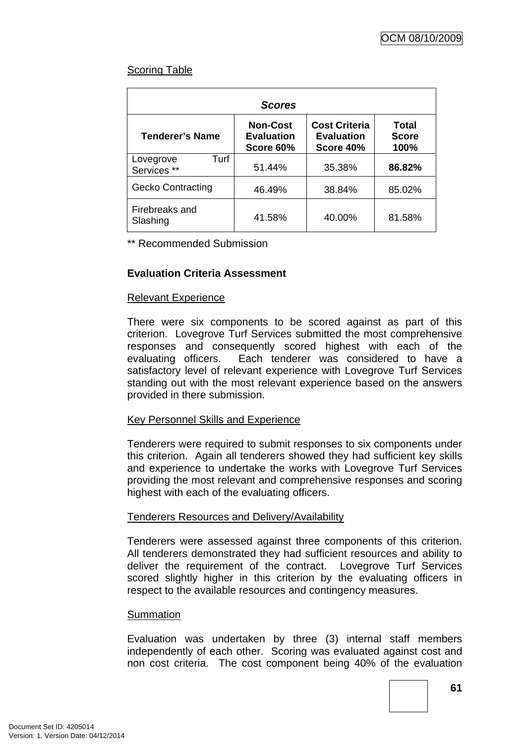Scoring Table

| Scores | | | |
|---|---|---|---|
| **Tenderer's Name** | **Non-Cost Evaluation Score 60%** | **Cost Criteria Evaluation Score 40%** | **Total Score 100%** |
| Lovegrove Turf Services ** | 51.44% | 35.38% | **86.82%** |
| Gecko Contracting | 46.49% | 38.84% | 85.02% |
| Firebreaks and Slashing | 41.58% | 40.00% | 81.58% |

** Recommended Submission

**Evaluation Criteria Assessment**

Relevant Experience

There were six components to be scored against as part of this criterion. Lovegrove Turf Services submitted the most comprehensive responses and consequently scored highest with each of the evaluating officers. Each tenderer was considered to have a satisfactory level of relevant experience with Lovegrove Turf Services standing out with the most relevant experience based on the answers provided in there submission.

Key Personnel Skills and Experience

Tenderers were required to submit responses to six components under this criterion. Again all tenderers showed they had sufficient key skills and experience to undertake the works with Lovegrove Turf Services providing the most relevant and comprehensive responses and scoring highest with each of the evaluating officers.

Tenderers Resources and Delivery/Availability

Tenderers were assessed against three components of this criterion. All tenderers demonstrated they had sufficient resources and ability to deliver the requirement of the contract. Lovegrove Turf Services scored slightly higher in this criterion by the evaluating officers in respect to the available resources and contingency measures.

Summation

Evaluation was undertaken by three (3) internal staff members independently of each other. Scoring was evaluated against cost and non cost criteria. The cost component being 40% of the evaluation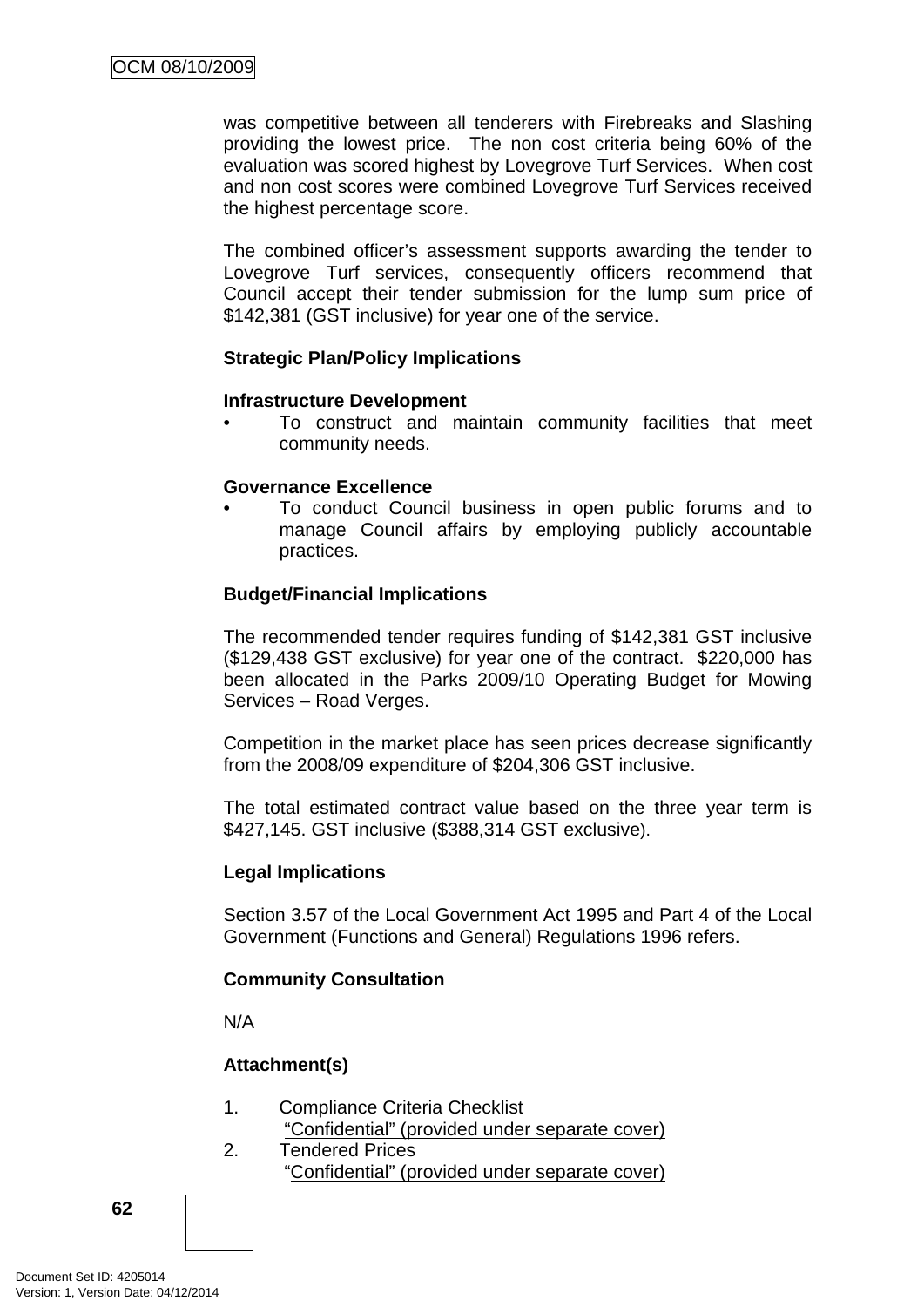was competitive between all tenderers with Firebreaks and Slashing providing the lowest price. The non cost criteria being 60% of the evaluation was scored highest by Lovegrove Turf Services. When cost and non cost scores were combined Lovegrove Turf Services received the highest percentage score.

The combined officer's assessment supports awarding the tender to Lovegrove Turf services, consequently officers recommend that Council accept their tender submission for the lump sum price of $142,381 (GST inclusive) for year one of the service.

**Strategic Plan/Policy Implications**

**Infrastructure Development**

- To construct and maintain community facilities that meet community needs.

**Governance Excellence**

- To conduct Council business in open public forums and to manage Council affairs by employing publicly accountable practices.

**Budget/Financial Implications**

The recommended tender requires funding of $142,381 GST inclusive ($129,438 GST exclusive) for year one of the contract. $220,000 has been allocated in the Parks 2009/10 Operating Budget for Mowing Services – Road Verges.

Competition in the market place has seen prices decrease significantly from the 2008/09 expenditure of $204,306 GST inclusive.

The total estimated contract value based on the three year term is $427,145. GST inclusive ($388,314 GST exclusive).

**Legal Implications**

Section 3.57 of the Local Government Act 1995 and Part 4 of the Local Government (Functions and General) Regulations 1996 refers.

**Community Consultation**

N/A

**Attachment(s)**

1. Compliance Criteria Checklist
   "Confidential" (provided under separate cover)
2. Tendered Prices
   "Confidential" (provided under separate cover)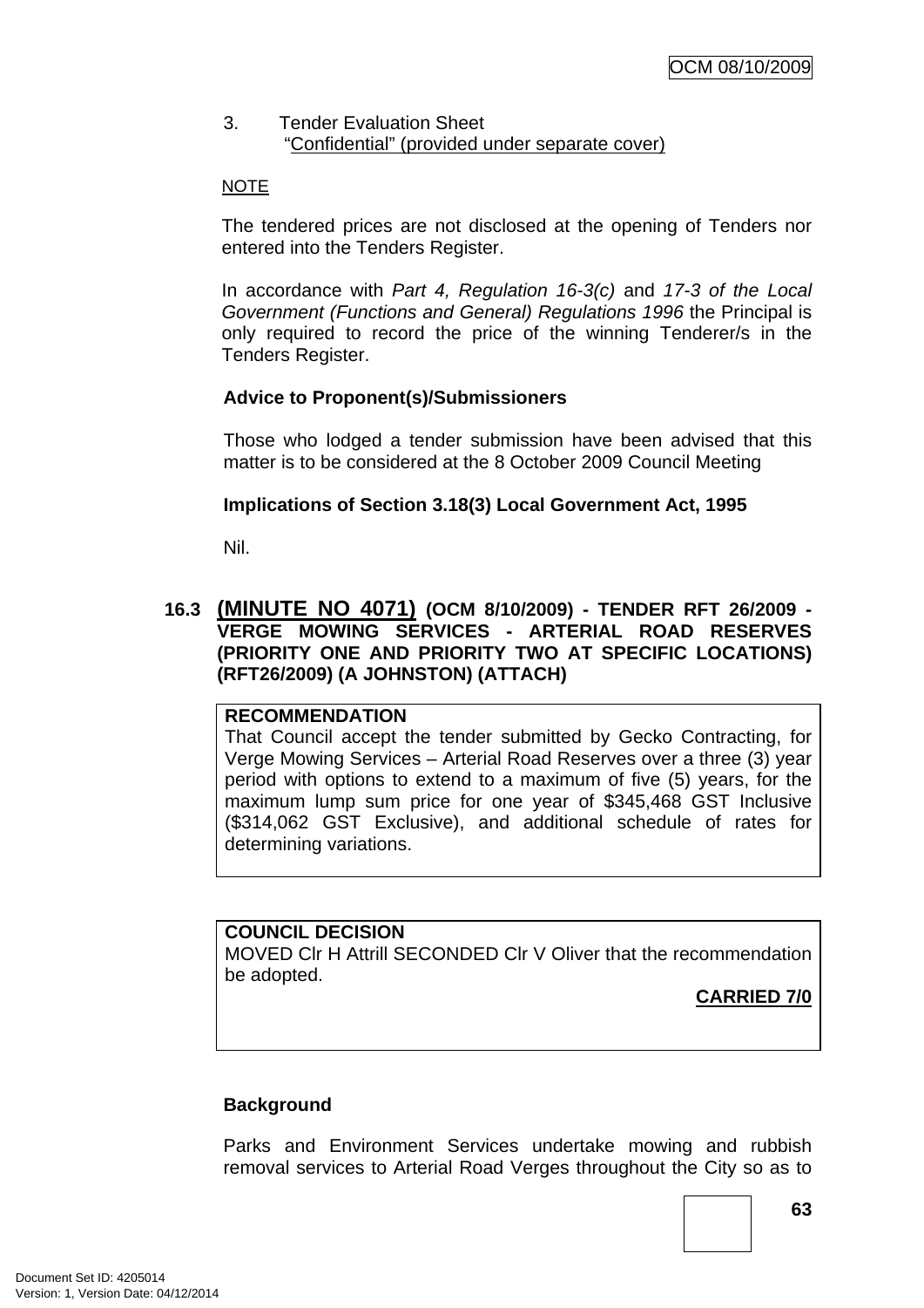3. Tender Evaluation Sheet
   "Confidential" (provided under separate cover)

NOTE

The tendered prices are not disclosed at the opening of Tenders nor entered into the Tenders Register.

In accordance with *Part 4, Regulation 16-3(c)* and *17-3 of the Local Government (Functions and General) Regulations 1996* the Principal is only required to record the price of the winning Tenderer/s in the Tenders Register.

**Advice to Proponent(s)/Submissioners**

Those who lodged a tender submission have been advised that this matter is to be considered at the 8 October 2009 Council Meeting

**Implications of Section 3.18(3) Local Government Act, 1995**

Nil.

### 16.3 (MINUTE NO 4071) (OCM 8/10/2009) - TENDER RFT 26/2009 - VERGE MOWING SERVICES - ARTERIAL ROAD RESERVES (PRIORITY ONE AND PRIORITY TWO AT SPECIFIC LOCATIONS) (RFT26/2009) (A JOHNSTON) (ATTACH)

**RECOMMENDATION**
That Council accept the tender submitted by Gecko Contracting, for Verge Mowing Services – Arterial Road Reserves over a three (3) year period with options to extend to a maximum of five (5) years, for the maximum lump sum price for one year of $345,468 GST Inclusive ($314,062 GST Exclusive), and additional schedule of rates for determining variations.

**COUNCIL DECISION**
MOVED Clr H Attrill SECONDED Clr V Oliver that the recommendation be adopted.

**CARRIED 7/0**

**Background**

Parks and Environment Services undertake mowing and rubbish removal services to Arterial Road Verges throughout the City so as to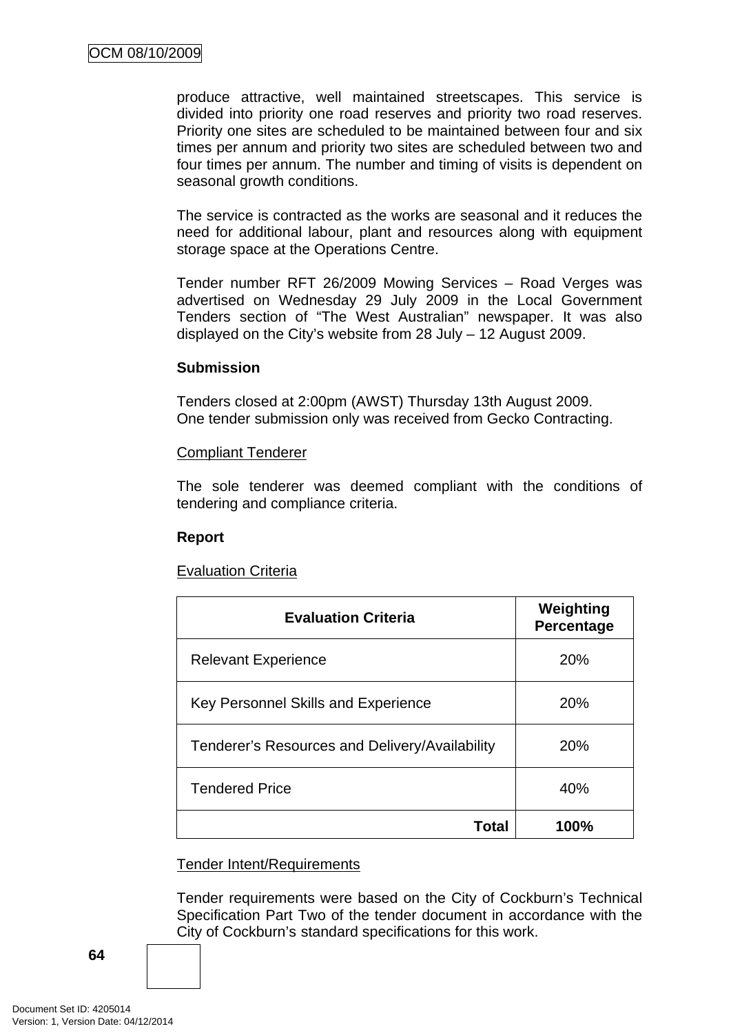produce attractive, well maintained streetscapes. This service is divided into priority one road reserves and priority two road reserves. Priority one sites are scheduled to be maintained between four and six times per annum and priority two sites are scheduled between two and four times per annum. The number and timing of visits is dependent on seasonal growth conditions.

The service is contracted as the works are seasonal and it reduces the need for additional labour, plant and resources along with equipment storage space at the Operations Centre.

Tender number RFT 26/2009 Mowing Services – Road Verges was advertised on Wednesday 29 July 2009 in the Local Government Tenders section of "The West Australian" newspaper. It was also displayed on the City's website from 28 July – 12 August 2009.

**Submission**

Tenders closed at 2:00pm (AWST) Thursday 13th August 2009.
One tender submission only was received from Gecko Contracting.

Compliant Tenderer

The sole tenderer was deemed compliant with the conditions of tendering and compliance criteria.

**Report**

Evaluation Criteria

| Evaluation Criteria | Weighting Percentage |
|---|---|
| Relevant Experience | 20% |
| Key Personnel Skills and Experience | 20% |
| Tenderer's Resources and Delivery/Availability | 20% |
| Tendered Price | 40% |
| **Total** | **100%** |

Tender Intent/Requirements

Tender requirements were based on the City of Cockburn's Technical Specification Part Two of the tender document in accordance with the City of Cockburn's standard specifications for this work.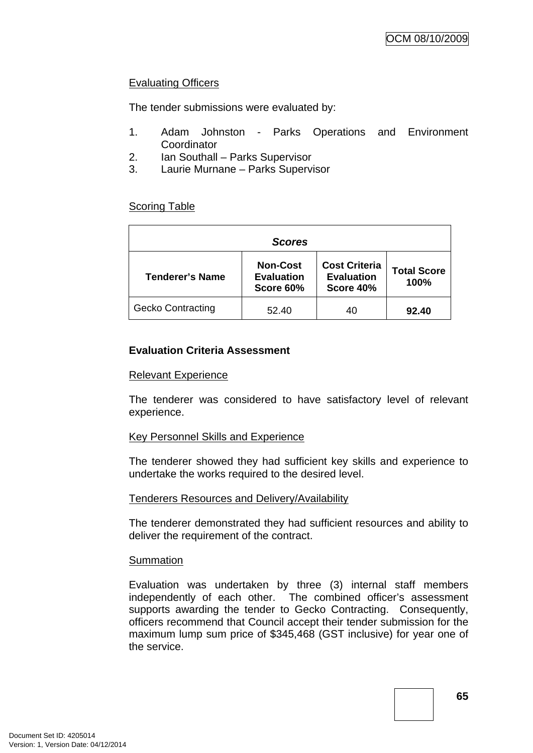Evaluating Officers

The tender submissions were evaluated by:

1. Adam Johnston - Parks Operations and Environment Coordinator
2. Ian Southall – Parks Supervisor
3. Laurie Murnane – Parks Supervisor

Scoring Table

| ***Scores*** | | | |
|---|---|---|---|
| **Tenderer's Name** | **Non-Cost Evaluation Score 60%** | **Cost Criteria Evaluation Score 40%** | **Total Score 100%** |
| Gecko Contracting | 52.40 | 40 | **92.40** |

**Evaluation Criteria Assessment**

Relevant Experience

The tenderer was considered to have satisfactory level of relevant experience.

Key Personnel Skills and Experience

The tenderer showed they had sufficient key skills and experience to undertake the works required to the desired level.

Tenderers Resources and Delivery/Availability

The tenderer demonstrated they had sufficient resources and ability to deliver the requirement of the contract.

Summation

Evaluation was undertaken by three (3) internal staff members independently of each other. The combined officer's assessment supports awarding the tender to Gecko Contracting. Consequently, officers recommend that Council accept their tender submission for the maximum lump sum price of $345,468 (GST inclusive) for year one of the service.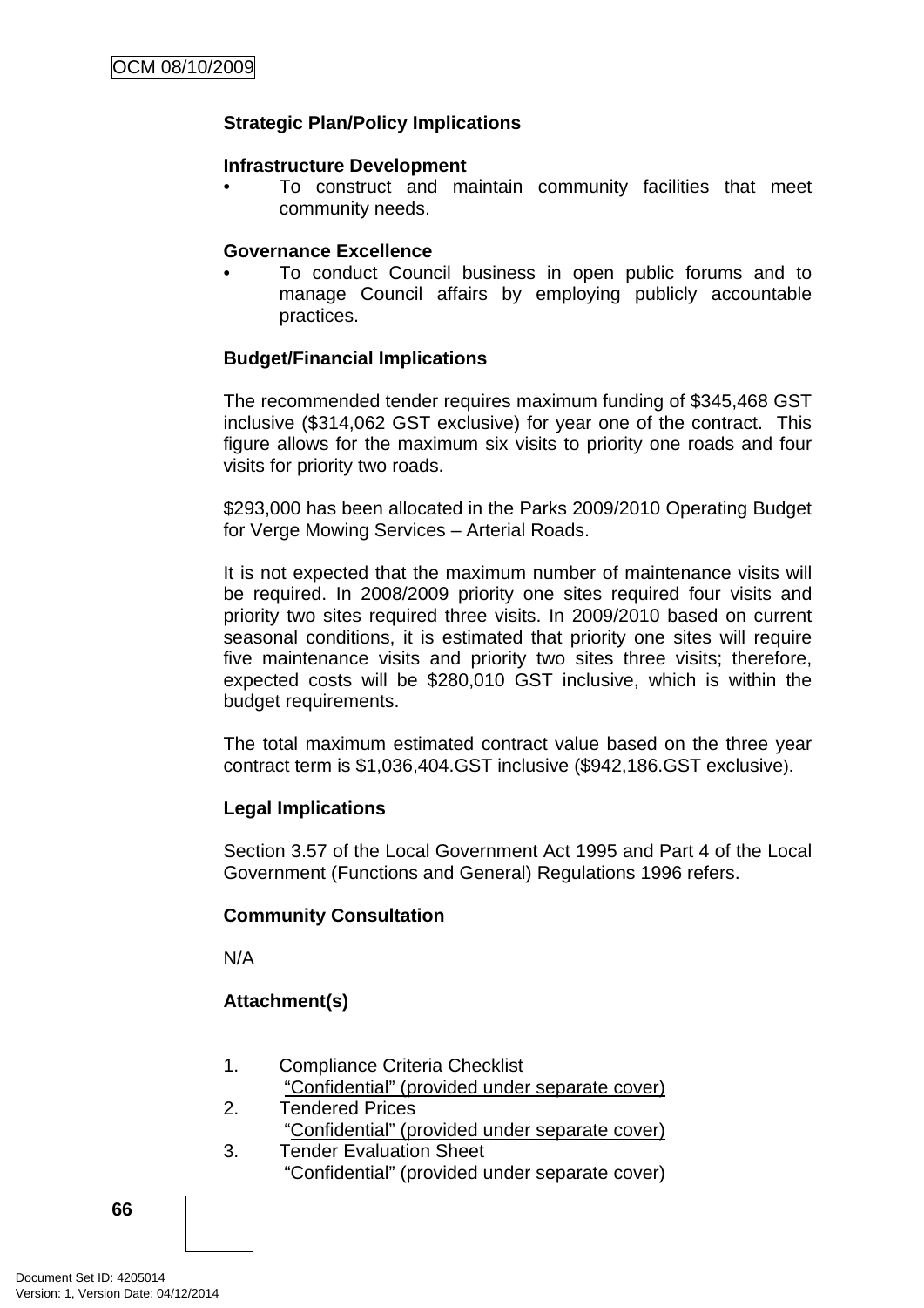**Strategic Plan/Policy Implications**

**Infrastructure Development**

- To construct and maintain community facilities that meet community needs.

**Governance Excellence**

- To conduct Council business in open public forums and to manage Council affairs by employing publicly accountable practices.

**Budget/Financial Implications**

The recommended tender requires maximum funding of $345,468 GST inclusive ($314,062 GST exclusive) for year one of the contract. This figure allows for the maximum six visits to priority one roads and four visits for priority two roads.

$293,000 has been allocated in the Parks 2009/2010 Operating Budget for Verge Mowing Services – Arterial Roads.

It is not expected that the maximum number of maintenance visits will be required. In 2008/2009 priority one sites required four visits and priority two sites required three visits. In 2009/2010 based on current seasonal conditions, it is estimated that priority one sites will require five maintenance visits and priority two sites three visits; therefore, expected costs will be $280,010 GST inclusive, which is within the budget requirements.

The total maximum estimated contract value based on the three year contract term is $1,036,404.GST inclusive ($942,186.GST exclusive).

**Legal Implications**

Section 3.57 of the Local Government Act 1995 and Part 4 of the Local Government (Functions and General) Regulations 1996 refers.

**Community Consultation**

N/A

**Attachment(s)**

1. Compliance Criteria Checklist
   "Confidential" (provided under separate cover)
2. Tendered Prices
   "Confidential" (provided under separate cover)
3. Tender Evaluation Sheet
   "Confidential" (provided under separate cover)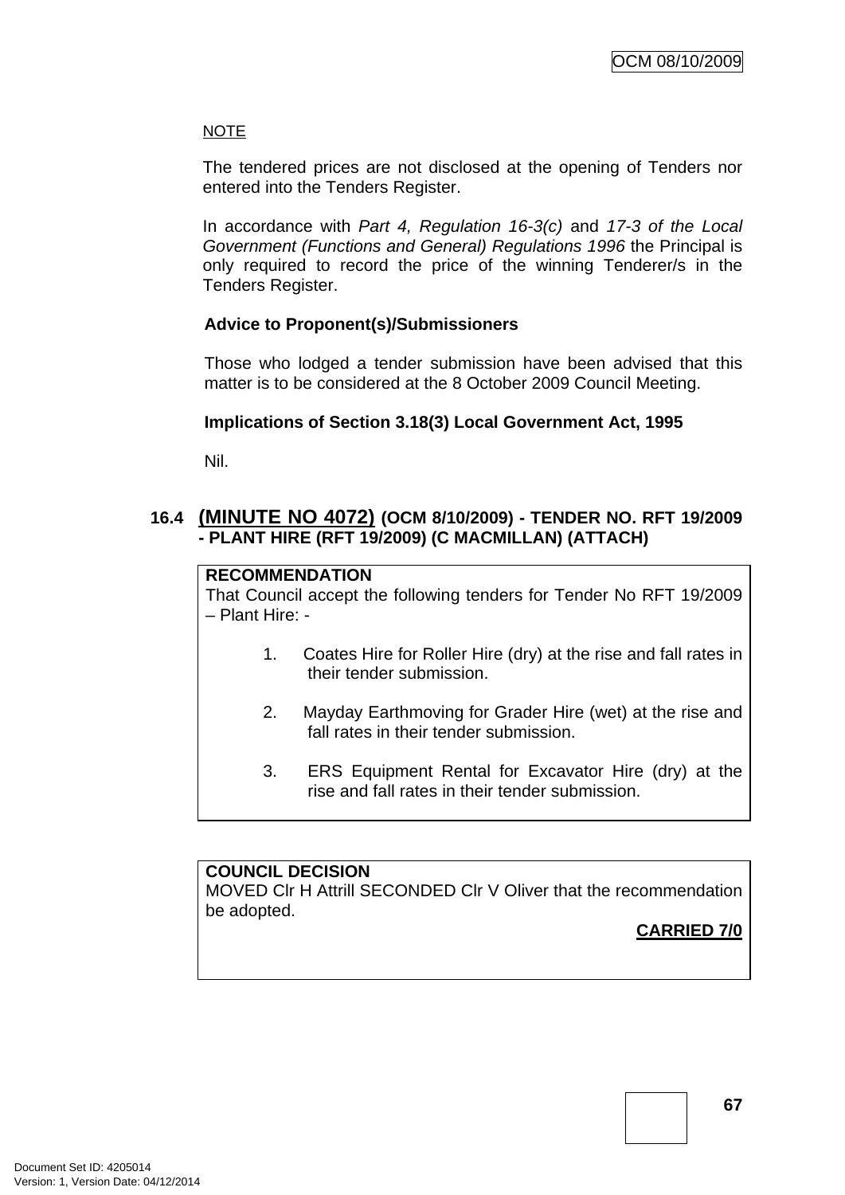<u>NOTE</u>

The tendered prices are not disclosed at the opening of Tenders nor entered into the Tenders Register.

In accordance with *Part 4, Regulation 16-3(c)* and *17-3 of the Local Government (Functions and General) Regulations 1996* the Principal is only required to record the price of the winning Tenderer/s in the Tenders Register.

**Advice to Proponent(s)/Submissioners**

Those who lodged a tender submission have been advised that this matter is to be considered at the 8 October 2009 Council Meeting.

**Implications of Section 3.18(3) Local Government Act, 1995**

Nil.

## 16.4 (MINUTE NO 4072) (OCM 8/10/2009) - TENDER NO. RFT 19/2009 - PLANT HIRE (RFT 19/2009) (C MACMILLAN) (ATTACH)

**RECOMMENDATION**
That Council accept the following tenders for Tender No RFT 19/2009 – Plant Hire: -

1. Coates Hire for Roller Hire (dry) at the rise and fall rates in their tender submission.

2. Mayday Earthmoving for Grader Hire (wet) at the rise and fall rates in their tender submission.

3. ERS Equipment Rental for Excavator Hire (dry) at the rise and fall rates in their tender submission.

**COUNCIL DECISION**
MOVED Clr H Attrill SECONDED Clr V Oliver that the recommendation be adopted.

**CARRIED 7/0**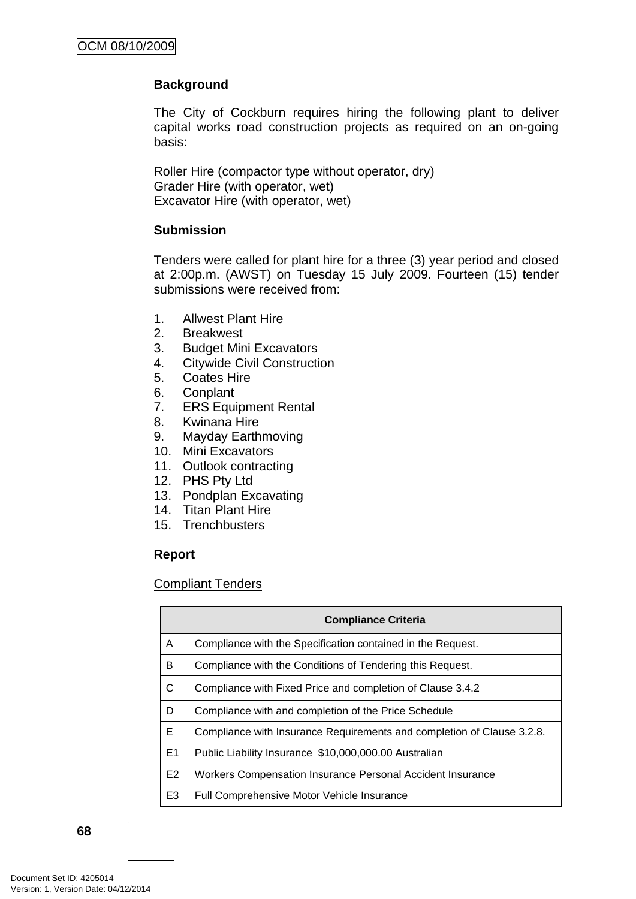### Background

The City of Cockburn requires hiring the following plant to deliver capital works road construction projects as required on an on-going basis:

Roller Hire (compactor type without operator, dry)
Grader Hire (with operator, wet)
Excavator Hire (with operator, wet)

### Submission

Tenders were called for plant hire for a three (3) year period and closed at 2:00p.m. (AWST) on Tuesday 15 July 2009. Fourteen (15) tender submissions were received from:

1. Allwest Plant Hire
2. Breakwest
3. Budget Mini Excavators
4. Citywide Civil Construction
5. Coates Hire
6. Conplant
7. ERS Equipment Rental
8. Kwinana Hire
9. Mayday Earthmoving
10. Mini Excavators
11. Outlook contracting
12. PHS Pty Ltd
13. Pondplan Excavating
14. Titan Plant Hire
15. Trenchbusters

### Report

Compliant Tenders

| | Compliance Criteria |
|---|---|
| A | Compliance with the Specification contained in the Request. |
| B | Compliance with the Conditions of Tendering this Request. |
| C | Compliance with Fixed Price and completion of Clause 3.4.2 |
| D | Compliance with and completion of the Price Schedule |
| E | Compliance with Insurance Requirements and completion of Clause 3.2.8. |
| E1 | Public Liability Insurance $10,000,000.00 Australian |
| E2 | Workers Compensation Insurance Personal Accident Insurance |
| E3 | Full Comprehensive Motor Vehicle Insurance |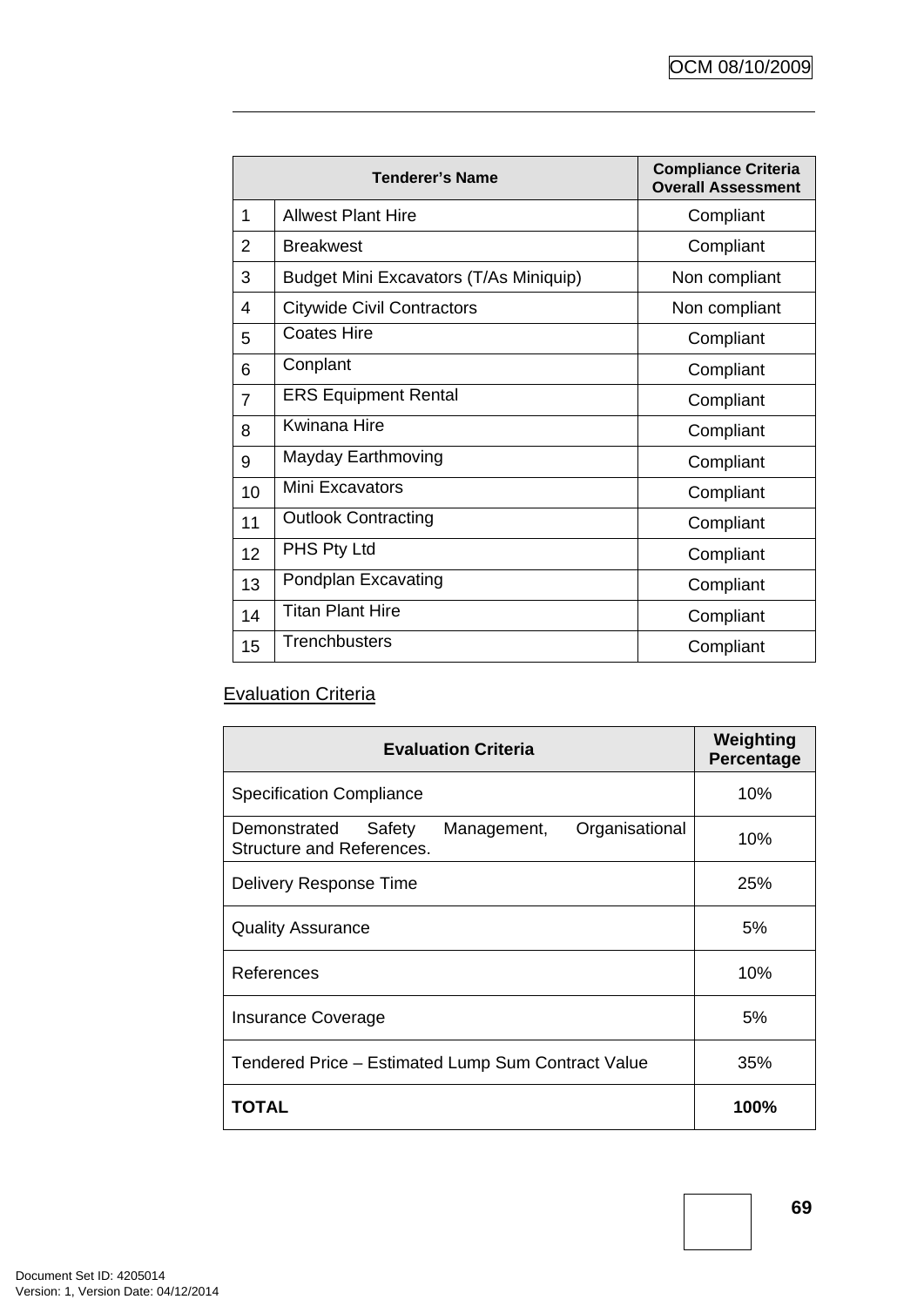| Tenderer's Name | | Compliance Criteria Overall Assessment |
|---|---|---|
| 1 | Allwest Plant Hire | Compliant |
| 2 | Breakwest | Compliant |
| 3 | Budget Mini Excavators (T/As Miniquip) | Non compliant |
| 4 | Citywide Civil Contractors | Non compliant |
| 5 | Coates Hire | Compliant |
| 6 | Conplant | Compliant |
| 7 | ERS Equipment Rental | Compliant |
| 8 | Kwinana Hire | Compliant |
| 9 | Mayday Earthmoving | Compliant |
| 10 | Mini Excavators | Compliant |
| 11 | Outlook Contracting | Compliant |
| 12 | PHS Pty Ltd | Compliant |
| 13 | Pondplan Excavating | Compliant |
| 14 | Titan Plant Hire | Compliant |
| 15 | Trenchbusters | Compliant |

Evaluation Criteria

| Evaluation Criteria | Weighting Percentage |
|---|---|
| Specification Compliance | 10% |
| Demonstrated Safety Management, Organisational Structure and References. | 10% |
| Delivery Response Time | 25% |
| Quality Assurance | 5% |
| References | 10% |
| Insurance Coverage | 5% |
| Tendered Price – Estimated Lump Sum Contract Value | 35% |
| **TOTAL** | **100%** |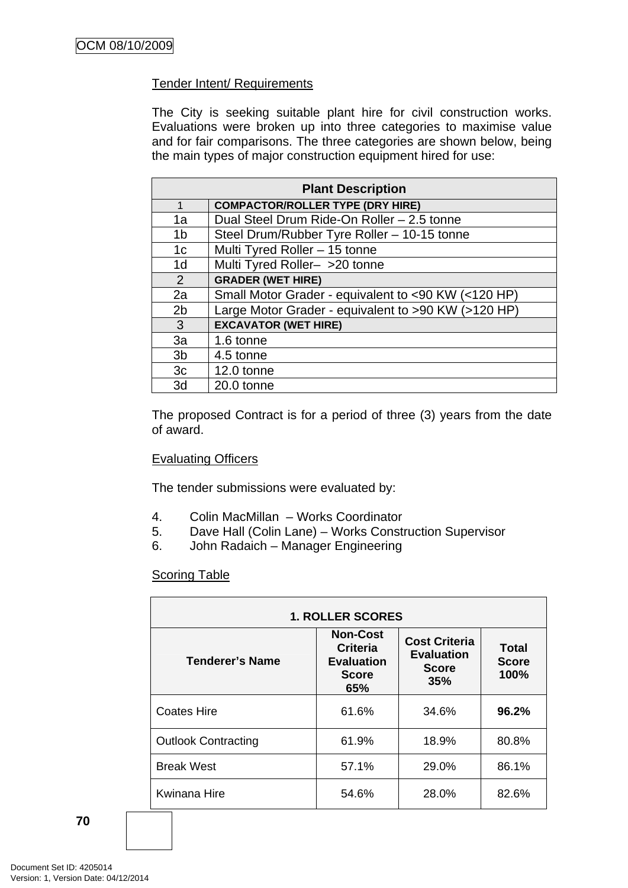Tender Intent/ Requirements

The City is seeking suitable plant hire for civil construction works. Evaluations were broken up into three categories to maximise value and for fair comparisons. The three categories are shown below, being the main types of major construction equipment hired for use:

| Plant Description | |
|---|---|
| 1 | **COMPACTOR/ROLLER TYPE (DRY HIRE)** |
| 1a | Dual Steel Drum Ride-On Roller – 2.5 tonne |
| 1b | Steel Drum/Rubber Tyre Roller – 10-15 tonne |
| 1c | Multi Tyred Roller – 15 tonne |
| 1d | Multi Tyred Roller– >20 tonne |
| 2 | **GRADER (WET HIRE)** |
| 2a | Small Motor Grader - equivalent to <90 KW (<120 HP) |
| 2b | Large Motor Grader - equivalent to >90 KW (>120 HP) |
| 3 | **EXCAVATOR (WET HIRE)** |
| 3a | 1.6 tonne |
| 3b | 4.5 tonne |
| 3c | 12.0 tonne |
| 3d | 20.0 tonne |

The proposed Contract is for a period of three (3) years from the date of award.

Evaluating Officers

The tender submissions were evaluated by:

4. Colin MacMillan – Works Coordinator
5. Dave Hall (Colin Lane) – Works Construction Supervisor
6. John Radaich – Manager Engineering

Scoring Table

| 1. ROLLER SCORES | | | |
|---|---|---|---|
| **Tenderer's Name** | **Non-Cost Criteria Evaluation Score 65%** | **Cost Criteria Evaluation Score 35%** | **Total Score 100%** |
| Coates Hire | 61.6% | 34.6% | **96.2%** |
| Outlook Contracting | 61.9% | 18.9% | 80.8% |
| Break West | 57.1% | 29.0% | 86.1% |
| Kwinana Hire | 54.6% | 28.0% | 82.6% |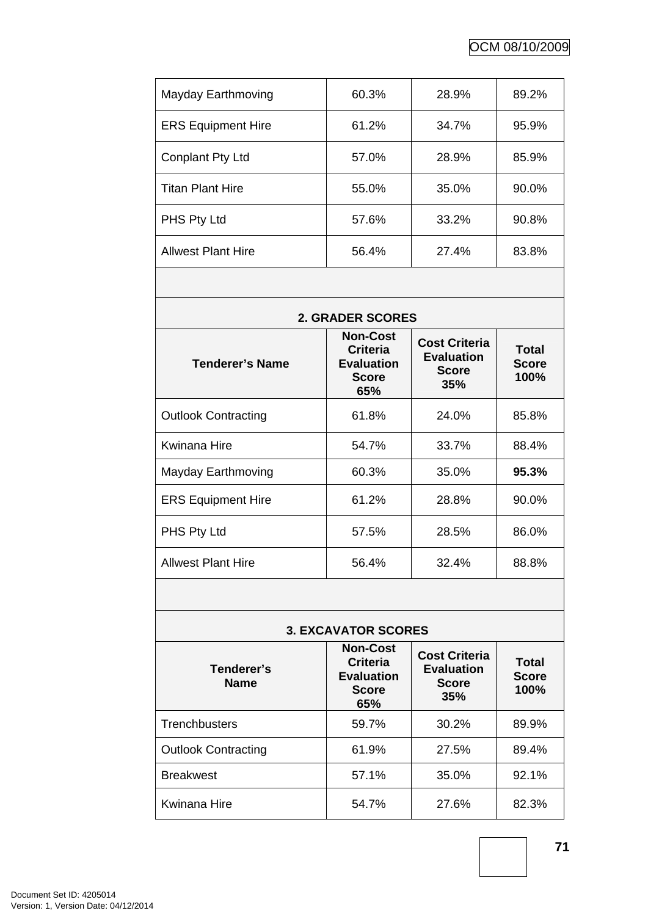| | | | |
|---|---|---|---|
| Mayday Earthmoving | 60.3% | 28.9% | 89.2% |
| ERS Equipment Hire | 61.2% | 34.7% | 95.9% |
| Conplant Pty Ltd | 57.0% | 28.9% | 85.9% |
| Titan Plant Hire | 55.0% | 35.0% | 90.0% |
| PHS Pty Ltd | 57.6% | 33.2% | 90.8% |
| Allwest Plant Hire | 56.4% | 27.4% | 83.8% |

**2. GRADER SCORES**

| Tenderer's Name | Non-Cost Criteria Evaluation Score 65% | Cost Criteria Evaluation Score 35% | Total Score 100% |
|---|---|---|---|
| Outlook Contracting | 61.8% | 24.0% | 85.8% |
| Kwinana Hire | 54.7% | 33.7% | 88.4% |
| Mayday Earthmoving | 60.3% | 35.0% | **95.3%** |
| ERS Equipment Hire | 61.2% | 28.8% | 90.0% |
| PHS Pty Ltd | 57.5% | 28.5% | 86.0% |
| Allwest Plant Hire | 56.4% | 32.4% | 88.8% |

**3. EXCAVATOR SCORES**

| Tenderer's Name | Non-Cost Criteria Evaluation Score 65% | Cost Criteria Evaluation Score 35% | Total Score 100% |
|---|---|---|---|
| Trenchbusters | 59.7% | 30.2% | 89.9% |
| Outlook Contracting | 61.9% | 27.5% | 89.4% |
| Breakwest | 57.1% | 35.0% | 92.1% |
| Kwinana Hire | 54.7% | 27.6% | 82.3% |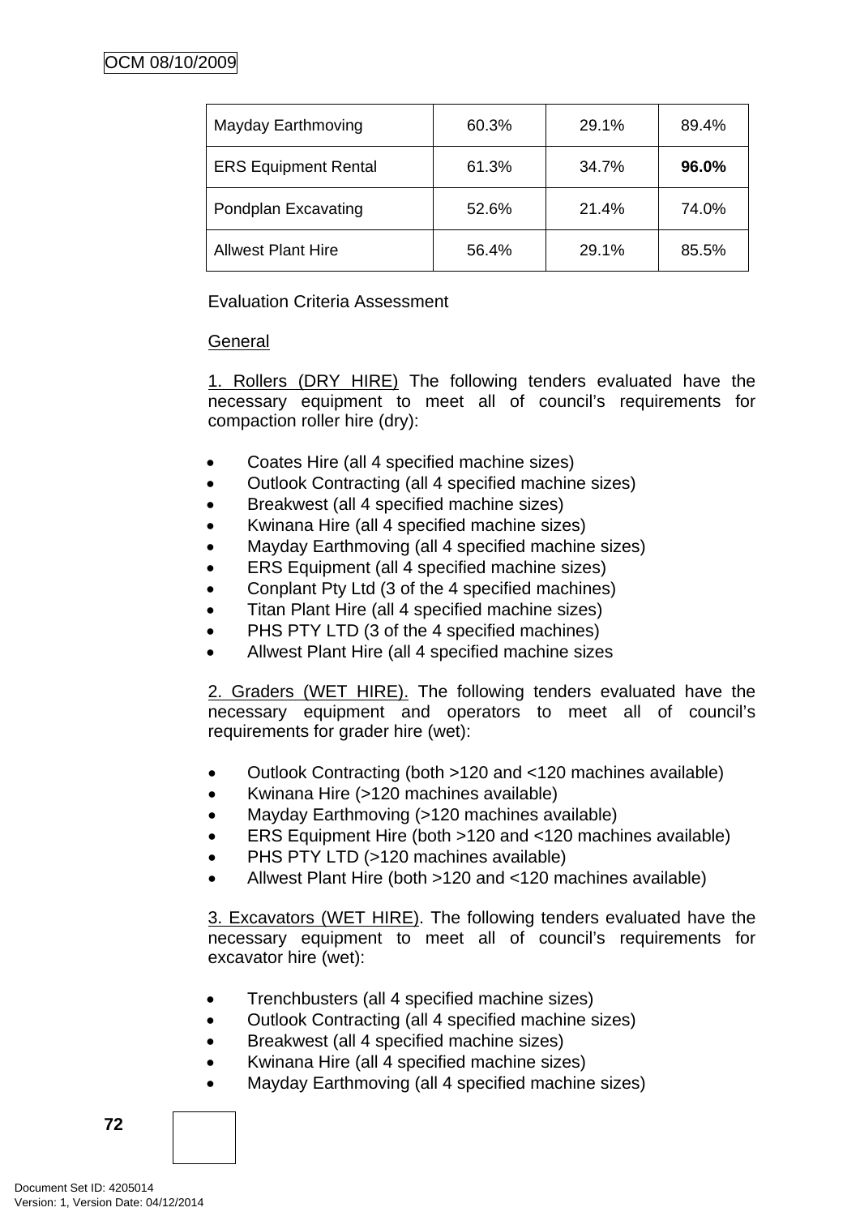| | | | |
|---|---|---|---|
| Mayday Earthmoving | 60.3% | 29.1% | 89.4% |
| ERS Equipment Rental | 61.3% | 34.7% | **96.0%** |
| Pondplan Excavating | 52.6% | 21.4% | 74.0% |
| Allwest Plant Hire | 56.4% | 29.1% | 85.5% |

Evaluation Criteria Assessment

General

1. Rollers (DRY HIRE) The following tenders evaluated have the necessary equipment to meet all of council's requirements for compaction roller hire (dry):

- Coates Hire (all 4 specified machine sizes)
- Outlook Contracting (all 4 specified machine sizes)
- Breakwest (all 4 specified machine sizes)
- Kwinana Hire (all 4 specified machine sizes)
- Mayday Earthmoving (all 4 specified machine sizes)
- ERS Equipment (all 4 specified machine sizes)
- Conplant Pty Ltd (3 of the 4 specified machines)
- Titan Plant Hire (all 4 specified machine sizes)
- PHS PTY LTD (3 of the 4 specified machines)
- Allwest Plant Hire (all 4 specified machine sizes

2. Graders (WET HIRE). The following tenders evaluated have the necessary equipment and operators to meet all of council's requirements for grader hire (wet):

- Outlook Contracting (both >120 and <120 machines available)
- Kwinana Hire (>120 machines available)
- Mayday Earthmoving (>120 machines available)
- ERS Equipment Hire (both >120 and <120 machines available)
- PHS PTY LTD (>120 machines available)
- Allwest Plant Hire (both >120 and <120 machines available)

3. Excavators (WET HIRE). The following tenders evaluated have the necessary equipment to meet all of council's requirements for excavator hire (wet):

- Trenchbusters (all 4 specified machine sizes)
- Outlook Contracting (all 4 specified machine sizes)
- Breakwest (all 4 specified machine sizes)
- Kwinana Hire (all 4 specified machine sizes)
- Mayday Earthmoving (all 4 specified machine sizes)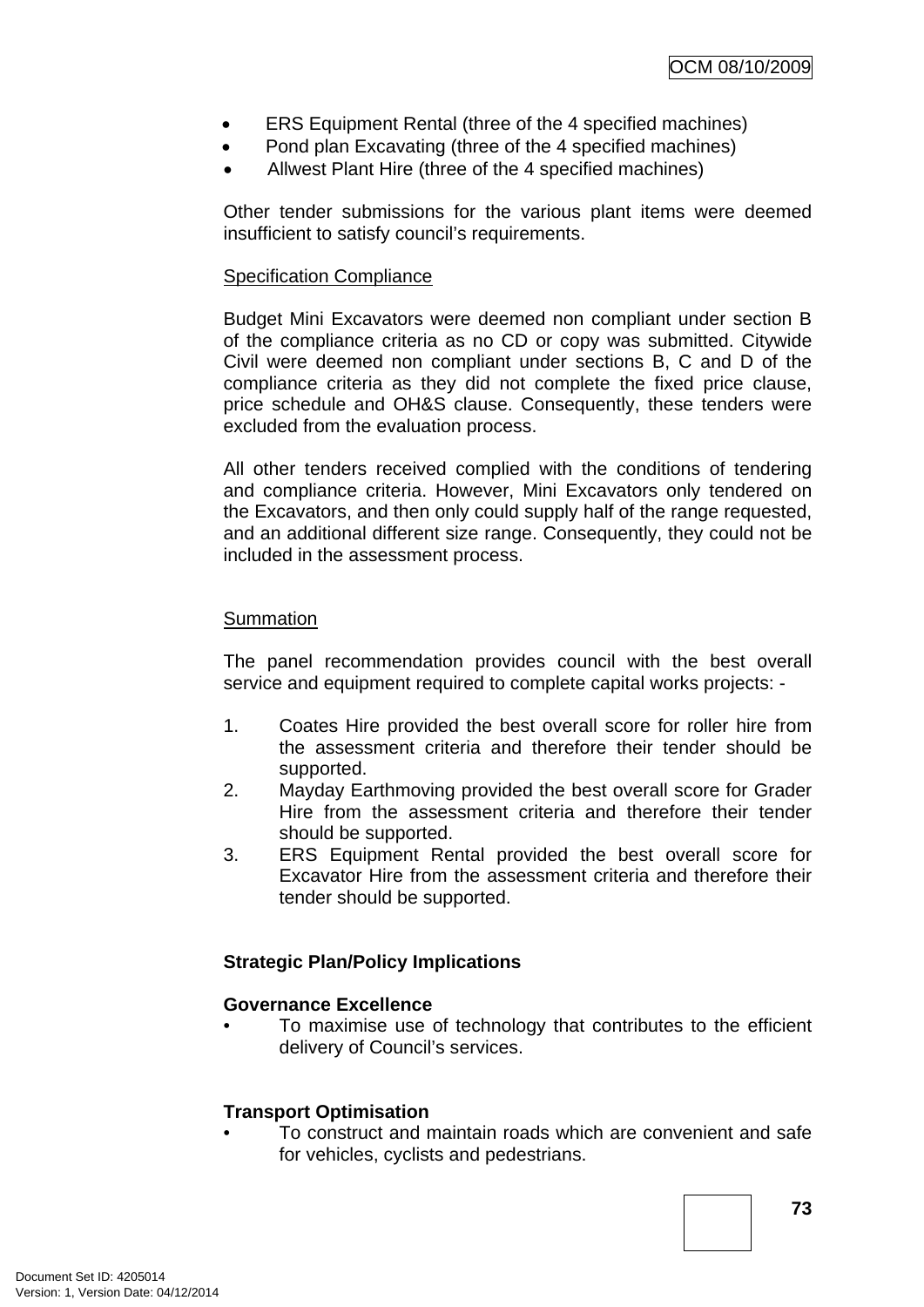- ERS Equipment Rental (three of the 4 specified machines)
- Pond plan Excavating (three of the 4 specified machines)
- Allwest Plant Hire (three of the 4 specified machines)

Other tender submissions for the various plant items were deemed insufficient to satisfy council's requirements.

Specification Compliance

Budget Mini Excavators were deemed non compliant under section B of the compliance criteria as no CD or copy was submitted. Citywide Civil were deemed non compliant under sections B, C and D of the compliance criteria as they did not complete the fixed price clause, price schedule and OH&S clause. Consequently, these tenders were excluded from the evaluation process.

All other tenders received complied with the conditions of tendering and compliance criteria. However, Mini Excavators only tendered on the Excavators, and then only could supply half of the range requested, and an additional different size range. Consequently, they could not be included in the assessment process.

Summation

The panel recommendation provides council with the best overall service and equipment required to complete capital works projects: -

1. Coates Hire provided the best overall score for roller hire from the assessment criteria and therefore their tender should be supported.
2. Mayday Earthmoving provided the best overall score for Grader Hire from the assessment criteria and therefore their tender should be supported.
3. ERS Equipment Rental provided the best overall score for Excavator Hire from the assessment criteria and therefore their tender should be supported.

**Strategic Plan/Policy Implications**

**Governance Excellence**

- To maximise use of technology that contributes to the efficient delivery of Council's services.

**Transport Optimisation**

- To construct and maintain roads which are convenient and safe for vehicles, cyclists and pedestrians.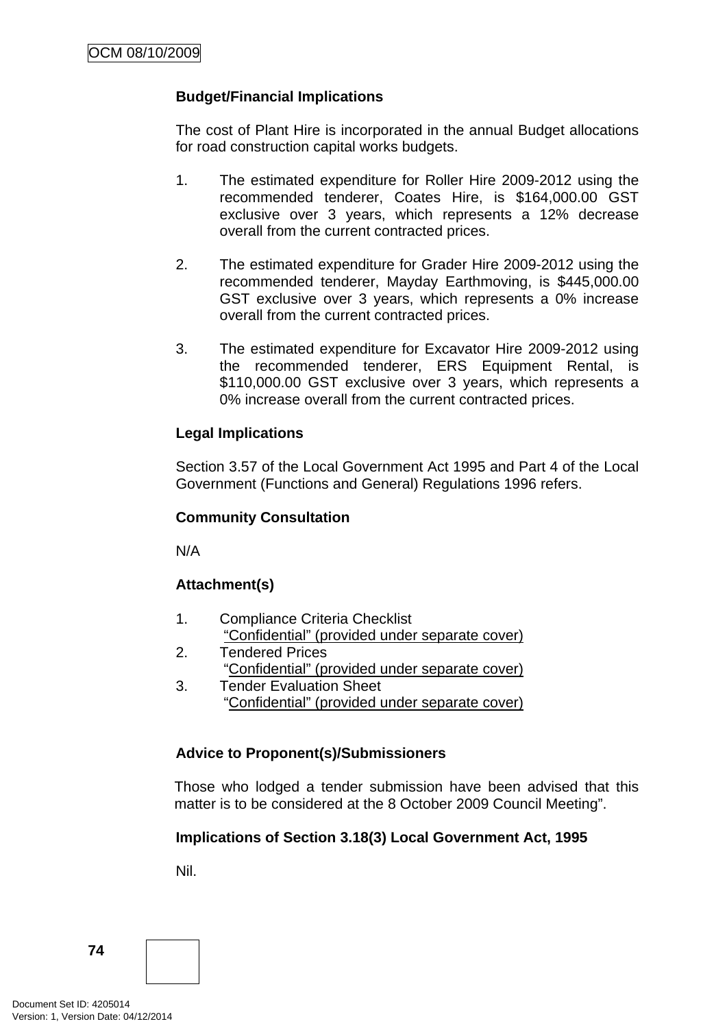**Budget/Financial Implications**

The cost of Plant Hire is incorporated in the annual Budget allocations for road construction capital works budgets.

1. The estimated expenditure for Roller Hire 2009-2012 using the recommended tenderer, Coates Hire, is $164,000.00 GST exclusive over 3 years, which represents a 12% decrease overall from the current contracted prices.

2. The estimated expenditure for Grader Hire 2009-2012 using the recommended tenderer, Mayday Earthmoving, is $445,000.00 GST exclusive over 3 years, which represents a 0% increase overall from the current contracted prices.

3. The estimated expenditure for Excavator Hire 2009-2012 using the recommended tenderer, ERS Equipment Rental, is $110,000.00 GST exclusive over 3 years, which represents a 0% increase overall from the current contracted prices.

**Legal Implications**

Section 3.57 of the Local Government Act 1995 and Part 4 of the Local Government (Functions and General) Regulations 1996 refers.

**Community Consultation**

N/A

**Attachment(s)**

1. Compliance Criteria Checklist
   "Confidential" (provided under separate cover)
2. Tendered Prices
   "Confidential" (provided under separate cover)
3. Tender Evaluation Sheet
   "Confidential" (provided under separate cover)

**Advice to Proponent(s)/Submissioners**

Those who lodged a tender submission have been advised that this matter is to be considered at the 8 October 2009 Council Meeting".

**Implications of Section 3.18(3) Local Government Act, 1995**

Nil.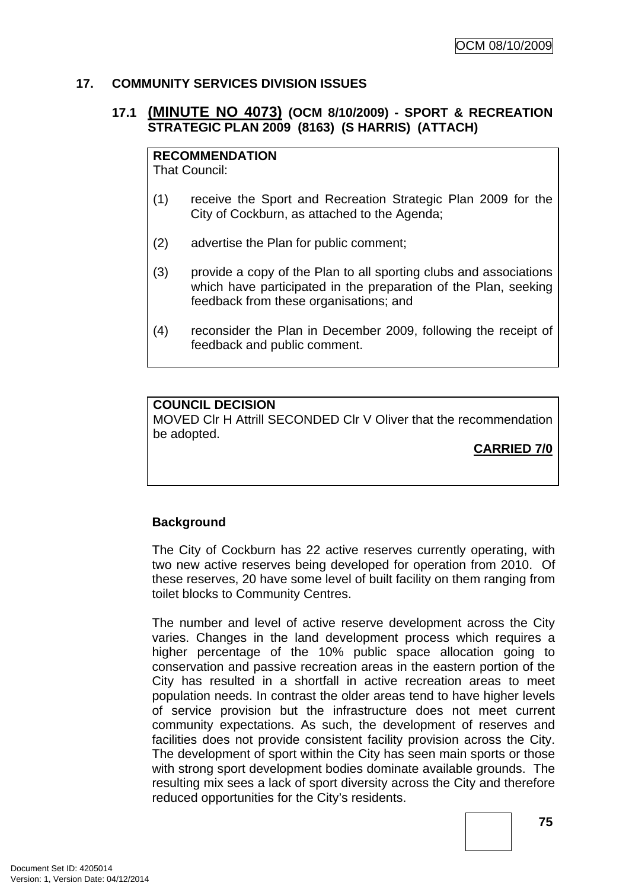## 17. COMMUNITY SERVICES DIVISION ISSUES

### 17.1 (MINUTE NO 4073) (OCM 8/10/2009) - SPORT & RECREATION STRATEGIC PLAN 2009 (8163) (S HARRIS) (ATTACH)

**RECOMMENDATION**
That Council:

(1) receive the Sport and Recreation Strategic Plan 2009 for the City of Cockburn, as attached to the Agenda;

(2) advertise the Plan for public comment;

(3) provide a copy of the Plan to all sporting clubs and associations which have participated in the preparation of the Plan, seeking feedback from these organisations; and

(4) reconsider the Plan in December 2009, following the receipt of feedback and public comment.

**COUNCIL DECISION**
MOVED Clr H Attrill SECONDED Clr V Oliver that the recommendation be adopted.

**CARRIED 7/0**

**Background**

The City of Cockburn has 22 active reserves currently operating, with two new active reserves being developed for operation from 2010. Of these reserves, 20 have some level of built facility on them ranging from toilet blocks to Community Centres.

The number and level of active reserve development across the City varies. Changes in the land development process which requires a higher percentage of the 10% public space allocation going to conservation and passive recreation areas in the eastern portion of the City has resulted in a shortfall in active recreation areas to meet population needs. In contrast the older areas tend to have higher levels of service provision but the infrastructure does not meet current community expectations. As such, the development of reserves and facilities does not provide consistent facility provision across the City. The development of sport within the City has seen main sports or those with strong sport development bodies dominate available grounds. The resulting mix sees a lack of sport diversity across the City and therefore reduced opportunities for the City's residents.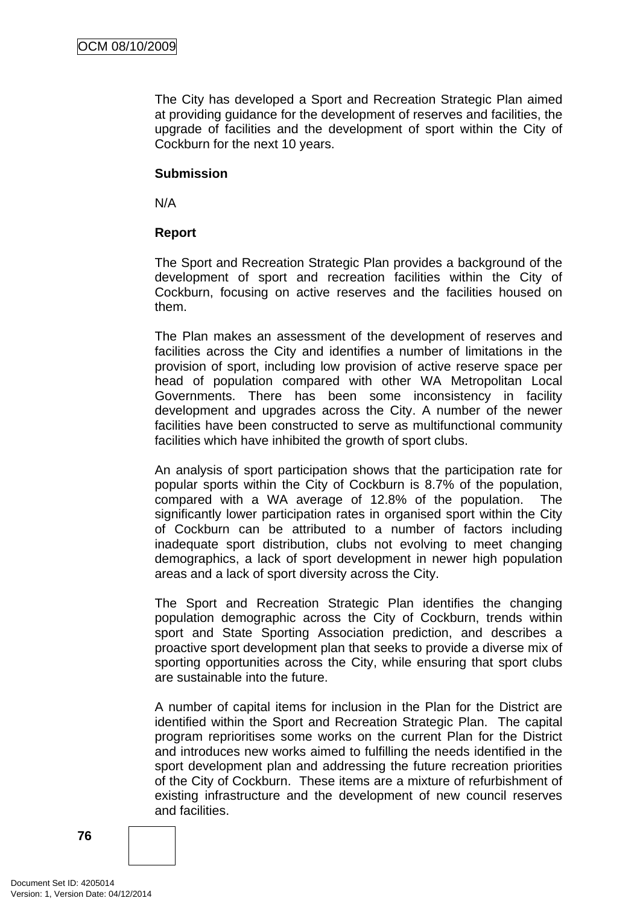The City has developed a Sport and Recreation Strategic Plan aimed at providing guidance for the development of reserves and facilities, the upgrade of facilities and the development of sport within the City of Cockburn for the next 10 years.

**Submission**

N/A

**Report**

The Sport and Recreation Strategic Plan provides a background of the development of sport and recreation facilities within the City of Cockburn, focusing on active reserves and the facilities housed on them.

The Plan makes an assessment of the development of reserves and facilities across the City and identifies a number of limitations in the provision of sport, including low provision of active reserve space per head of population compared with other WA Metropolitan Local Governments. There has been some inconsistency in facility development and upgrades across the City. A number of the newer facilities have been constructed to serve as multifunctional community facilities which have inhibited the growth of sport clubs.

An analysis of sport participation shows that the participation rate for popular sports within the City of Cockburn is 8.7% of the population, compared with a WA average of 12.8% of the population. The significantly lower participation rates in organised sport within the City of Cockburn can be attributed to a number of factors including inadequate sport distribution, clubs not evolving to meet changing demographics, a lack of sport development in newer high population areas and a lack of sport diversity across the City.

The Sport and Recreation Strategic Plan identifies the changing population demographic across the City of Cockburn, trends within sport and State Sporting Association prediction, and describes a proactive sport development plan that seeks to provide a diverse mix of sporting opportunities across the City, while ensuring that sport clubs are sustainable into the future.

A number of capital items for inclusion in the Plan for the District are identified within the Sport and Recreation Strategic Plan. The capital program reprioritises some works on the current Plan for the District and introduces new works aimed to fulfilling the needs identified in the sport development plan and addressing the future recreation priorities of the City of Cockburn. These items are a mixture of refurbishment of existing infrastructure and the development of new council reserves and facilities.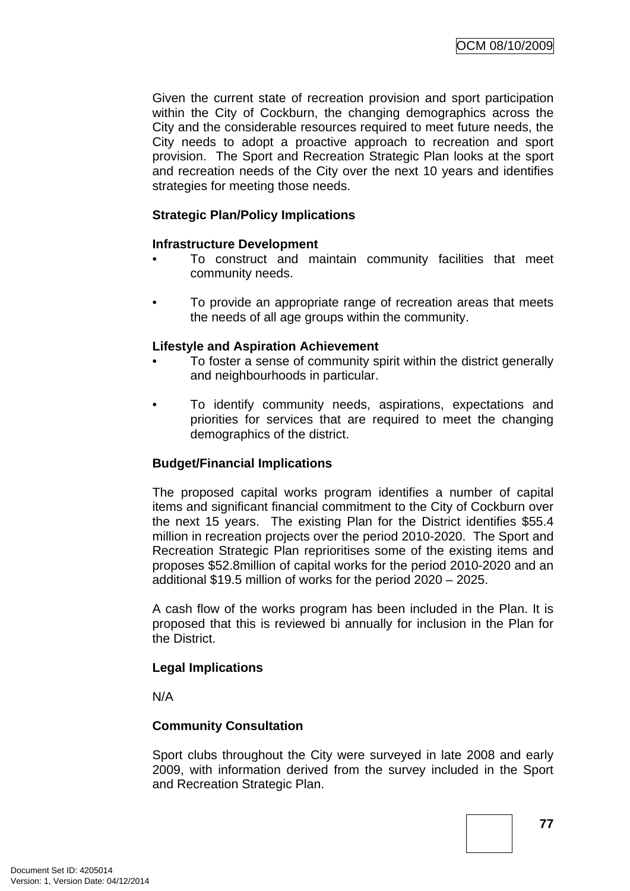Given the current state of recreation provision and sport participation within the City of Cockburn, the changing demographics across the City and the considerable resources required to meet future needs, the City needs to adopt a proactive approach to recreation and sport provision. The Sport and Recreation Strategic Plan looks at the sport and recreation needs of the City over the next 10 years and identifies strategies for meeting those needs.

**Strategic Plan/Policy Implications**

**Infrastructure Development**

- To construct and maintain community facilities that meet community needs.
- To provide an appropriate range of recreation areas that meets the needs of all age groups within the community.

**Lifestyle and Aspiration Achievement**

- To foster a sense of community spirit within the district generally and neighbourhoods in particular.
- To identify community needs, aspirations, expectations and priorities for services that are required to meet the changing demographics of the district.

**Budget/Financial Implications**

The proposed capital works program identifies a number of capital items and significant financial commitment to the City of Cockburn over the next 15 years. The existing Plan for the District identifies $55.4 million in recreation projects over the period 2010-2020. The Sport and Recreation Strategic Plan reprioritises some of the existing items and proposes $52.8million of capital works for the period 2010-2020 and an additional $19.5 million of works for the period 2020 – 2025.

A cash flow of the works program has been included in the Plan. It is proposed that this is reviewed bi annually for inclusion in the Plan for the District.

**Legal Implications**

N/A

**Community Consultation**

Sport clubs throughout the City were surveyed in late 2008 and early 2009, with information derived from the survey included in the Sport and Recreation Strategic Plan.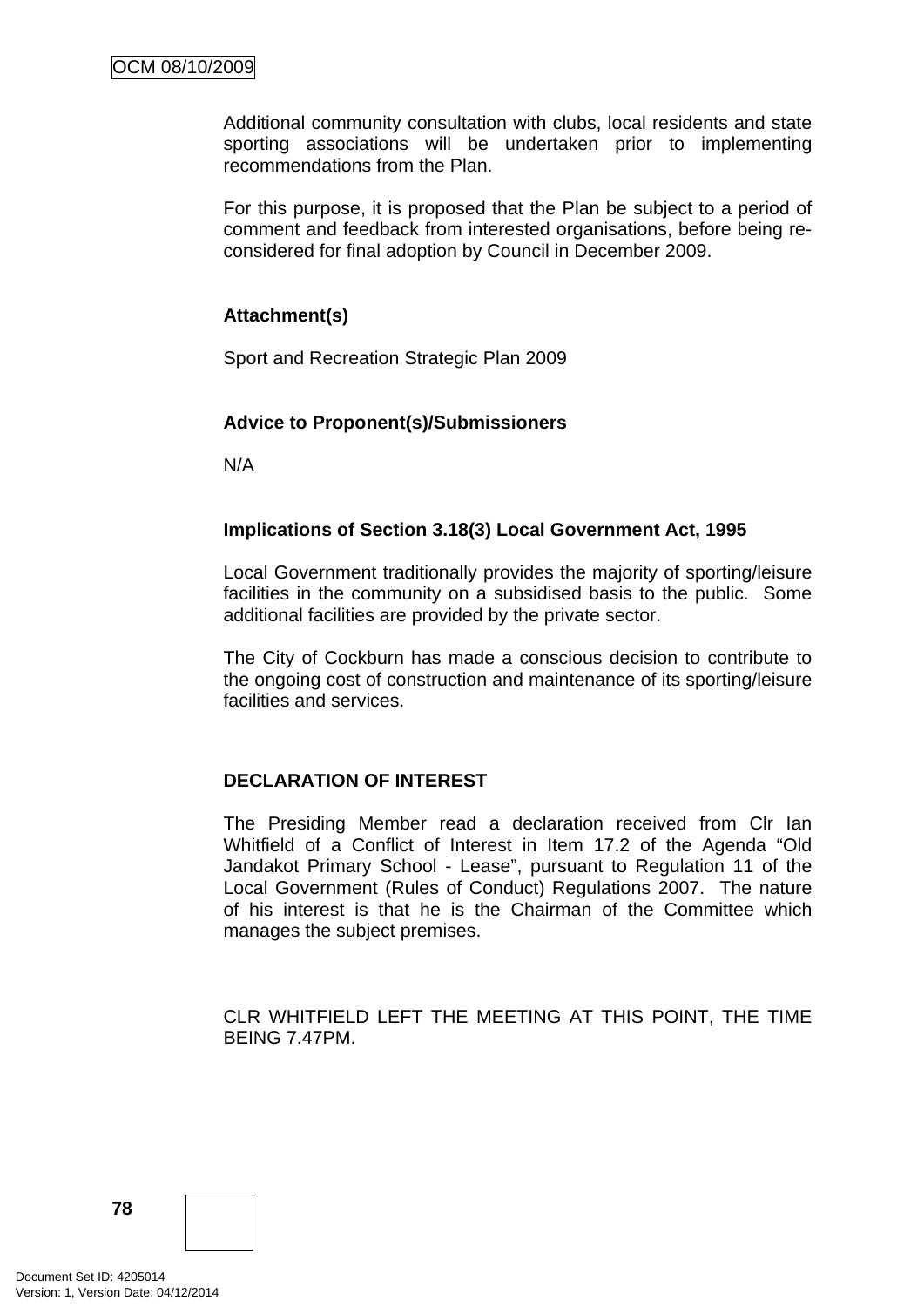Additional community consultation with clubs, local residents and state sporting associations will be undertaken prior to implementing recommendations from the Plan.

For this purpose, it is proposed that the Plan be subject to a period of comment and feedback from interested organisations, before being re-considered for final adoption by Council in December 2009.

**Attachment(s)**

Sport and Recreation Strategic Plan 2009

**Advice to Proponent(s)/Submissioners**

N/A

**Implications of Section 3.18(3) Local Government Act, 1995**

Local Government traditionally provides the majority of sporting/leisure facilities in the community on a subsidised basis to the public. Some additional facilities are provided by the private sector.

The City of Cockburn has made a conscious decision to contribute to the ongoing cost of construction and maintenance of its sporting/leisure facilities and services.

**DECLARATION OF INTEREST**

The Presiding Member read a declaration received from Clr Ian Whitfield of a Conflict of Interest in Item 17.2 of the Agenda "Old Jandakot Primary School - Lease", pursuant to Regulation 11 of the Local Government (Rules of Conduct) Regulations 2007. The nature of his interest is that he is the Chairman of the Committee which manages the subject premises.

CLR WHITFIELD LEFT THE MEETING AT THIS POINT, THE TIME BEING 7.47PM.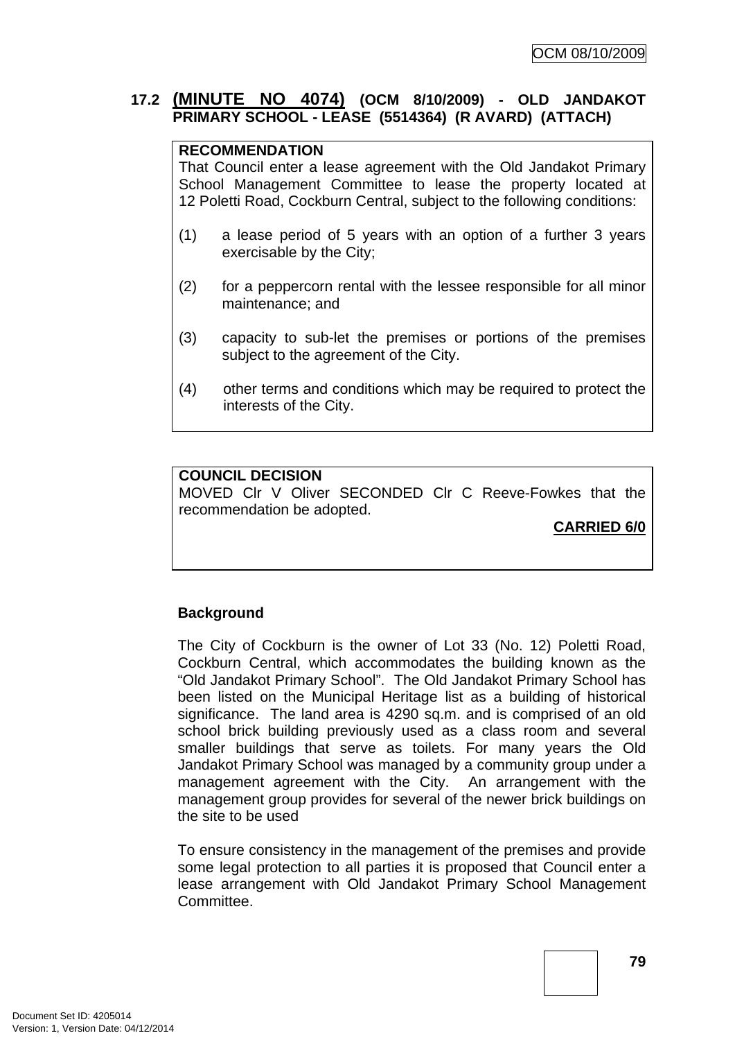### 17.2 (MINUTE NO 4074) (OCM 8/10/2009) - OLD JANDAKOT PRIMARY SCHOOL - LEASE (5514364) (R AVARD) (ATTACH)

**RECOMMENDATION**
That Council enter a lease agreement with the Old Jandakot Primary School Management Committee to lease the property located at 12 Poletti Road, Cockburn Central, subject to the following conditions:

(1) a lease period of 5 years with an option of a further 3 years exercisable by the City;

(2) for a peppercorn rental with the lessee responsible for all minor maintenance; and

(3) capacity to sub-let the premises or portions of the premises subject to the agreement of the City.

(4) other terms and conditions which may be required to protect the interests of the City.

**COUNCIL DECISION**
MOVED Clr V Oliver SECONDED Clr C Reeve-Fowkes that the recommendation be adopted.

**CARRIED 6/0**

**Background**

The City of Cockburn is the owner of Lot 33 (No. 12) Poletti Road, Cockburn Central, which accommodates the building known as the "Old Jandakot Primary School". The Old Jandakot Primary School has been listed on the Municipal Heritage list as a building of historical significance. The land area is 4290 sq.m. and is comprised of an old school brick building previously used as a class room and several smaller buildings that serve as toilets. For many years the Old Jandakot Primary School was managed by a community group under a management agreement with the City. An arrangement with the management group provides for several of the newer brick buildings on the site to be used

To ensure consistency in the management of the premises and provide some legal protection to all parties it is proposed that Council enter a lease arrangement with Old Jandakot Primary School Management Committee.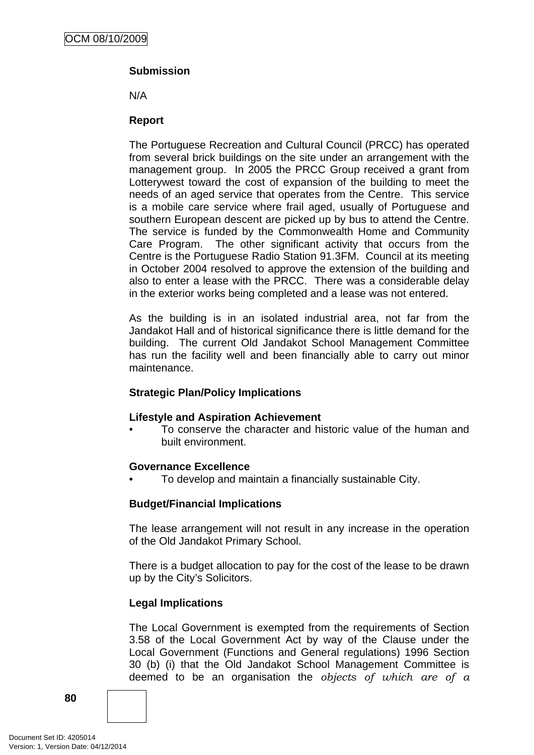**Submission**

N/A

**Report**

The Portuguese Recreation and Cultural Council (PRCC) has operated from several brick buildings on the site under an arrangement with the management group. In 2005 the PRCC Group received a grant from Lotterywest toward the cost of expansion of the building to meet the needs of an aged service that operates from the Centre. This service is a mobile care service where frail aged, usually of Portuguese and southern European descent are picked up by bus to attend the Centre. The service is funded by the Commonwealth Home and Community Care Program. The other significant activity that occurs from the Centre is the Portuguese Radio Station 91.3FM. Council at its meeting in October 2004 resolved to approve the extension of the building and also to enter a lease with the PRCC. There was a considerable delay in the exterior works being completed and a lease was not entered.

As the building is in an isolated industrial area, not far from the Jandakot Hall and of historical significance there is little demand for the building. The current Old Jandakot School Management Committee has run the facility well and been financially able to carry out minor maintenance.

**Strategic Plan/Policy Implications**

**Lifestyle and Aspiration Achievement**

- To conserve the character and historic value of the human and built environment.

**Governance Excellence**

- To develop and maintain a financially sustainable City.

**Budget/Financial Implications**

The lease arrangement will not result in any increase in the operation of the Old Jandakot Primary School.

There is a budget allocation to pay for the cost of the lease to be drawn up by the City's Solicitors.

**Legal Implications**

The Local Government is exempted from the requirements of Section 3.58 of the Local Government Act by way of the Clause under the Local Government (Functions and General regulations) 1996 Section 30 (b) (i) that the Old Jandakot School Management Committee is deemed to be an organisation the *objects of which are of a*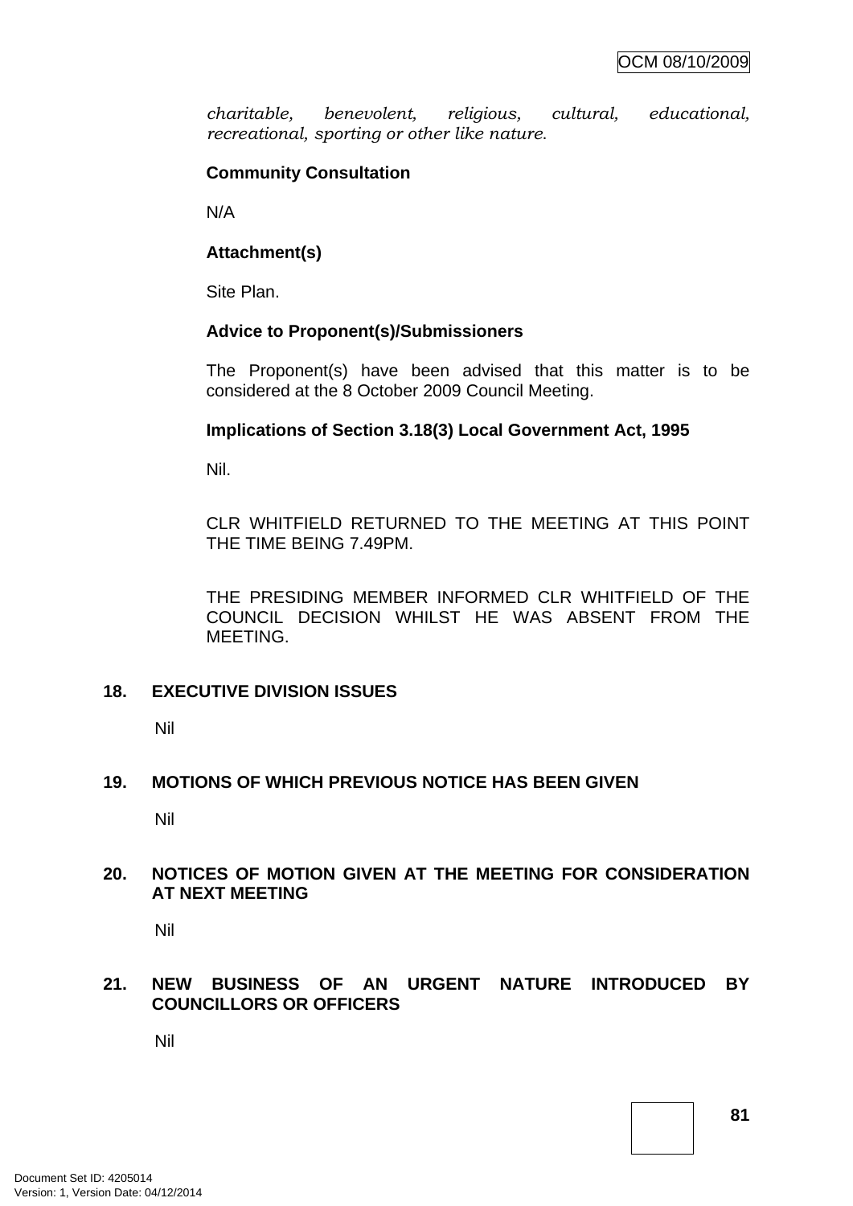*charitable, benevolent, religious, cultural, educational, recreational, sporting or other like nature.*

**Community Consultation**

N/A

**Attachment(s)**

Site Plan.

**Advice to Proponent(s)/Submissioners**

The Proponent(s) have been advised that this matter is to be considered at the 8 October 2009 Council Meeting.

**Implications of Section 3.18(3) Local Government Act, 1995**

Nil.

CLR WHITFIELD RETURNED TO THE MEETING AT THIS POINT THE TIME BEING 7.49PM.

THE PRESIDING MEMBER INFORMED CLR WHITFIELD OF THE COUNCIL DECISION WHILST HE WAS ABSENT FROM THE MEETING.

## 18. EXECUTIVE DIVISION ISSUES

Nil

## 19. MOTIONS OF WHICH PREVIOUS NOTICE HAS BEEN GIVEN

Nil

## 20. NOTICES OF MOTION GIVEN AT THE MEETING FOR CONSIDERATION AT NEXT MEETING

Nil

## 21. NEW BUSINESS OF AN URGENT NATURE INTRODUCED BY COUNCILLORS OR OFFICERS

Nil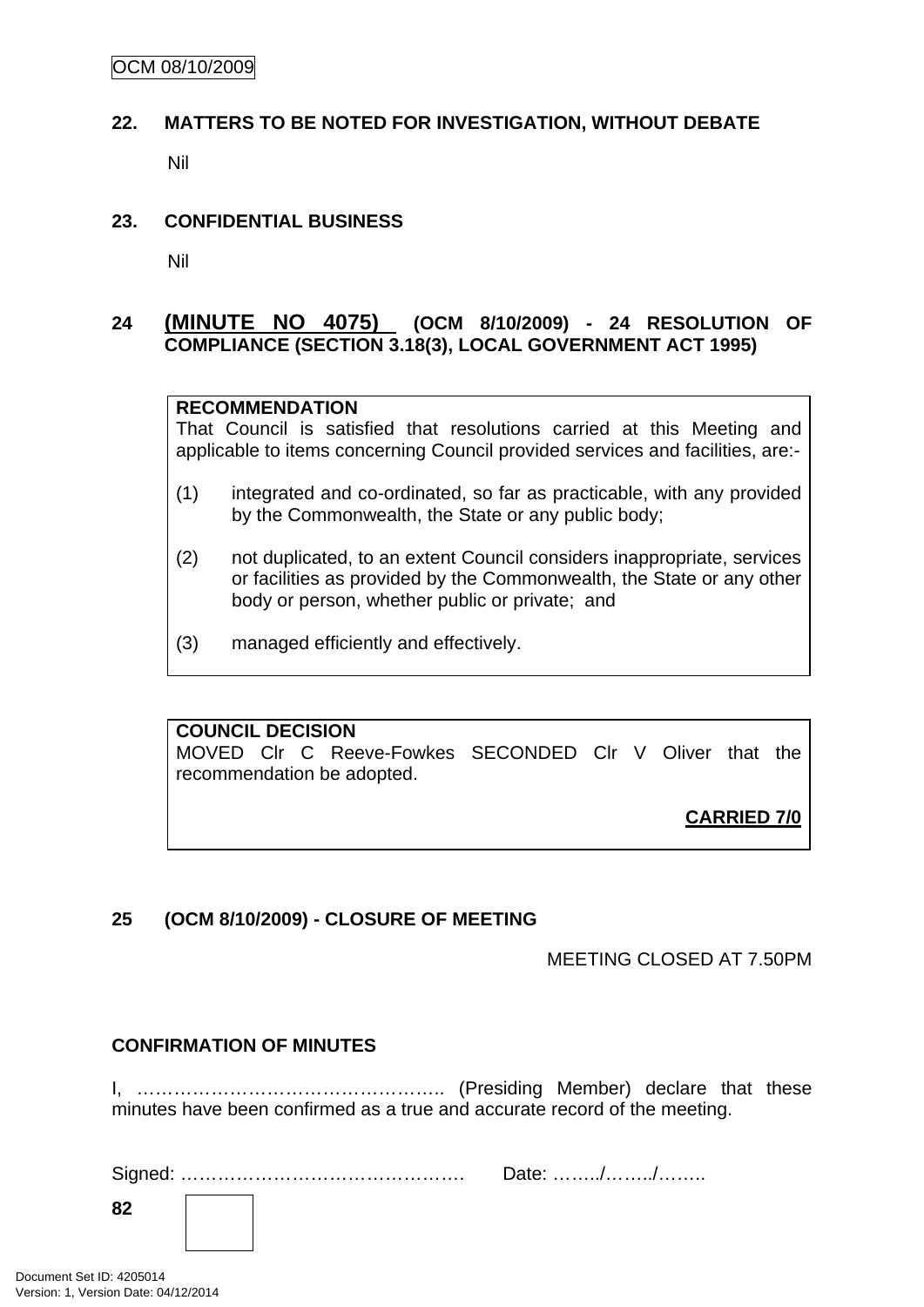## 22. MATTERS TO BE NOTED FOR INVESTIGATION, WITHOUT DEBATE

Nil

## 23. CONFIDENTIAL BUSINESS

Nil

## 24 (MINUTE NO 4075) (OCM 8/10/2009) - 24 RESOLUTION OF COMPLIANCE (SECTION 3.18(3), LOCAL GOVERNMENT ACT 1995)

**RECOMMENDATION**

That Council is satisfied that resolutions carried at this Meeting and applicable to items concerning Council provided services and facilities, are:-

(1) integrated and co-ordinated, so far as practicable, with any provided by the Commonwealth, the State or any public body;

(2) not duplicated, to an extent Council considers inappropriate, services or facilities as provided by the Commonwealth, the State or any other body or person, whether public or private; and

(3) managed efficiently and effectively.

**COUNCIL DECISION**

MOVED Clr C Reeve-Fowkes SECONDED Clr V Oliver that the recommendation be adopted.

**CARRIED 7/0**

## 25 (OCM 8/10/2009) - CLOSURE OF MEETING

MEETING CLOSED AT 7.50PM

**CONFIRMATION OF MINUTES**

I, ………………………………………….. (Presiding Member) declare that these minutes have been confirmed as a true and accurate record of the meeting.

Signed: ……………………………………… Date: ……../……../……..